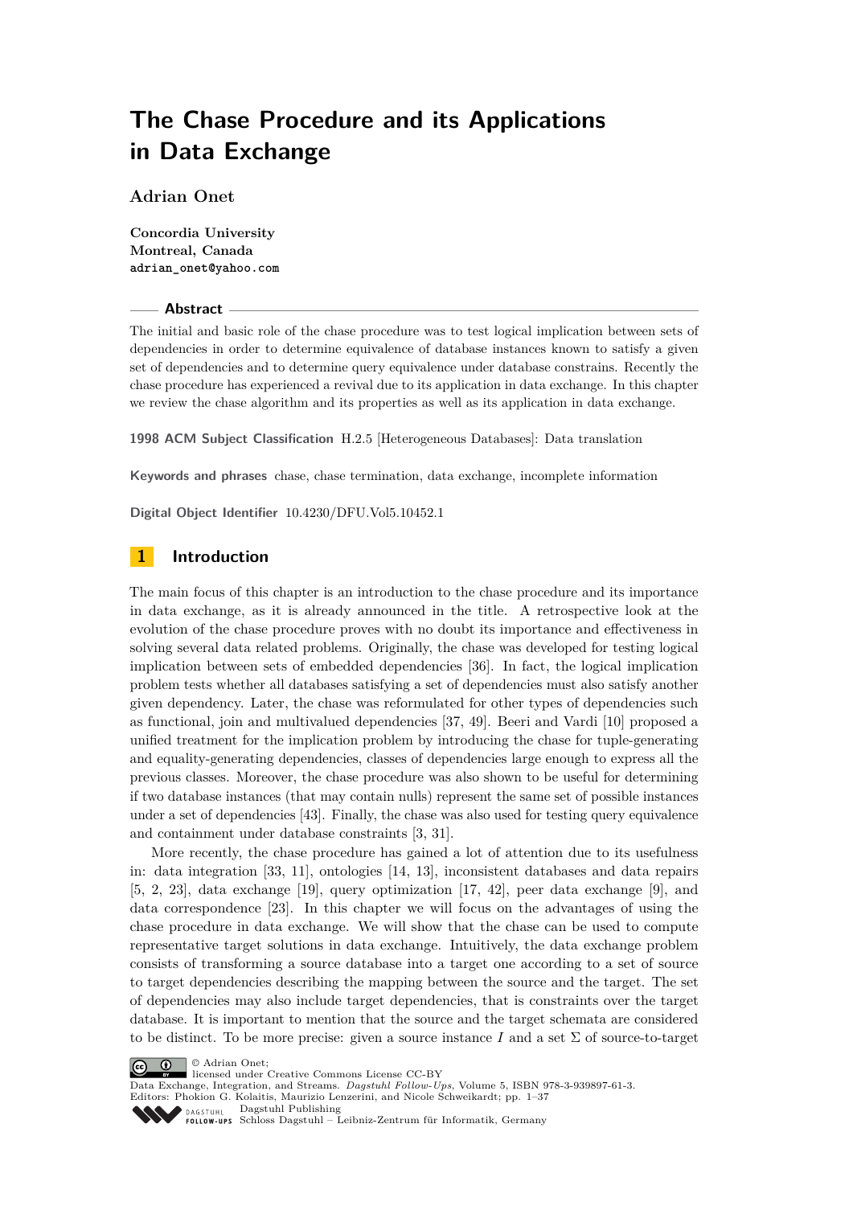# The Chase Procedure and its Applications in Data Exchange

**Adrian Onet**

**Concordia University**
**Montreal, Canada**
`adrian_onet@yahoo.com`

## Abstract

The initial and basic role of the chase procedure was to test logical implication between sets of dependencies in order to determine equivalence of database instances known to satisfy a given set of dependencies and to determine query equivalence under database constrains. Recently the chase procedure has experienced a revival due to its application in data exchange. In this chapter we review the chase algorithm and its properties as well as its application in data exchange.

**1998 ACM Subject Classification** H.2.5 [Heterogeneous Databases]: Data translation

**Keywords and phrases** chase, chase termination, data exchange, incomplete information

**Digital Object Identifier** 10.4230/DFU.Vol5.10452.1

## 1 Introduction

The main focus of this chapter is an introduction to the chase procedure and its importance in data exchange, as it is already announced in the title. A retrospective look at the evolution of the chase procedure proves with no doubt its importance and effectiveness in solving several data related problems. Originally, the chase was developed for testing logical implication between sets of embedded dependencies [36]. In fact, the logical implication problem tests whether all databases satisfying a set of dependencies must also satisfy another given dependency. Later, the chase was reformulated for other types of dependencies such as functional, join and multivalued dependencies [37, 49]. Beeri and Vardi [10] proposed a unified treatment for the implication problem by introducing the chase for tuple-generating and equality-generating dependencies, classes of dependencies large enough to express all the previous classes. Moreover, the chase procedure was also shown to be useful for determining if two database instances (that may contain nulls) represent the same set of possible instances under a set of dependencies [43]. Finally, the chase was also used for testing query equivalence and containment under database constraints [3, 31].

More recently, the chase procedure has gained a lot of attention due to its usefulness in: data integration [33, 11], ontologies [14, 13], inconsistent databases and data repairs [5, 2, 23], data exchange [19], query optimization [17, 42], peer data exchange [9], and data correspondence [23]. In this chapter we will focus on the advantages of using the chase procedure in data exchange. We will show that the chase can be used to compute representative target solutions in data exchange. Intuitively, the data exchange problem consists of transforming a source database into a target one according to a set of source to target dependencies describing the mapping between the source and the target. The set of dependencies may also include target dependencies, that is constraints over the target database. It is important to mention that the source and the target schemata are considered to be distinct. To be more precise: given a source instance $I$ and a set $\Sigma$ of source-to-target

© Adrian Onet;
licensed under Creative Commons License CC-BY
Data Exchange, Integration, and Streams. *Dagstuhl Follow-Ups*, Volume 5, ISBN 978-3-939897-61-3.
Editors: Phokion G. Kolaitis, Maurizio Lenzerini, and Nicole Schweikardt; pp. 1–37
Dagstuhl Publishing
Schloss Dagstuhl – Leibniz-Zentrum für Informatik, Germany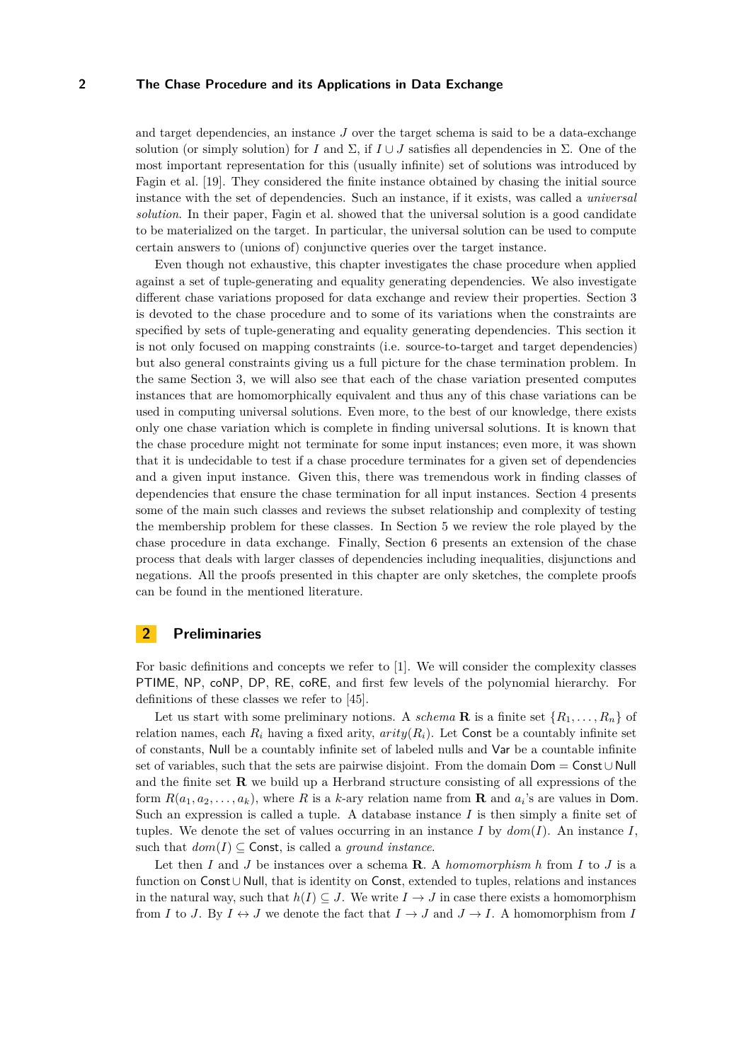and target dependencies, an instance $J$ over the target schema is said to be a data-exchange solution (or simply solution) for $I$ and $\Sigma$, if $I \cup J$ satisfies all dependencies in $\Sigma$. One of the most important representation for this (usually infinite) set of solutions was introduced by Fagin et al. [19]. They considered the finite instance obtained by chasing the initial source instance with the set of dependencies. Such an instance, if it exists, was called a *universal solution*. In their paper, Fagin et al. showed that the universal solution is a good candidate to be materialized on the target. In particular, the universal solution can be used to compute certain answers to (unions of) conjunctive queries over the target instance.

Even though not exhaustive, this chapter investigates the chase procedure when applied against a set of tuple-generating and equality generating dependencies. We also investigate different chase variations proposed for data exchange and review their properties. Section 3 is devoted to the chase procedure and to some of its variations when the constraints are specified by sets of tuple-generating and equality generating dependencies. This section it is not only focused on mapping constraints (i.e. source-to-target and target dependencies) but also general constraints giving us a full picture for the chase termination problem. In the same Section 3, we will also see that each of the chase variation presented computes instances that are homomorphically equivalent and thus any of this chase variations can be used in computing universal solutions. Even more, to the best of our knowledge, there exists only one chase variation which is complete in finding universal solutions. It is known that the chase procedure might not terminate for some input instances; even more, it was shown that it is undecidable to test if a chase procedure terminates for a given set of dependencies and a given input instance. Given this, there was tremendous work in finding classes of dependencies that ensure the chase termination for all input instances. Section 4 presents some of the main such classes and reviews the subset relationship and complexity of testing the membership problem for these classes. In Section 5 we review the role played by the chase procedure in data exchange. Finally, Section 6 presents an extension of the chase process that deals with larger classes of dependencies including inequalities, disjunctions and negations. All the proofs presented in this chapter are only sketches, the complete proofs can be found in the mentioned literature.

## 2 Preliminaries

For basic definitions and concepts we refer to [1]. We will consider the complexity classes PTIME, NP, coNP, DP, RE, coRE, and first few levels of the polynomial hierarchy. For definitions of these classes we refer to [45].

Let us start with some preliminary notions. A *schema* $\mathbf{R}$ is a finite set $\{R_1, \ldots, R_n\}$ of relation names, each $R_i$ having a fixed arity, $arity(R_i)$. Let Const be a countably infinite set of constants, Null be a countably infinite set of labeled nulls and Var be a countable infinite set of variables, such that the sets are pairwise disjoint. From the domain $\mathsf{Dom} = \mathsf{Const} \cup \mathsf{Null}$ and the finite set $\mathbf{R}$ we build up a Herbrand structure consisting of all expressions of the form $R(a_1, a_2, \ldots, a_k)$, where $R$ is a $k$-ary relation name from $\mathbf{R}$ and $a_i$'s are values in Dom. Such an expression is called a tuple. A database instance $I$ is then simply a finite set of tuples. We denote the set of values occurring in an instance $I$ by $dom(I)$. An instance $I$, such that $dom(I) \subseteq \mathsf{Const}$, is called a *ground instance*.

Let then $I$ and $J$ be instances over a schema $\mathbf{R}$. A *homomorphism* $h$ from $I$ to $J$ is a function on $\mathsf{Const} \cup \mathsf{Null}$, that is identity on Const, extended to tuples, relations and instances in the natural way, such that $h(I) \subseteq J$. We write $I \to J$ in case there exists a homomorphism from $I$ to $J$. By $I \leftrightarrow J$ we denote the fact that $I \to J$ and $J \to I$. A homomorphism from $I$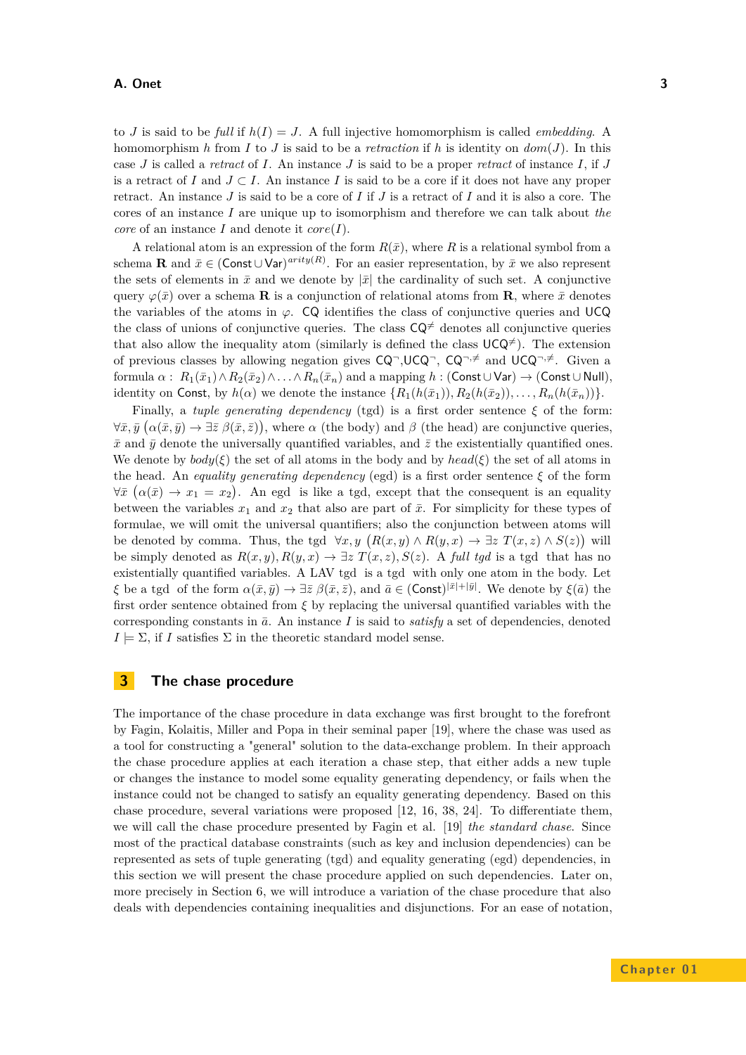to $J$ is said to be *full* if $h(I) = J$. A full injective homomorphism is called *embedding*. A homomorphism $h$ from $I$ to $J$ is said to be a *retraction* if $h$ is identity on $dom(J)$. In this case $J$ is called a *retract* of $I$. An instance $J$ is said to be a proper *retract* of instance $I$, if $J$ is a retract of $I$ and $J \subset I$. An instance $I$ is said to be a core if it does not have any proper retract. An instance $J$ is said to be a core of $I$ if $J$ is a retract of $I$ and it is also a core. The cores of an instance $I$ are unique up to isomorphism and therefore we can talk about *the core* of an instance $I$ and denote it $core(I)$.

A relational atom is an expression of the form $R(\bar{x})$, where $R$ is a relational symbol from a schema $\mathbf{R}$ and $\bar{x} \in (\mathsf{Const} \cup \mathsf{Var})^{arity(R)}$. For an easier representation, by $\bar{x}$ we also represent the sets of elements in $\bar{x}$ and we denote by $|\bar{x}|$ the cardinality of such set. A conjunctive query $\varphi(\bar{x})$ over a schema $\mathbf{R}$ is a conjunction of relational atoms from $\mathbf{R}$, where $\bar{x}$ denotes the variables of the atoms in $\varphi$. $\mathsf{CQ}$ identifies the class of conjunctive queries and $\mathsf{UCQ}$ the class of unions of conjunctive queries. The class $\mathsf{CQ}^{\neq}$ denotes all conjunctive queries that also allow the inequality atom (similarly is defined the class $\mathsf{UCQ}^{\neq}$). The extension of previous classes by allowing negation gives $\mathsf{CQ}^{\neg}$,$\mathsf{UCQ}^{\neg}$, $\mathsf{CQ}^{\neg,\neq}$ and $\mathsf{UCQ}^{\neg,\neq}$. Given a formula $\alpha: \ R_1(\bar{x}_1) \wedge R_2(\bar{x}_2) \wedge \ldots \wedge R_n(\bar{x}_n)$ and a mapping $h : (\mathsf{Const} \cup \mathsf{Var}) \to (\mathsf{Const} \cup \mathsf{Null})$, identity on $\mathsf{Const}$, by $h(\alpha)$ we denote the instance $\{R_1(h(\bar{x}_1)), R_2(h(\bar{x}_2)), \ldots, R_n(h(\bar{x}_n))\}$.

Finally, a *tuple generating dependency* (tgd) is a first order sentence $\xi$ of the form: $\forall \bar{x}, \bar{y} \; \big(\alpha(\bar{x}, \bar{y}) \to \exists \bar{z} \; \beta(\bar{x}, \bar{z})\big)$, where $\alpha$ (the body) and $\beta$ (the head) are conjunctive queries, $\bar{x}$ and $\bar{y}$ denote the universally quantified variables, and $\bar{z}$ the existentially quantified ones. We denote by $body(\xi)$ the set of all atoms in the body and by $head(\xi)$ the set of all atoms in the head. An *equality generating dependency* (egd) is a first order sentence $\xi$ of the form $\forall \bar{x} \; \big(\alpha(\bar{x}) \to x_1 = x_2\big)$. An egd is like a tgd, except that the consequent is an equality between the variables $x_1$ and $x_2$ that also are part of $\bar{x}$. For simplicity for these types of formulae, we will omit the universal quantifiers; also the conjunction between atoms will be denoted by comma. Thus, the tgd $\forall x, y \; \big(R(x, y) \wedge R(y, x) \to \exists z \; T(x, z) \wedge S(z)\big)$ will be simply denoted as $R(x, y), R(y, x) \to \exists z \; T(x, z), S(z)$. A *full tgd* is a tgd that has no existentially quantified variables. A LAV tgd is a tgd with only one atom in the body. Let $\xi$ be a tgd of the form $\alpha(\bar{x}, \bar{y}) \to \exists \bar{z} \; \beta(\bar{x}, \bar{z})$, and $\bar{a} \in (\mathsf{Const})^{|\bar{x}|+|\bar{y}|}$. We denote by $\xi(\bar{a})$ the first order sentence obtained from $\xi$ by replacing the universal quantified variables with the corresponding constants in $\bar{a}$. An instance $I$ is said to *satisfy* a set of dependencies, denoted $I \models \Sigma$, if $I$ satisfies $\Sigma$ in the theoretic standard model sense.

## 3 The chase procedure

The importance of the chase procedure in data exchange was first brought to the forefront by Fagin, Kolaitis, Miller and Popa in their seminal paper [19], where the chase was used as a tool for constructing a "general" solution to the data-exchange problem. In their approach the chase procedure applies at each iteration a chase step, that either adds a new tuple or changes the instance to model some equality generating dependency, or fails when the instance could not be changed to satisfy an equality generating dependency. Based on this chase procedure, several variations were proposed [12, 16, 38, 24]. To differentiate them, we will call the chase procedure presented by Fagin et al. [19] *the standard chase*. Since most of the practical database constraints (such as key and inclusion dependencies) can be represented as sets of tuple generating (tgd) and equality generating (egd) dependencies, in this section we will present the chase procedure applied on such dependencies. Later on, more precisely in Section 6, we will introduce a variation of the chase procedure that also deals with dependencies containing inequalities and disjunctions. For an ease of notation,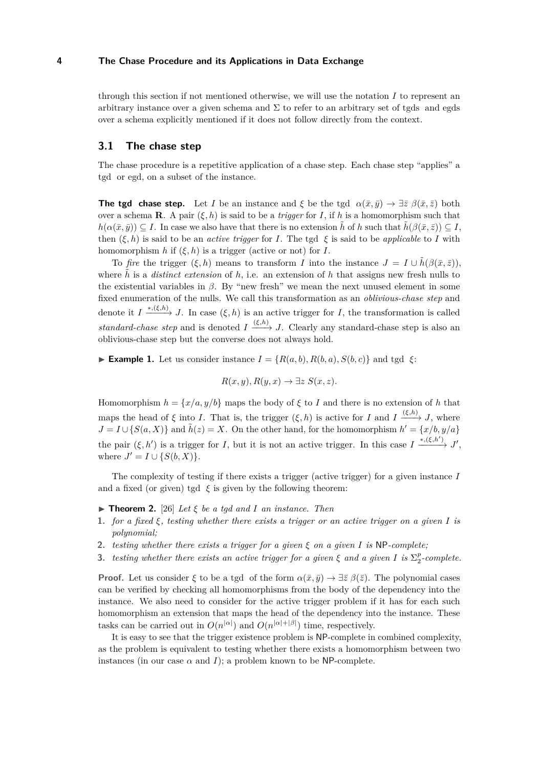through this section if not mentioned otherwise, we will use the notation $I$ to represent an arbitrary instance over a given schema and $\Sigma$ to refer to an arbitrary set of tgds and egds over a schema explicitly mentioned if it does not follow directly from the context.

## 3.1 The chase step

The chase procedure is a repetitive application of a chase step. Each chase step "applies" a tgd or egd, on a subset of the instance.

**The tgd chase step.** Let $I$ be an instance and $\xi$ be the tgd $\alpha(\bar{x}, \bar{y}) \to \exists \bar{z}\ \beta(\bar{x}, \bar{z})$ both over a schema $\mathbf{R}$. A pair $(\xi, h)$ is said to be a *trigger* for $I$, if $h$ is a homomorphism such that $h(\alpha(\bar{x}, \bar{y})) \subseteq I$. In case we also have that there is no extension $\tilde{h}$ of $h$ such that $\tilde{h}(\beta(\bar{x}, \bar{z})) \subseteq I$, then $(\xi, h)$ is said to be an *active trigger* for $I$. The tgd $\xi$ is said to be *applicable* to $I$ with homomorphism $h$ if $(\xi, h)$ is a trigger (active or not) for $I$.

To *fire* the trigger $(\xi, h)$ means to transform $I$ into the instance $J = I \cup \tilde{h}(\beta(\bar{x}, \bar{z}))$, where $\tilde{h}$ is a *distinct extension* of $h$, i.e. an extension of $h$ that assigns new fresh nulls to the existential variables in $\beta$. By "new fresh" we mean the next unused element in some fixed enumeration of the nulls. We call this transformation as an *oblivious-chase step* and denote it $I \xrightarrow{*,(\xi,h)} J$. In case $(\xi, h)$ is an active trigger for $I$, the transformation is called *standard-chase step* and is denoted $I \xrightarrow{(\xi,h)} J$. Clearly any standard-chase step is also an oblivious-chase step but the converse does not always hold.

▶ **Example 1.** Let us consider instance $I = \{R(a, b), R(b, a), S(b, c)\}$ and tgd $\xi$:

$$R(x, y), R(y, x) \to \exists z\ S(x, z).$$

Homomorphism $h = \{x/a, y/b\}$ maps the body of $\xi$ to $I$ and there is no extension of $h$ that maps the head of $\xi$ into $I$. That is, the trigger $(\xi, h)$ is active for $I$ and $I \xrightarrow{(\xi,h)} J$, where $J = I \cup \{S(a, X)\}$ and $\tilde{h}(z) = X$. On the other hand, for the homomorphism $h' = \{x/b, y/a\}$ the pair $(\xi, h')$ is a trigger for $I$, but it is not an active trigger. In this case $I \xrightarrow{*,(\xi,h')} J'$, where $J' = I \cup \{S(b, X)\}$.

The complexity of testing if there exists a trigger (active trigger) for a given instance $I$ and a fixed (or given) tgd $\xi$ is given by the following theorem:

▶ **Theorem 2.** [26] *Let $\xi$ be a tgd and $I$ an instance. Then*

1. *for a fixed $\xi$, testing whether there exists a trigger or an active trigger on a given $I$ is polynomial;*
2. *testing whether there exists a trigger for a given $\xi$ on a given $I$ is* NP*-complete;*
3. *testing whether there exists an active trigger for a given $\xi$ and a given $I$ is $\Sigma_2^p$-complete.*

**Proof.** Let us consider $\xi$ to be a tgd of the form $\alpha(\bar{x}, \bar{y}) \to \exists \bar{z}\ \beta(\bar{z})$. The polynomial cases can be verified by checking all homomorphisms from the body of the dependency into the instance. We also need to consider for the active trigger problem if it has for each such homomorphism an extension that maps the head of the dependency into the instance. These tasks can be carried out in $O(n^{|\alpha|})$ and $O(n^{|\alpha|+|\beta|})$ time, respectively.

It is easy to see that the trigger existence problem is NP-complete in combined complexity, as the problem is equivalent to testing whether there exists a homomorphism between two instances (in our case $\alpha$ and $I$); a problem known to be NP-complete.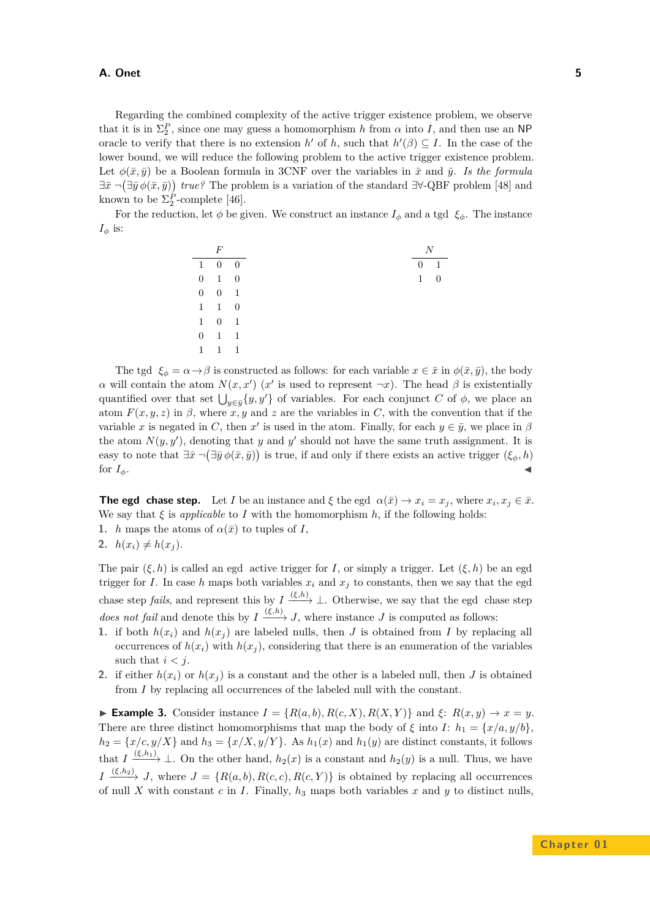Regarding the combined complexity of the active trigger existence problem, we observe that it is in $\Sigma_2^P$, since one may guess a homomorphism $h$ from $\alpha$ into $I$, and then use an NP oracle to verify that there is no extension $h'$ of $h$, such that $h'(\beta) \subseteq I$. In the case of the lower bound, we will reduce the following problem to the active trigger existence problem. Let $\phi(\bar{x}, \bar{y})$ be a Boolean formula in 3CNF over the variables in $\bar{x}$ and $\bar{y}$. *Is the formula* $\exists \bar{x}\, \neg(\exists \bar{y}\, \phi(\bar{x}, \bar{y}))$ *true?* The problem is a variation of the standard $\exists\forall$-QBF problem [48] and known to be $\Sigma_2^P$-complete [46].

For the reduction, let $\phi$ be given. We construct an instance $I_\phi$ and a tgd $\xi_\phi$. The instance $I_\phi$ is:

| $F$ | | |
|---|---|---|
| 1 | 0 | 0 |
| 0 | 1 | 0 |
| 0 | 0 | 1 |
| 1 | 1 | 0 |
| 1 | 0 | 1 |
| 0 | 1 | 1 |
| 1 | 1 | 1 |

| $N$ | |
|---|---|
| 0 | 1 |
| 1 | 0 |

The tgd $\xi_\phi = \alpha \to \beta$ is constructed as follows: for each variable $x \in \bar{x}$ in $\phi(\bar{x}, \bar{y})$, the body $\alpha$ will contain the atom $N(x, x')$ ($x'$ is used to represent $\neg x$). The head $\beta$ is existentially quantified over that set $\bigcup_{y \in \bar{y}} \{y, y'\}$ of variables. For each conjunct $C$ of $\phi$, we place an atom $F(x, y, z)$ in $\beta$, where $x, y$ and $z$ are the variables in $C$, with the convention that if the variable $x$ is negated in $C$, then $x'$ is used in the atom. Finally, for each $y \in \bar{y}$, we place in $\beta$ the atom $N(y, y')$, denoting that $y$ and $y'$ should not have the same truth assignment. It is easy to note that $\exists \bar{x}\, \neg(\exists \bar{y}\, \phi(\bar{x}, \bar{y}))$ is true, if and only if there exists an active trigger $(\xi_\phi, h)$ for $I_\phi$. ◀

**The egd chase step.** Let $I$ be an instance and $\xi$ the egd $\alpha(\bar{x}) \to x_i = x_j$, where $x_i, x_j \in \bar{x}$. We say that $\xi$ is *applicable* to $I$ with the homomorphism $h$, if the following holds:

1. $h$ maps the atoms of $\alpha(\bar{x})$ to tuples of $I$,
2. $h(x_i) \neq h(x_j)$.

The pair $(\xi, h)$ is called an egd active trigger for $I$, or simply a trigger. Let $(\xi, h)$ be an egd trigger for $I$. In case $h$ maps both variables $x_i$ and $x_j$ to constants, then we say that the egd chase step *fails*, and represent this by $I \xrightarrow{(\xi,h)} \bot$. Otherwise, we say that the egd chase step *does not fail* and denote this by $I \xrightarrow{(\xi,h)} J$, where instance $J$ is computed as follows:

1. if both $h(x_i)$ and $h(x_j)$ are labeled nulls, then $J$ is obtained from $I$ by replacing all occurrences of $h(x_i)$ with $h(x_j)$, considering that there is an enumeration of the variables such that $i < j$.
2. if either $h(x_i)$ or $h(x_j)$ is a constant and the other is a labeled null, then $J$ is obtained from $I$ by replacing all occurrences of the labeled null with the constant.

▶ **Example 3.** Consider instance $I = \{R(a, b), R(c, X), R(X, Y)\}$ and $\xi$: $R(x, y) \to x = y$. There are three distinct homomorphisms that map the body of $\xi$ into $I$: $h_1 = \{x/a, y/b\}$, $h_2 = \{x/c, y/X\}$ and $h_3 = \{x/X, y/Y\}$. As $h_1(x)$ and $h_1(y)$ are distinct constants, it follows that $I \xrightarrow{(\xi,h_1)} \bot$. On the other hand, $h_2(x)$ is a constant and $h_2(y)$ is a null. Thus, we have $I \xrightarrow{(\xi,h_2)} J$, where $J = \{R(a, b), R(c, c), R(c, Y)\}$ is obtained by replacing all occurrences of null $X$ with constant $c$ in $I$. Finally, $h_3$ maps both variables $x$ and $y$ to distinct nulls,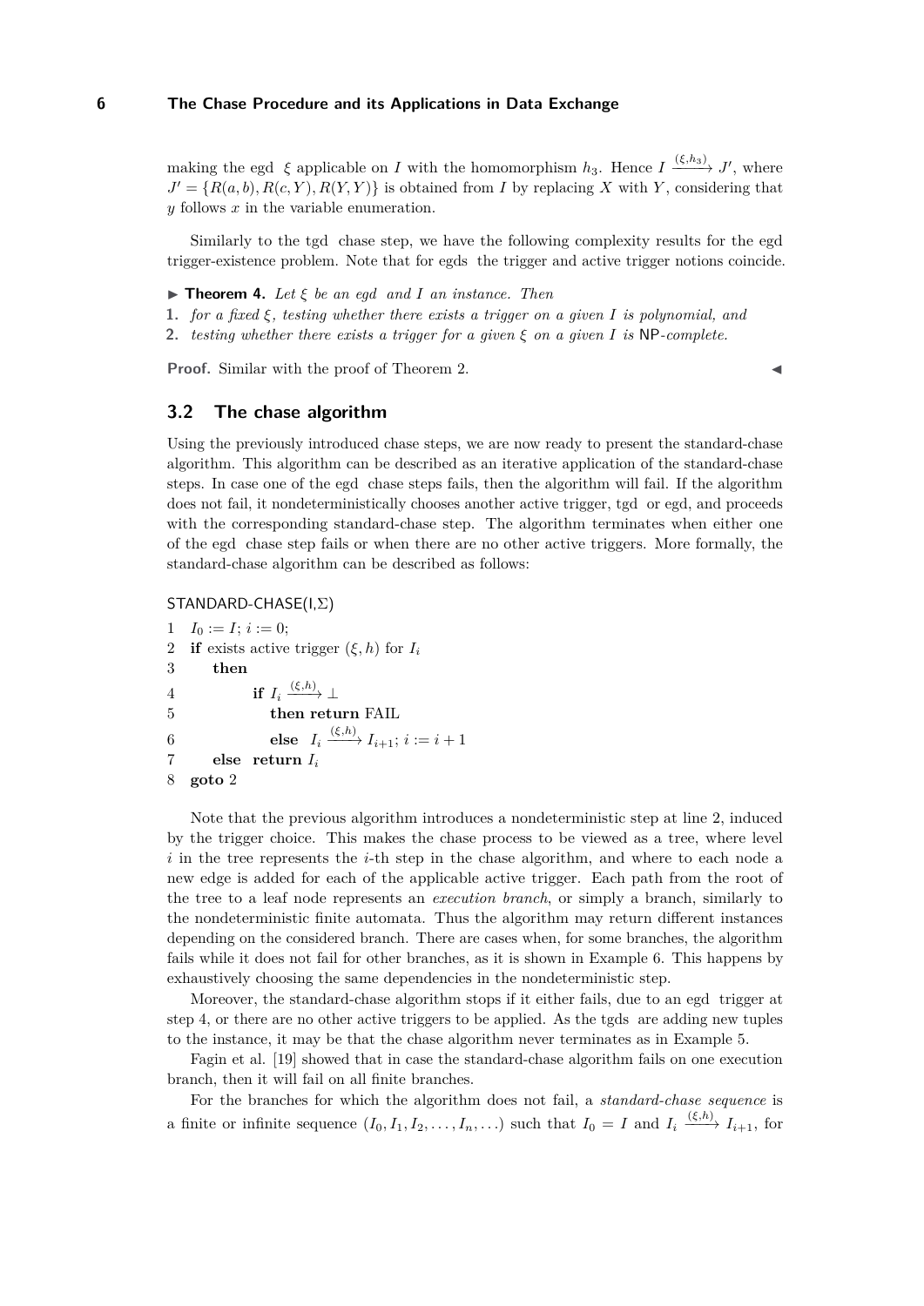making the egd $\xi$ applicable on $I$ with the homomorphism $h_3$. Hence $I \xrightarrow{(\xi,h_3)} J'$, where $J' = \{R(a,b), R(c,Y), R(Y,Y)\}$ is obtained from $I$ by replacing $X$ with $Y$, considering that $y$ follows $x$ in the variable enumeration.

Similarly to the tgd chase step, we have the following complexity results for the egd trigger-existence problem. Note that for egds the trigger and active trigger notions coincide.

▶ **Theorem 4.** *Let $\xi$ be an egd and $I$ an instance. Then*

1. *for a fixed $\xi$, testing whether there exists a trigger on a given $I$ is polynomial, and*
2. *testing whether there exists a trigger for a given $\xi$ on a given $I$ is* NP*-complete.*

**Proof.** Similar with the proof of Theorem 2. ◀

## 3.2 The chase algorithm

Using the previously introduced chase steps, we are now ready to present the standard-chase algorithm. This algorithm can be described as an iterative application of the standard-chase steps. In case one of the egd chase steps fails, then the algorithm will fail. If the algorithm does not fail, it nondeterministically chooses another active trigger, tgd or egd, and proceeds with the corresponding standard-chase step. The algorithm terminates when either one of the egd chase step fails or when there are no other active triggers. More formally, the standard-chase algorithm can be described as follows:

STANDARD-CHASE(I,Σ)

1 $I_0 := I$; $i := 0$;
2 **if** exists active trigger $(\xi, h)$ for $I_i$
3 **then**
4 **if** $I_i \xrightarrow{(\xi,h)} \bot$
5 **then return** FAIL
6 **else** $I_i \xrightarrow{(\xi,h)} I_{i+1}$; $i := i + 1$
7 **else return** $I_i$
8 **goto** 2

Note that the previous algorithm introduces a nondeterministic step at line 2, induced by the trigger choice. This makes the chase process to be viewed as a tree, where level $i$ in the tree represents the $i$-th step in the chase algorithm, and where to each node a new edge is added for each of the applicable active trigger. Each path from the root of the tree to a leaf node represents an *execution branch*, or simply a branch, similarly to the nondeterministic finite automata. Thus the algorithm may return different instances depending on the considered branch. There are cases when, for some branches, the algorithm fails while it does not fail for other branches, as it is shown in Example 6. This happens by exhaustively choosing the same dependencies in the nondeterministic step.

Moreover, the standard-chase algorithm stops if it either fails, due to an egd trigger at step 4, or there are no other active triggers to be applied. As the tgds are adding new tuples to the instance, it may be that the chase algorithm never terminates as in Example 5.

Fagin et al. [19] showed that in case the standard-chase algorithm fails on one execution branch, then it will fail on all finite branches.

For the branches for which the algorithm does not fail, a *standard-chase sequence* is a finite or infinite sequence $(I_0, I_1, I_2, \ldots, I_n, \ldots)$ such that $I_0 = I$ and $I_i \xrightarrow{(\xi,h)} I_{i+1}$, for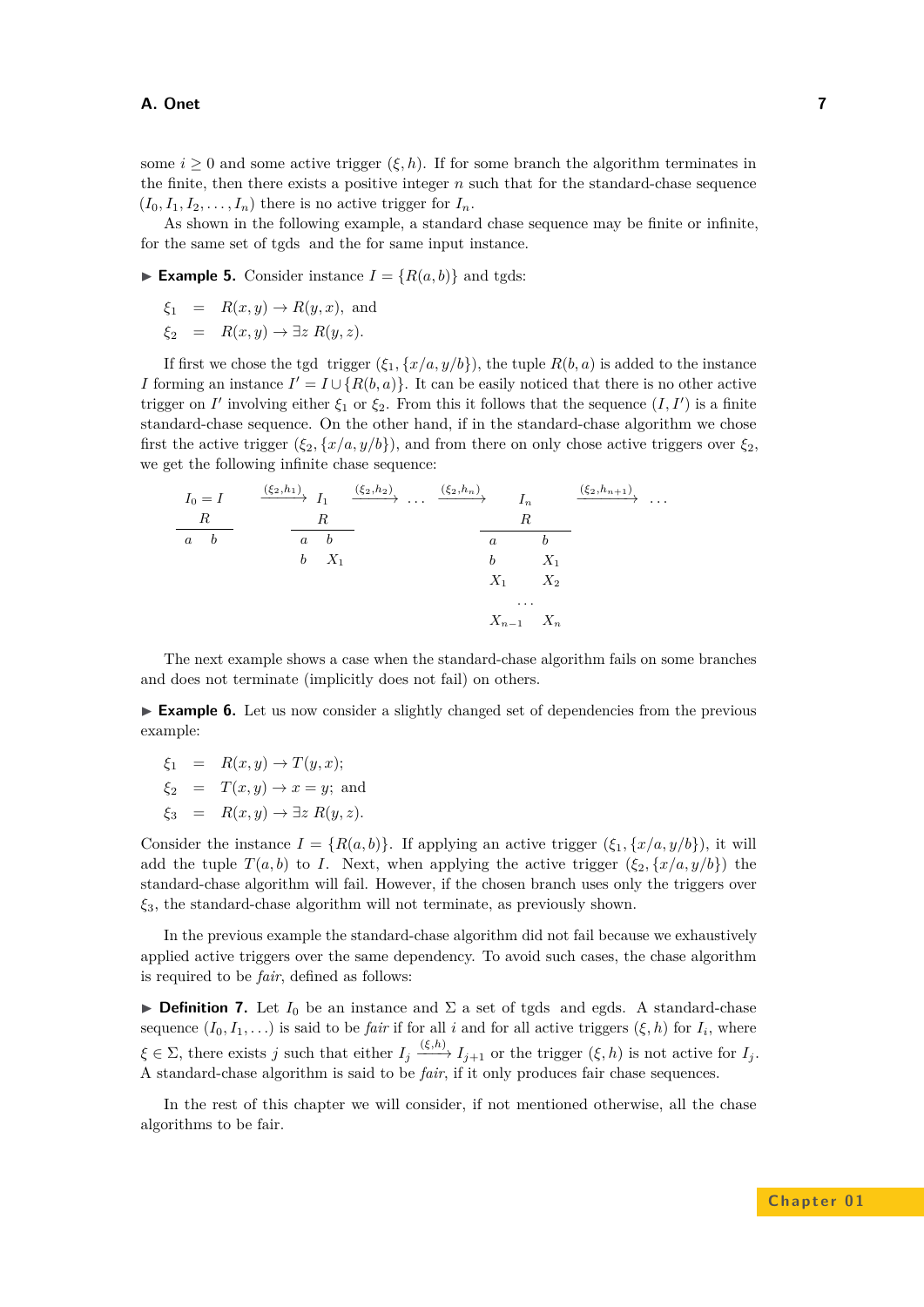some $i \geq 0$ and some active trigger $(\xi, h)$. If for some branch the algorithm terminates in the finite, then there exists a positive integer $n$ such that for the standard-chase sequence $(I_0, I_1, I_2, \ldots, I_n)$ there is no active trigger for $I_n$.

As shown in the following example, a standard chase sequence may be finite or infinite, for the same set of tgds and the for same input instance.

▶ **Example 5.** Consider instance $I = \{R(a, b)\}$ and tgds:

$$\xi_1 = R(x, y) \rightarrow R(y, x), \text{ and}$$
$$\xi_2 = R(x, y) \rightarrow \exists z\, R(y, z).$$

If first we chose the tgd trigger $(\xi_1, \{x/a, y/b\})$, the tuple $R(b, a)$ is added to the instance $I$ forming an instance $I' = I \cup \{R(b, a)\}$. It can be easily noticed that there is no other active trigger on $I'$ involving either $\xi_1$ or $\xi_2$. From this it follows that the sequence $(I, I')$ is a finite standard-chase sequence. On the other hand, if in the standard-chase algorithm we chose first the active trigger $(\xi_2, \{x/a, y/b\})$, and from there on only chose active triggers over $\xi_2$, we get the following infinite chase sequence:

$$I_0 = I \xrightarrow{(\xi_2, h_1)} I_1 \xrightarrow{(\xi_2, h_2)} \ldots \xrightarrow{(\xi_2, h_n)} I_n \xrightarrow{(\xi_2, h_{n+1})} \ldots$$

$I_0 = I$:

| R | |
|---|---|
| $a$ | $b$ |

$I_1$:

| R | |
|---|---|
| $a$ | $b$ |
| $b$ | $X_1$ |

$I_n$:

| R | |
|---|---|
| $a$ | $b$ |
| $b$ | $X_1$ |
| $X_1$ | $X_2$ |
| ... | |
| $X_{n-1}$ | $X_n$ |

The next example shows a case when the standard-chase algorithm fails on some branches and does not terminate (implicitly does not fail) on others.

▶ **Example 6.** Let us now consider a slightly changed set of dependencies from the previous example:

$$\xi_1 = R(x, y) \rightarrow T(y, x);$$
$$\xi_2 = T(x, y) \rightarrow x = y; \text{ and}$$
$$\xi_3 = R(x, y) \rightarrow \exists z\, R(y, z).$$

Consider the instance $I = \{R(a, b)\}$. If applying an active trigger $(\xi_1, \{x/a, y/b\})$, it will add the tuple $T(a, b)$ to $I$. Next, when applying the active trigger $(\xi_2, \{x/a, y/b\})$ the standard-chase algorithm will fail. However, if the chosen branch uses only the triggers over $\xi_3$, the standard-chase algorithm will not terminate, as previously shown.

In the previous example the standard-chase algorithm did not fail because we exhaustively applied active triggers over the same dependency. To avoid such cases, the chase algorithm is required to be *fair*, defined as follows:

▶ **Definition 7.** Let $I_0$ be an instance and $\Sigma$ a set of tgds and egds. A standard-chase sequence $(I_0, I_1, \ldots)$ is said to be *fair* if for all $i$ and for all active triggers $(\xi, h)$ for $I_i$, where $\xi \in \Sigma$, there exists $j$ such that either $I_j \xrightarrow{(\xi,h)} I_{j+1}$ or the trigger $(\xi, h)$ is not active for $I_j$. A standard-chase algorithm is said to be *fair*, if it only produces fair chase sequences.

In the rest of this chapter we will consider, if not mentioned otherwise, all the chase algorithms to be fair.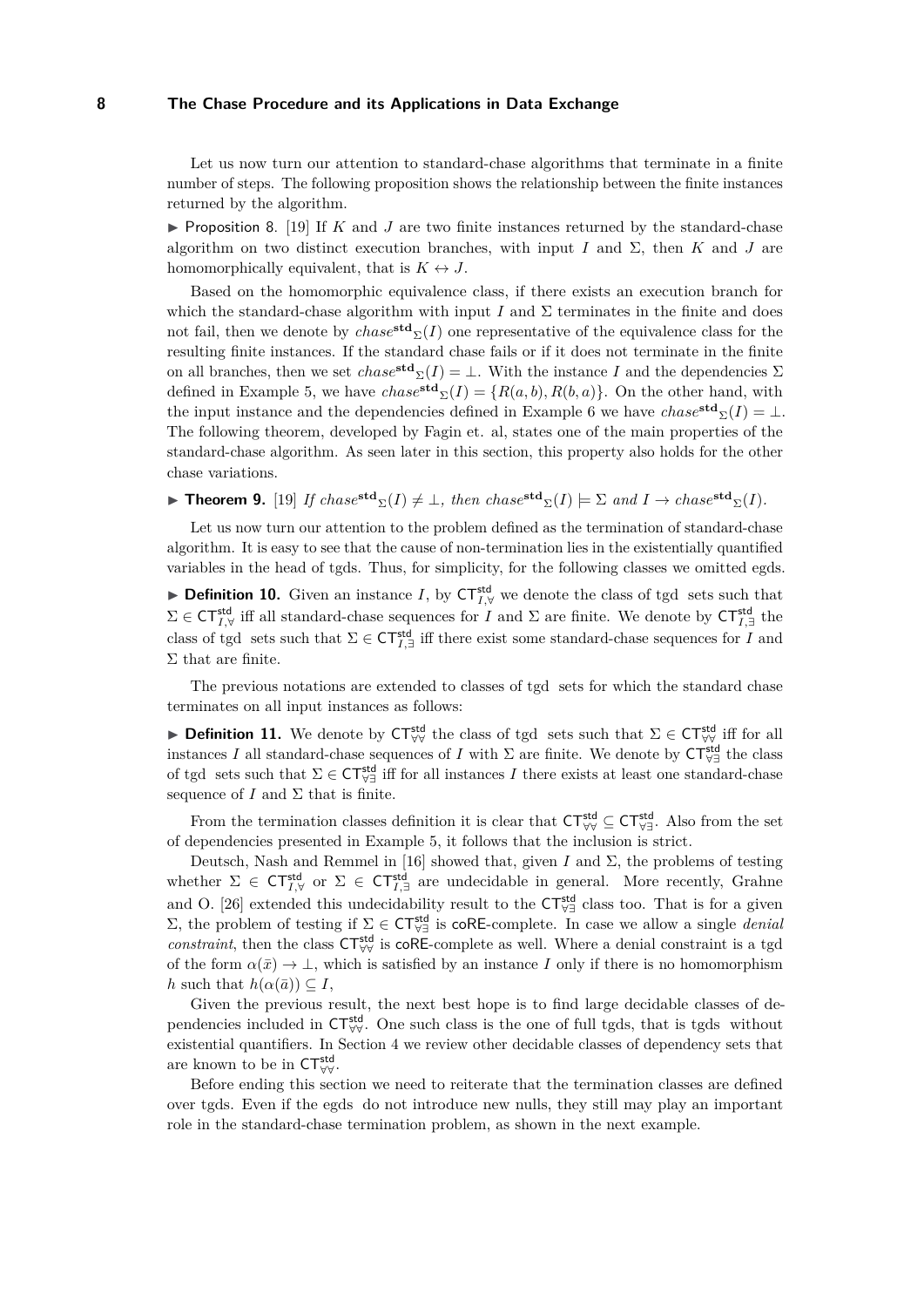Let us now turn our attention to standard-chase algorithms that terminate in a finite number of steps. The following proposition shows the relationship between the finite instances returned by the algorithm.

▶ Proposition 8. [19] If $K$ and $J$ are two finite instances returned by the standard-chase algorithm on two distinct execution branches, with input $I$ and $\Sigma$, then $K$ and $J$ are homomorphically equivalent, that is $K \leftrightarrow J$.

Based on the homomorphic equivalence class, if there exists an execution branch for which the standard-chase algorithm with input $I$ and $\Sigma$ terminates in the finite and does not fail, then we denote by $chase^{\mathbf{std}}{}_{\Sigma}(I)$ one representative of the equivalence class for the resulting finite instances. If the standard chase fails or if it does not terminate in the finite on all branches, then we set $chase^{\mathbf{std}}{}_{\Sigma}(I) = \perp$. With the instance $I$ and the dependencies $\Sigma$ defined in Example 5, we have $chase^{\mathbf{std}}{}_{\Sigma}(I) = \{R(a,b), R(b,a)\}$. On the other hand, with the input instance and the dependencies defined in Example 6 we have $chase^{\mathbf{std}}{}_{\Sigma}(I) = \perp$. The following theorem, developed by Fagin et. al, states one of the main properties of the standard-chase algorithm. As seen later in this section, this property also holds for the other chase variations.

▶ **Theorem 9.** [19] *If* $chase^{\mathbf{std}}{}_{\Sigma}(I) \neq \perp$*, then* $chase^{\mathbf{std}}{}_{\Sigma}(I) \models \Sigma$ *and* $I \rightarrow chase^{\mathbf{std}}{}_{\Sigma}(I)$*.*

Let us now turn our attention to the problem defined as the termination of standard-chase algorithm. It is easy to see that the cause of non-termination lies in the existentially quantified variables in the head of tgds. Thus, for simplicity, for the following classes we omitted egds.

▶ **Definition 10.** Given an instance $I$, by $\mathsf{CT}^{\mathsf{std}}_{I,\forall}$ we denote the class of tgd sets such that $\Sigma \in \mathsf{CT}^{\mathsf{std}}_{I,\forall}$ iff all standard-chase sequences for $I$ and $\Sigma$ are finite. We denote by $\mathsf{CT}^{\mathsf{std}}_{I,\exists}$ the class of tgd sets such that $\Sigma \in \mathsf{CT}^{\mathsf{std}}_{I,\exists}$ iff there exist some standard-chase sequences for $I$ and $\Sigma$ that are finite.

The previous notations are extended to classes of tgd sets for which the standard chase terminates on all input instances as follows:

▶ **Definition 11.** We denote by $\mathsf{CT}^{\mathsf{std}}_{\forall\forall}$ the class of tgd sets such that $\Sigma \in \mathsf{CT}^{\mathsf{std}}_{\forall\forall}$ iff for all instances $I$ all standard-chase sequences of $I$ with $\Sigma$ are finite. We denote by $\mathsf{CT}^{\mathsf{std}}_{\forall\exists}$ the class of tgd sets such that $\Sigma \in \mathsf{CT}^{\mathsf{std}}_{\forall\exists}$ iff for all instances $I$ there exists at least one standard-chase sequence of $I$ and $\Sigma$ that is finite.

From the termination classes definition it is clear that $\mathsf{CT}^{\mathsf{std}}_{\forall\forall} \subseteq \mathsf{CT}^{\mathsf{std}}_{\forall\exists}$. Also from the set of dependencies presented in Example 5, it follows that the inclusion is strict.

Deutsch, Nash and Remmel in [16] showed that, given $I$ and $\Sigma$, the problems of testing whether $\Sigma \in \mathsf{CT}^{\mathsf{std}}_{I,\forall}$ or $\Sigma \in \mathsf{CT}^{\mathsf{std}}_{I,\exists}$ are undecidable in general. More recently, Grahne and O. [26] extended this undecidability result to the $\mathsf{CT}^{\mathsf{std}}_{\forall\exists}$ class too. That is for a given $\Sigma$, the problem of testing if $\Sigma \in \mathsf{CT}^{\mathsf{std}}_{\forall\exists}$ is coRE-complete. In case we allow a single *denial constraint*, then the class $\mathsf{CT}^{\mathsf{std}}_{\forall\forall}$ is coRE-complete as well. Where a denial constraint is a tgd of the form $\alpha(\bar{x}) \rightarrow \perp$, which is satisfied by an instance $I$ only if there is no homomorphism $h$ such that $h(\alpha(\bar{a})) \subseteq I$,

Given the previous result, the next best hope is to find large decidable classes of dependencies included in $\mathsf{CT}^{\mathsf{std}}_{\forall\forall}$. One such class is the one of full tgds, that is tgds without existential quantifiers. In Section 4 we review other decidable classes of dependency sets that are known to be in $\mathsf{CT}^{\mathsf{std}}_{\forall\forall}$.

Before ending this section we need to reiterate that the termination classes are defined over tgds. Even if the egds do not introduce new nulls, they still may play an important role in the standard-chase termination problem, as shown in the next example.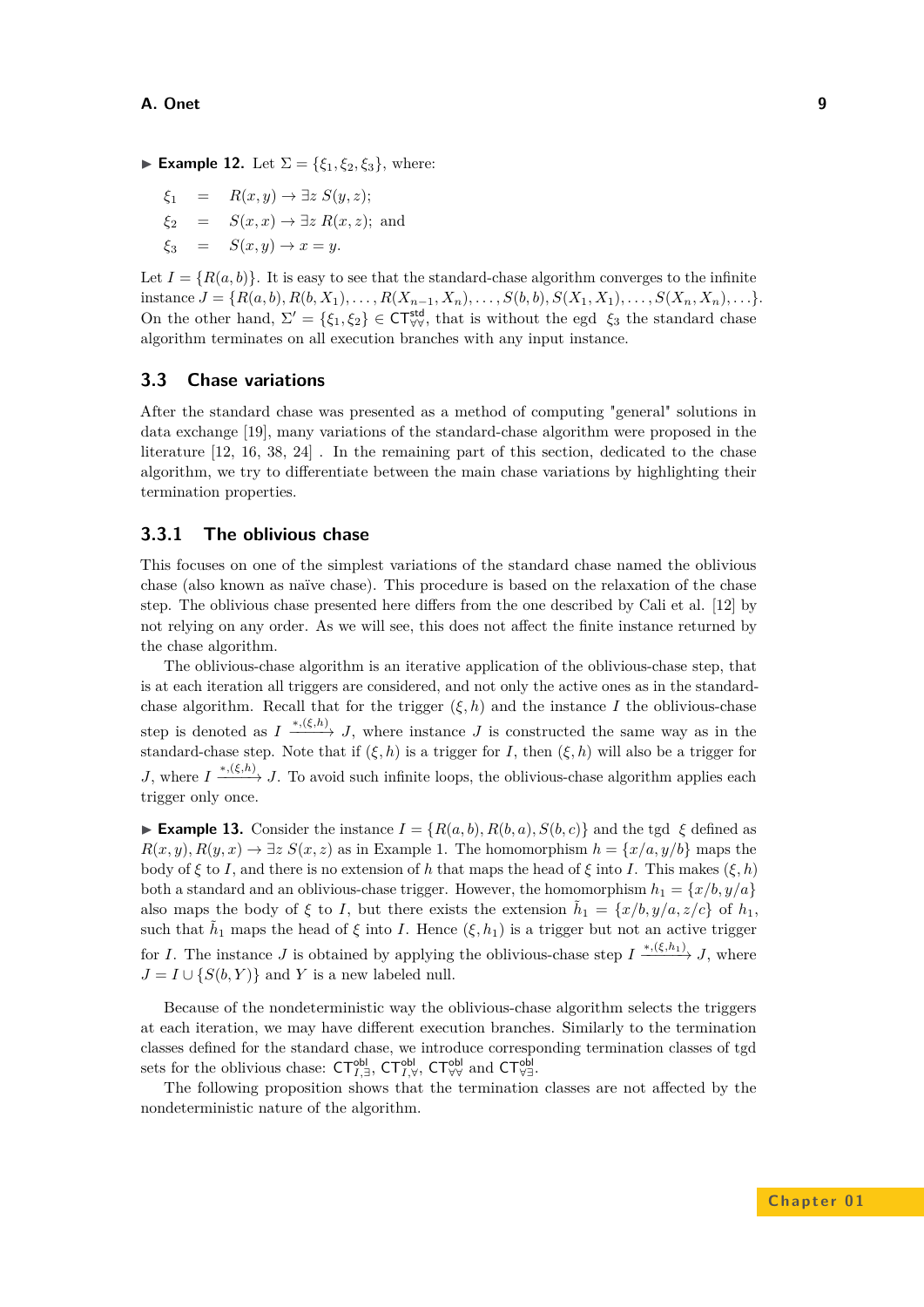▶ **Example 12.** Let $\Sigma = \{\xi_1, \xi_2, \xi_3\}$, where:

$$\xi_1 \quad = \quad R(x,y) \to \exists z\ S(y,z);$$
$$\xi_2 \quad = \quad S(x,x) \to \exists z\ R(x,z); \text{ and}$$
$$\xi_3 \quad = \quad S(x,y) \to x = y.$$

Let $I = \{R(a,b)\}$. It is easy to see that the standard-chase algorithm converges to the infinite instance $J = \{R(a,b), R(b,X_1), \ldots, R(X_{n-1},X_n), \ldots, S(b,b), S(X_1,X_1), \ldots, S(X_n,X_n), \ldots\}$. On the other hand, $\Sigma' = \{\xi_1, \xi_2\} \in \mathsf{CT}^{\mathsf{std}}_{\forall\forall}$, that is without the egd $\xi_3$ the standard chase algorithm terminates on all execution branches with any input instance.

### 3.3 Chase variations

After the standard chase was presented as a method of computing "general" solutions in data exchange [19], many variations of the standard-chase algorithm were proposed in the literature [12, 16, 38, 24] . In the remaining part of this section, dedicated to the chase algorithm, we try to differentiate between the main chase variations by highlighting their termination properties.

#### 3.3.1 The oblivious chase

This focuses on one of the simplest variations of the standard chase named the oblivious chase (also known as naïve chase). This procedure is based on the relaxation of the chase step. The oblivious chase presented here differs from the one described by Cali et al. [12] by not relying on any order. As we will see, this does not affect the finite instance returned by the chase algorithm.

The oblivious-chase algorithm is an iterative application of the oblivious-chase step, that is at each iteration all triggers are considered, and not only the active ones as in the standard-chase algorithm. Recall that for the trigger $(\xi, h)$ and the instance $I$ the oblivious-chase step is denoted as $I \xrightarrow{*,(\xi,h)} J$, where instance $J$ is constructed the same way as in the standard-chase step. Note that if $(\xi, h)$ is a trigger for $I$, then $(\xi, h)$ will also be a trigger for $J$, where $I \xrightarrow{*,(\xi,h)} J$. To avoid such infinite loops, the oblivious-chase algorithm applies each trigger only once.

▶ **Example 13.** Consider the instance $I = \{R(a,b), R(b,a), S(b,c)\}$ and the tgd $\xi$ defined as $R(x,y), R(y,x) \to \exists z\ S(x,z)$ as in Example 1. The homomorphism $h = \{x/a, y/b\}$ maps the body of $\xi$ to $I$, and there is no extension of $h$ that maps the head of $\xi$ into $I$. This makes $(\xi, h)$ both a standard and an oblivious-chase trigger. However, the homomorphism $h_1 = \{x/b, y/a\}$ also maps the body of $\xi$ to $I$, but there exists the extension $\tilde{h}_1 = \{x/b, y/a, z/c\}$ of $h_1$, such that $\tilde{h}_1$ maps the head of $\xi$ into $I$. Hence $(\xi, h_1)$ is a trigger but not an active trigger for $I$. The instance $J$ is obtained by applying the oblivious-chase step $I \xrightarrow{*,(\xi,h_1)} J$, where $J = I \cup \{S(b,Y)\}$ and $Y$ is a new labeled null.

Because of the nondeterministic way the oblivious-chase algorithm selects the triggers at each iteration, we may have different execution branches. Similarly to the termination classes defined for the standard chase, we introduce corresponding termination classes of tgd sets for the oblivious chase: $\mathsf{CT}^{\mathsf{obl}}_{I,\exists}$, $\mathsf{CT}^{\mathsf{obl}}_{I,\forall}$, $\mathsf{CT}^{\mathsf{obl}}_{\forall\forall}$ and $\mathsf{CT}^{\mathsf{obl}}_{\forall\exists}$.

The following proposition shows that the termination classes are not affected by the nondeterministic nature of the algorithm.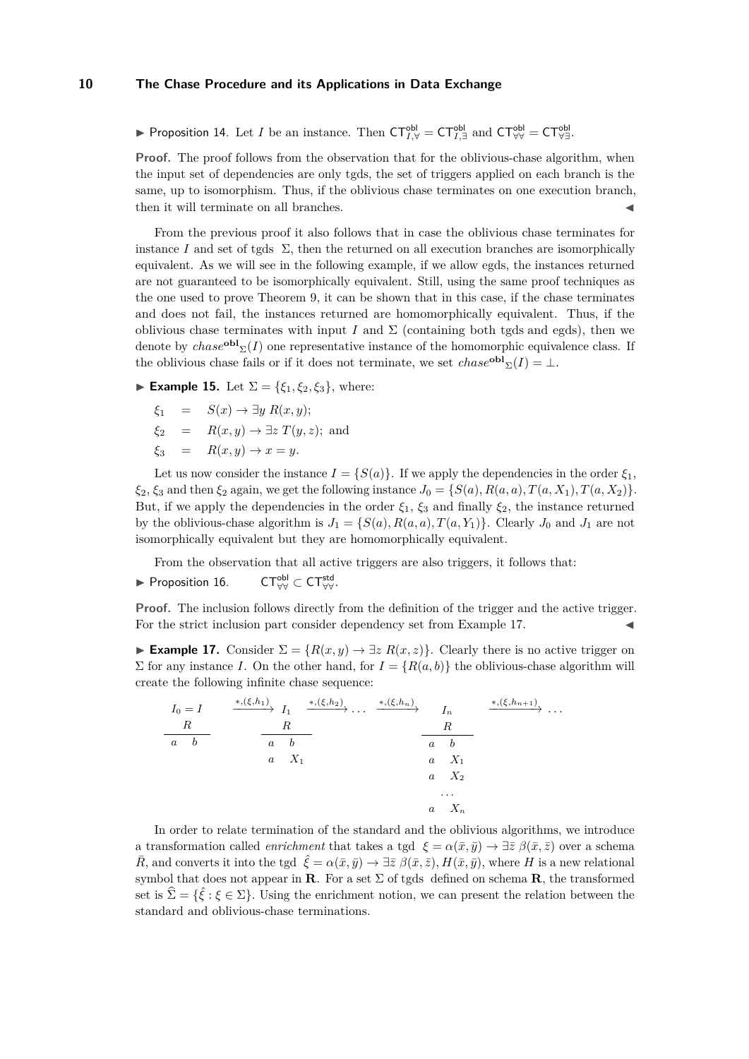▶ Proposition 14. Let $I$ be an instance. Then $\mathsf{CT}^{\mathsf{obl}}_{I,\forall} = \mathsf{CT}^{\mathsf{obl}}_{I,\exists}$ and $\mathsf{CT}^{\mathsf{obl}}_{\forall\forall} = \mathsf{CT}^{\mathsf{obl}}_{\forall\exists}$.

**Proof.** The proof follows from the observation that for the oblivious-chase algorithm, when the input set of dependencies are only tgds, the set of triggers applied on each branch is the same, up to isomorphism. Thus, if the oblivious chase terminates on one execution branch, then it will terminate on all branches. ◀

From the previous proof it also follows that in case the oblivious chase terminates for instance $I$ and set of tgds $\Sigma$, then the returned on all execution branches are isomorphically equivalent. As we will see in the following example, if we allow egds, the instances returned are not guaranteed to be isomorphically equivalent. Still, using the same proof techniques as the one used to prove Theorem 9, it can be shown that in this case, if the chase terminates and does not fail, the instances returned are homomorphically equivalent. Thus, if the oblivious chase terminates with input $I$ and $\Sigma$ (containing both tgds and egds), then we denote by $chase^{\mathbf{obl}}{}_{\Sigma}(I)$ one representative instance of the homomorphic equivalence class. If the oblivious chase fails or if it does not terminate, we set $chase^{\mathbf{obl}}{}_{\Sigma}(I) = \bot$.

▶ **Example 15.** Let $\Sigma = \{\xi_1, \xi_2, \xi_3\}$, where:

$$
\begin{aligned}
\xi_1 &= S(x) \to \exists y\, R(x, y);\\
\xi_2 &= R(x, y) \to \exists z\, T(y, z);\ \text{and}\\
\xi_3 &= R(x, y) \to x = y.
\end{aligned}
$$

Let us now consider the instance $I = \{S(a)\}$. If we apply the dependencies in the order $\xi_1$, $\xi_2$, $\xi_3$ and then $\xi_2$ again, we get the following instance $J_0 = \{S(a), R(a, a), T(a, X_1), T(a, X_2)\}$. But, if we apply the dependencies in the order $\xi_1$, $\xi_3$ and finally $\xi_2$, the instance returned by the oblivious-chase algorithm is $J_1 = \{S(a), R(a, a), T(a, Y_1)\}$. Clearly $J_0$ and $J_1$ are not isomorphically equivalent but they are homomorphically equivalent.

From the observation that all active triggers are also triggers, it follows that:

▶ Proposition 16. $\mathsf{CT}^{\mathsf{obl}}_{\forall\forall} \subset \mathsf{CT}^{\mathsf{std}}_{\forall\forall}$.

**Proof.** The inclusion follows directly from the definition of the trigger and the active trigger. For the strict inclusion part consider dependency set from Example 17. ◀

▶ **Example 17.** Consider $\Sigma = \{R(x, y) \to \exists z\, R(x, z)\}$. Clearly there is no active trigger on $\Sigma$ for any instance $I$. On the other hand, for $I = \{R(a, b)\}$ the oblivious-chase algorithm will create the following infinite chase sequence:

$$
\begin{array}{c}
I_0 = I\\
\begin{array}{cc} \multicolumn{2}{c}{R} \\ \hline a & b \end{array}
\end{array}
\xrightarrow{*,(\xi,h_1)}
\begin{array}{c}
I_1\\
\begin{array}{cc} \multicolumn{2}{c}{R} \\ \hline a & b \\ a & X_1 \end{array}
\end{array}
\xrightarrow{*,(\xi,h_2)} \dots \xrightarrow{*,(\xi,h_n)}
\begin{array}{c}
I_n\\
\begin{array}{cc} \multicolumn{2}{c}{R} \\ \hline a & b \\ a & X_1 \\ a & X_2 \\ \multicolumn{2}{c}{\dots} \\ a & X_n \end{array}
\end{array}
\xrightarrow{*,(\xi,h_{n+1})} \dots
$$

In order to relate termination of the standard and the oblivious algorithms, we introduce a transformation called *enrichment* that takes a tgd $\xi = \alpha(\bar{x}, \bar{y}) \to \exists \bar{z}\ \beta(\bar{x}, \bar{z})$ over a schema $\bar{R}$, and converts it into the tgd $\hat{\xi} = \alpha(\bar{x}, \bar{y}) \to \exists \bar{z}\ \beta(\bar{x}, \bar{z}), H(\bar{x}, \bar{y})$, where $H$ is a new relational symbol that does not appear in $\mathbf{R}$. For a set $\Sigma$ of tgds defined on schema $\mathbf{R}$, the transformed set is $\widehat{\Sigma} = \{\hat{\xi} : \xi \in \Sigma\}$. Using the enrichment notion, we can present the relation between the standard and oblivious-chase terminations.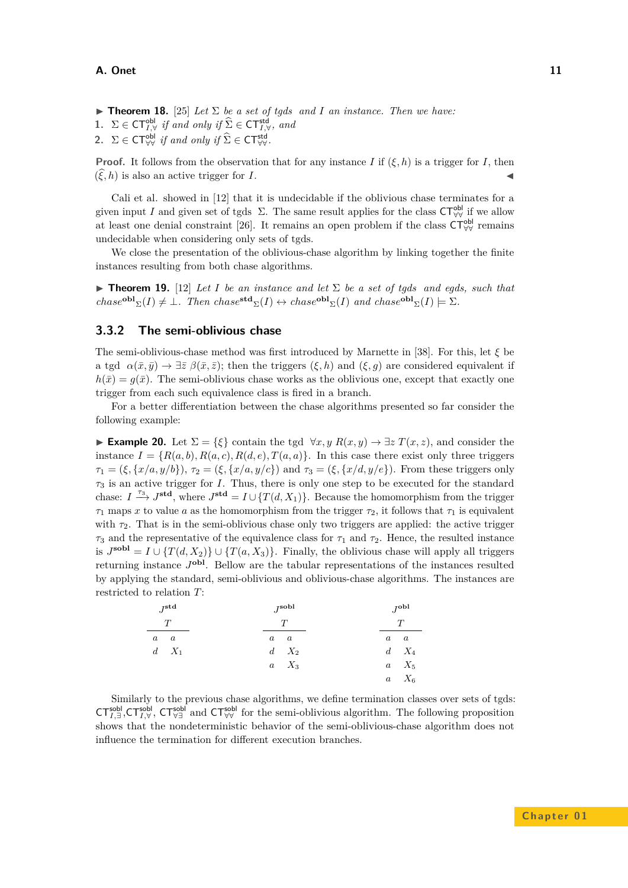▶ **Theorem 18.** [25] *Let* $\Sigma$ *be a set of tgds and* $I$ *an instance. Then we have:*

1. $\Sigma \in \mathsf{CT}^{\mathsf{obl}}_{I,\forall}$ *if and only if* $\widehat{\Sigma} \in \mathsf{CT}^{\mathsf{std}}_{I,\forall}$, *and*
2. $\Sigma \in \mathsf{CT}^{\mathsf{obl}}_{\forall\forall}$ *if and only if* $\widehat{\Sigma} \in \mathsf{CT}^{\mathsf{std}}_{\forall\forall}$.

**Proof.** It follows from the observation that for any instance $I$ if $(\xi, h)$ is a trigger for $I$, then $(\widehat{\xi}, h)$ is also an active trigger for $I$. ◀

Cali et al. showed in [12] that it is undecidable if the oblivious chase terminates for a given input $I$ and given set of tgds $\Sigma$. The same result applies for the class $\mathsf{CT}^{\mathsf{obl}}_{\forall\forall}$ if we allow at least one denial constraint [26]. It remains an open problem if the class $\mathsf{CT}^{\mathsf{obl}}_{\forall\forall}$ remains undecidable when considering only sets of tgds.

We close the presentation of the oblivious-chase algorithm by linking together the finite instances resulting from both chase algorithms.

▶ **Theorem 19.** [12] *Let* $I$ *be an instance and let* $\Sigma$ *be a set of tgds and egds, such that* $chase^{\mathbf{obl}}{}_{\Sigma}(I) \neq \bot$. *Then* $chase^{\mathbf{std}}{}_{\Sigma}(I) \leftrightarrow chase^{\mathbf{obl}}{}_{\Sigma}(I)$ *and* $chase^{\mathbf{obl}}{}_{\Sigma}(I) \models \Sigma$.

### 3.3.2 The semi-oblivious chase

The semi-oblivious-chase method was first introduced by Marnette in [38]. For this, let $\xi$ be a tgd $\alpha(\bar{x}, \bar{y}) \rightarrow \exists \bar{z}\ \beta(\bar{x}, \bar{z})$; then the triggers $(\xi, h)$ and $(\xi, g)$ are considered equivalent if $h(\bar{x}) = g(\bar{x})$. The semi-oblivious chase works as the oblivious one, except that exactly one trigger from each such equivalence class is fired in a branch.

For a better differentiation between the chase algorithms presented so far consider the following example:

▶ **Example 20.** Let $\Sigma = \{\xi\}$ contain the tgd $\forall x, y\ R(x, y) \rightarrow \exists z\ T(x, z)$, and consider the instance $I = \{R(a, b), R(a, c), R(d, e), T(a, a)\}$. In this case there exist only three triggers $\tau_1 = (\xi, \{x/a, y/b\})$, $\tau_2 = (\xi, \{x/a, y/c\})$ and $\tau_3 = (\xi, \{x/d, y/e\})$. From these triggers only $\tau_3$ is an active trigger for $I$. Thus, there is only one step to be executed for the standard chase: $I \xrightarrow{\tau_3} J^{\mathbf{std}}$, where $J^{\mathbf{std}} = I \cup \{T(d, X_1)\}$. Because the homomorphism from the trigger $\tau_1$ maps $x$ to value $a$ as the homomorphism from the trigger $\tau_2$, it follows that $\tau_1$ is equivalent with $\tau_2$. That is in the semi-oblivious chase only two triggers are applied: the active trigger $\tau_3$ and the representative of the equivalence class for $\tau_1$ and $\tau_2$. Hence, the resulted instance is $J^{\mathbf{sobl}} = I \cup \{T(d, X_2)\} \cup \{T(a, X_3)\}$. Finally, the oblivious chase will apply all triggers returning instance $J^{\mathbf{obl}}$. Bellow are the tabular representations of the instances resulted by applying the standard, semi-oblivious and oblivious-chase algorithms. The instances are restricted to relation $T$:

$J^{\mathbf{std}}$

| $T$ | |
|---|---|
| $a$ | $a$ |
| $d$ | $X_1$ |

$J^{\mathbf{sobl}}$

| $T$ | |
|---|---|
| $a$ | $a$ |
| $d$ | $X_2$ |
| $a$ | $X_3$ |

$J^{\mathbf{obl}}$

| $T$ | |
|---|---|
| $a$ | $a$ |
| $d$ | $X_4$ |
| $a$ | $X_5$ |
| $a$ | $X_6$ |

Similarly to the previous chase algorithms, we define termination classes over sets of tgds: $\mathsf{CT}^{\mathsf{sobl}}_{I,\exists}$, $\mathsf{CT}^{\mathsf{sobl}}_{I,\forall}$, $\mathsf{CT}^{\mathsf{sobl}}_{\forall\exists}$ and $\mathsf{CT}^{\mathsf{sobl}}_{\forall\forall}$ for the semi-oblivious algorithm. The following proposition shows that the nondeterministic behavior of the semi-oblivious-chase algorithm does not influence the termination for different execution branches.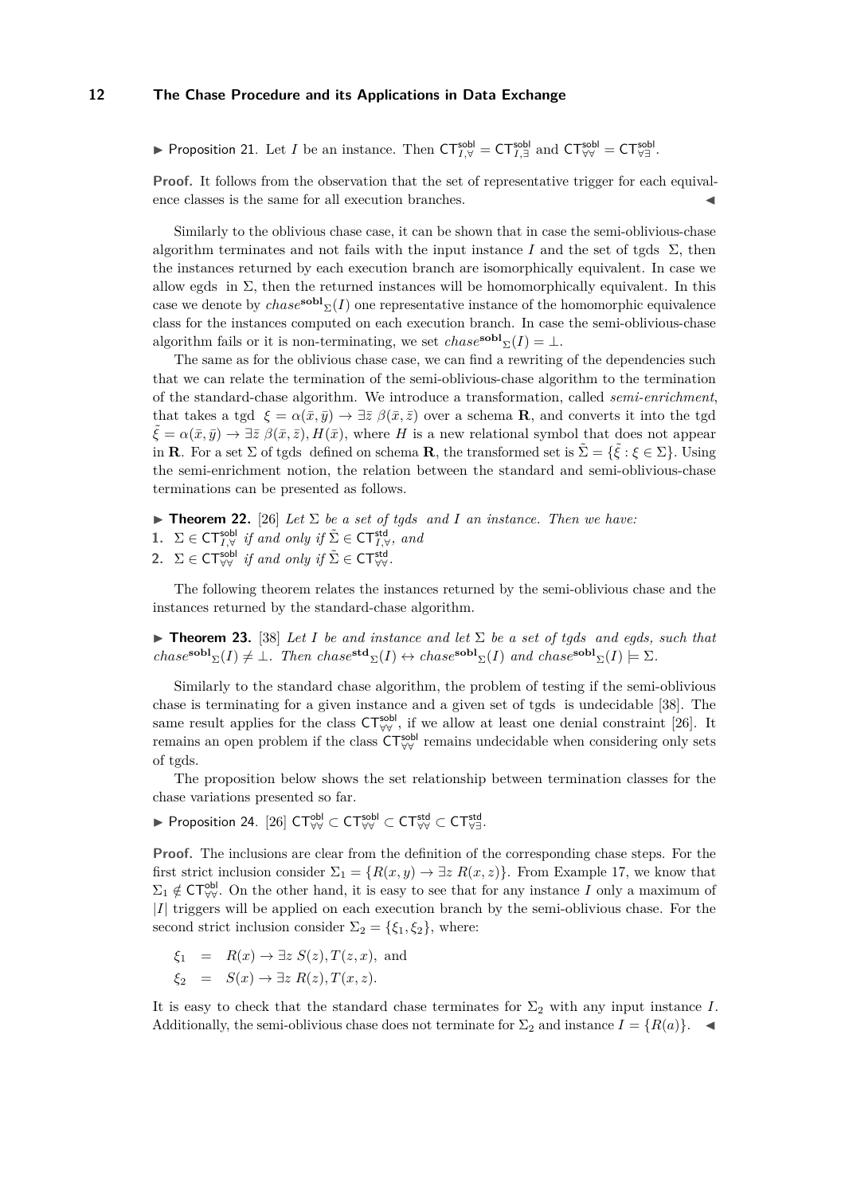▶ Proposition 21. Let $I$ be an instance. Then $\mathsf{CT}^{\mathsf{sobl}}_{I,\forall} = \mathsf{CT}^{\mathsf{sobl}}_{I,\exists}$ and $\mathsf{CT}^{\mathsf{sobl}}_{\forall\forall} = \mathsf{CT}^{\mathsf{sobl}}_{\forall\exists}$.

**Proof.** It follows from the observation that the set of representative trigger for each equivalence classes is the same for all execution branches. ◀

Similarly to the oblivious chase case, it can be shown that in case the semi-oblivious-chase algorithm terminates and not fails with the input instance $I$ and the set of tgds $\Sigma$, then the instances returned by each execution branch are isomorphically equivalent. In case we allow egds in $\Sigma$, then the returned instances will be homomorphically equivalent. In this case we denote by $chase^{\mathbf{sobl}}{}_{\Sigma}(I)$ one representative instance of the homomorphic equivalence class for the instances computed on each execution branch. In case the semi-oblivious-chase algorithm fails or it is non-terminating, we set $chase^{\mathbf{sobl}}{}_{\Sigma}(I) = \bot$.

The same as for the oblivious chase case, we can find a rewriting of the dependencies such that we can relate the termination of the semi-oblivious-chase algorithm to the termination of the standard-chase algorithm. We introduce a transformation, called *semi-enrichment*, that takes a tgd $\xi = \alpha(\bar{x}, \bar{y}) \to \exists \bar{z}\ \beta(\bar{x}, \bar{z})$ over a schema $\mathbf{R}$, and converts it into the tgd $\tilde{\xi} = \alpha(\bar{x}, \bar{y}) \to \exists \bar{z}\ \beta(\bar{x}, \bar{z}), H(\bar{x})$, where $H$ is a new relational symbol that does not appear in $\mathbf{R}$. For a set $\Sigma$ of tgds defined on schema $\mathbf{R}$, the transformed set is $\tilde{\Sigma} = \{\tilde{\xi} : \xi \in \Sigma\}$. Using the semi-enrichment notion, the relation between the standard and semi-oblivious-chase terminations can be presented as follows.

▶ **Theorem 22.** [26] *Let $\Sigma$ be a set of tgds and $I$ an instance. Then we have:*
1. $\Sigma \in \mathsf{CT}^{\mathsf{sobl}}_{I,\forall}$ *if and only if* $\tilde{\Sigma} \in \mathsf{CT}^{\mathsf{std}}_{I,\forall}$, *and*
2. $\Sigma \in \mathsf{CT}^{\mathsf{sobl}}_{\forall\forall}$ *if and only if* $\tilde{\Sigma} \in \mathsf{CT}^{\mathsf{std}}_{\forall\forall}$.

The following theorem relates the instances returned by the semi-oblivious chase and the instances returned by the standard-chase algorithm.

▶ **Theorem 23.** [38] *Let $I$ be and instance and let $\Sigma$ be a set of tgds and egds, such that $chase^{\mathbf{sobl}}{}_{\Sigma}(I) \neq \bot$. Then $chase^{\mathbf{std}}{}_{\Sigma}(I) \leftrightarrow chase^{\mathbf{sobl}}{}_{\Sigma}(I)$ and $chase^{\mathbf{sobl}}{}_{\Sigma}(I) \models \Sigma$.*

Similarly to the standard chase algorithm, the problem of testing if the semi-oblivious chase is terminating for a given instance and a given set of tgds is undecidable [38]. The same result applies for the class $\mathsf{CT}^{\mathsf{sobl}}_{\forall\forall}$, if we allow at least one denial constraint [26]. It remains an open problem if the class $\mathsf{CT}^{\mathsf{sobl}}_{\forall\forall}$ remains undecidable when considering only sets of tgds.

The proposition below shows the set relationship between termination classes for the chase variations presented so far.

▶ Proposition 24. [26] $\mathsf{CT}^{\mathsf{obl}}_{\forall\forall} \subset \mathsf{CT}^{\mathsf{sobl}}_{\forall\forall} \subset \mathsf{CT}^{\mathsf{std}}_{\forall\forall} \subset \mathsf{CT}^{\mathsf{std}}_{\forall\exists}$.

**Proof.** The inclusions are clear from the definition of the corresponding chase steps. For the first strict inclusion consider $\Sigma_1 = \{R(x, y) \to \exists z\ R(x, z)\}$. From Example 17, we know that $\Sigma_1 \notin \mathsf{CT}^{\mathsf{obl}}_{\forall\forall}$. On the other hand, it is easy to see that for any instance $I$ only a maximum of $|I|$ triggers will be applied on each execution branch by the semi-oblivious chase. For the second strict inclusion consider $\Sigma_2 = \{\xi_1, \xi_2\}$, where:

$$\begin{aligned} \xi_1 &= R(x) \to \exists z\ S(z), T(z, x), \text{ and} \\ \xi_2 &= S(x) \to \exists z\ R(z), T(x, z). \end{aligned}$$

It is easy to check that the standard chase terminates for $\Sigma_2$ with any input instance $I$. Additionally, the semi-oblivious chase does not terminate for $\Sigma_2$ and instance $I = \{R(a)\}$. ◀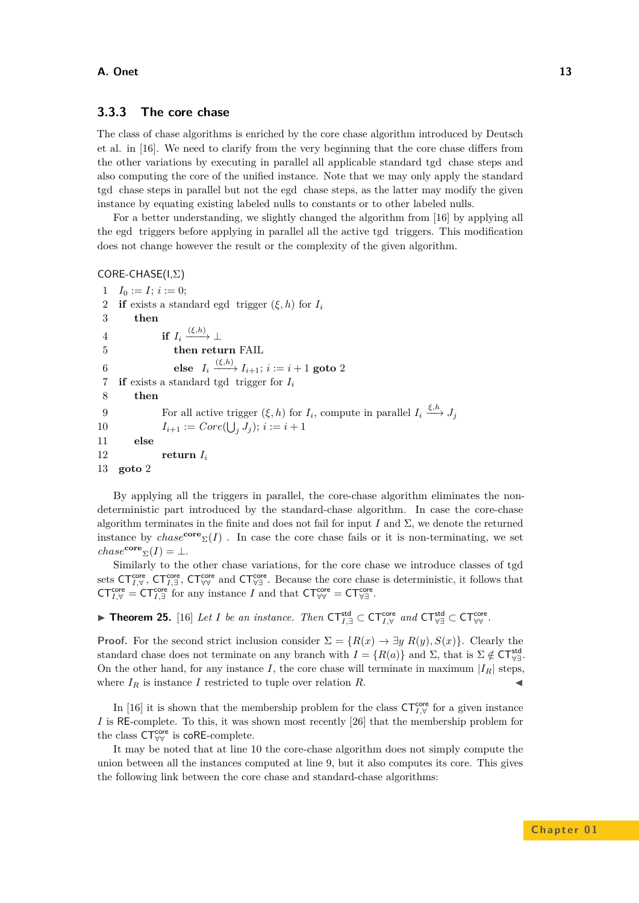### 3.3.3 The core chase

The class of chase algorithms is enriched by the core chase algorithm introduced by Deutsch et al. in [16]. We need to clarify from the very beginning that the core chase differs from the other variations by executing in parallel all applicable standard tgd chase steps and also computing the core of the unified instance. Note that we may only apply the standard tgd chase steps in parallel but not the egd chase steps, as the latter may modify the given instance by equating existing labeled nulls to constants or to other labeled nulls.

For a better understanding, we slightly changed the algorithm from [16] by applying all the egd triggers before applying in parallel all the active tgd triggers. This modification does not change however the result or the complexity of the given algorithm.

CORE-CHASE(I,Σ)

1. $I_0 := I$; $i := 0$;
2. **if** exists a standard egd trigger $(\xi, h)$ for $I_i$
3. **then**
4. **if** $I_i \xrightarrow{(\xi,h)} \bot$
5. **then return** FAIL
6. **else** $I_i \xrightarrow{(\xi,h)} I_{i+1}$; $i := i+1$ **goto** 2
7. **if** exists a standard tgd trigger for $I_i$
8. **then**
9. For all active trigger $(\xi, h)$ for $I_i$, compute in parallel $I_i \xrightarrow{\xi,h} J_j$
10. $I_{i+1} := Core(\bigcup_j J_j)$; $i := i+1$
11. **else**
12. **return** $I_i$
13. **goto** 2

By applying all the triggers in parallel, the core-chase algorithm eliminates the non-deterministic part introduced by the standard-chase algorithm. In case the core-chase algorithm terminates in the finite and does not fail for input $I$ and $\Sigma$, we denote the returned instance by $chase^{\mathbf{core}}{}_{\Sigma}(I)$ . In case the core chase fails or it is non-terminating, we set $chase^{\mathbf{core}}{}_{\Sigma}(I) = \bot$.

Similarly to the other chase variations, for the core chase we introduce classes of tgd sets $\mathsf{CT}^{\mathsf{core}}_{I,\forall}$, $\mathsf{CT}^{\mathsf{core}}_{I,\exists}$, $\mathsf{CT}^{\mathsf{core}}_{\forall\forall}$ and $\mathsf{CT}^{\mathsf{core}}_{\forall\exists}$. Because the core chase is deterministic, it follows that $\mathsf{CT}^{\mathsf{core}}_{I,\forall} = \mathsf{CT}^{\mathsf{core}}_{I,\exists}$ for any instance $I$ and that $\mathsf{CT}^{\mathsf{core}}_{\forall\forall} = \mathsf{CT}^{\mathsf{core}}_{\forall\exists}$.

▶ **Theorem 25.** [16] *Let $I$ be an instance. Then $\mathsf{CT}^{\mathsf{std}}_{I,\exists} \subset \mathsf{CT}^{\mathsf{core}}_{I,\forall}$ and $\mathsf{CT}^{\mathsf{std}}_{\forall\exists} \subset \mathsf{CT}^{\mathsf{core}}_{\forall\forall}$.*

**Proof.** For the second strict inclusion consider $\Sigma = \{R(x) \to \exists y\ R(y), S(x)\}$. Clearly the standard chase does not terminate on any branch with $I = \{R(a)\}$ and $\Sigma$, that is $\Sigma \notin \mathsf{CT}^{\mathsf{std}}_{\forall\exists}$. On the other hand, for any instance $I$, the core chase will terminate in maximum $|I_R|$ steps, where $I_R$ is instance $I$ restricted to tuple over relation $R$. ◀

In [16] it is shown that the membership problem for the class $\mathsf{CT}^{\mathsf{core}}_{I,\forall}$ for a given instance $I$ is RE-complete. To this, it was shown most recently [26] that the membership problem for the class $\mathsf{CT}^{\mathsf{core}}_{\forall\forall}$ is coRE-complete.

It may be noted that at line 10 the core-chase algorithm does not simply compute the union between all the instances computed at line 9, but it also computes its core. This gives the following link between the core chase and standard-chase algorithms: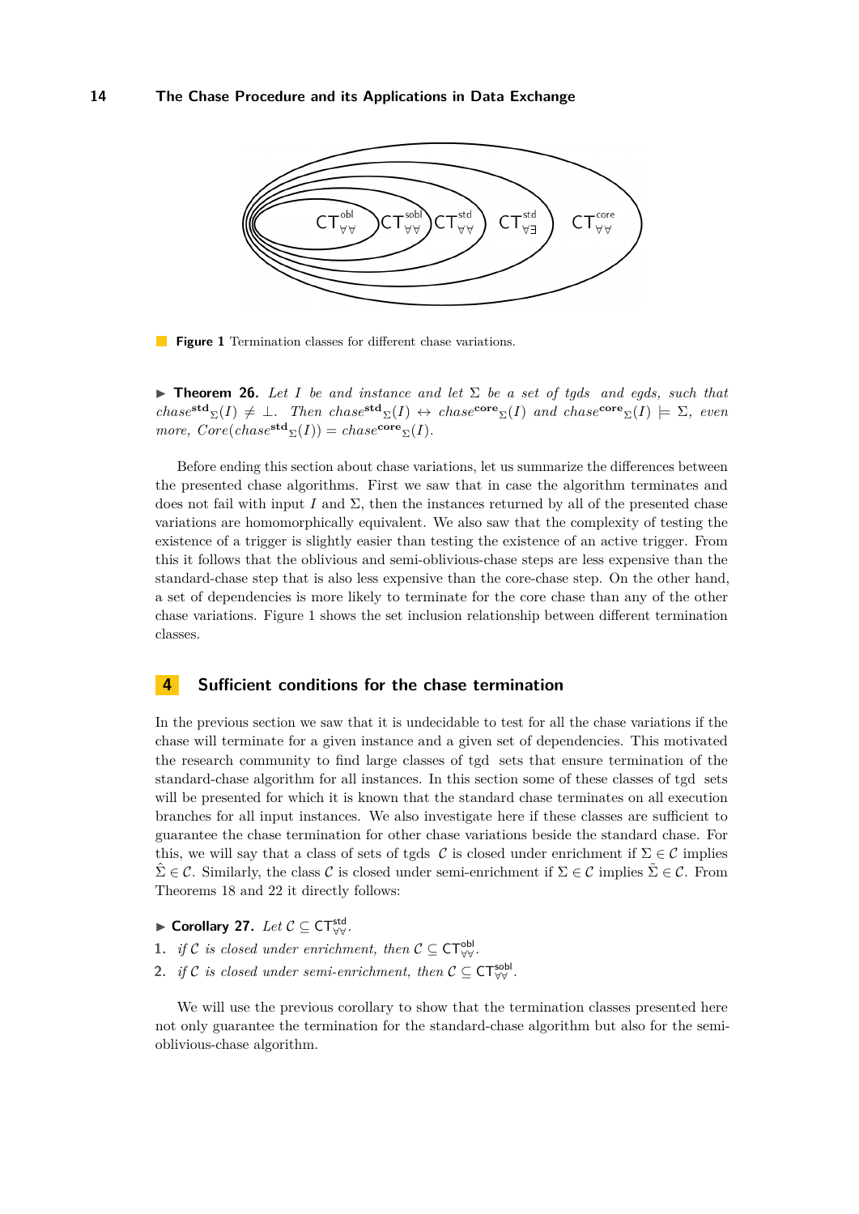$\mathsf{CT}^{\mathsf{obl}}_{\forall\forall}$ $\mathsf{CT}^{\mathsf{sobl}}_{\forall\forall}$ $\mathsf{CT}^{\mathsf{std}}_{\forall\forall}$ $\mathsf{CT}^{\mathsf{std}}_{\forall\exists}$ $\mathsf{CT}^{\mathsf{core}}_{\forall\forall}$

**Figure 1** Termination classes for different chase variations.

▶ **Theorem 26.** *Let $I$ be and instance and let $\Sigma$ be a set of tgds and egds, such that $chase^{\mathbf{std}}{}_{\Sigma}(I) \neq \bot$. Then $chase^{\mathbf{std}}{}_{\Sigma}(I) \leftrightarrow chase^{\mathbf{core}}{}_{\Sigma}(I)$ and $chase^{\mathbf{core}}{}_{\Sigma}(I) \models \Sigma$, even more, $Core(chase^{\mathbf{std}}{}_{\Sigma}(I)) = chase^{\mathbf{core}}{}_{\Sigma}(I)$.*

Before ending this section about chase variations, let us summarize the differences between the presented chase algorithms. First we saw that in case the algorithm terminates and does not fail with input $I$ and $\Sigma$, then the instances returned by all of the presented chase variations are homomorphically equivalent. We also saw that the complexity of testing the existence of a trigger is slightly easier than testing the existence of an active trigger. From this it follows that the oblivious and semi-oblivious-chase steps are less expensive than the standard-chase step that is also less expensive than the core-chase step. On the other hand, a set of dependencies is more likely to terminate for the core chase than any of the other chase variations. Figure 1 shows the set inclusion relationship between different termination classes.

## 4 Sufficient conditions for the chase termination

In the previous section we saw that it is undecidable to test for all the chase variations if the chase will terminate for a given instance and a given set of dependencies. This motivated the research community to find large classes of tgd sets that ensure termination of the standard-chase algorithm for all instances. In this section some of these classes of tgd sets will be presented for which it is known that the standard chase terminates on all execution branches for all input instances. We also investigate here if these classes are sufficient to guarantee the chase termination for other chase variations beside the standard chase. For this, we will say that a class of sets of tgds $\mathcal{C}$ is closed under enrichment if $\Sigma \in \mathcal{C}$ implies $\hat{\Sigma} \in \mathcal{C}$. Similarly, the class $\mathcal{C}$ is closed under semi-enrichment if $\Sigma \in \mathcal{C}$ implies $\tilde{\Sigma} \in \mathcal{C}$. From Theorems 18 and 22 it directly follows:

▶ **Corollary 27.** *Let $\mathcal{C} \subseteq \mathsf{CT}^{\mathsf{std}}_{\forall\forall}$.*

1. *if $\mathcal{C}$ is closed under enrichment, then $\mathcal{C} \subseteq \mathsf{CT}^{\mathsf{obl}}_{\forall\forall}$.*
2. *if $\mathcal{C}$ is closed under semi-enrichment, then $\mathcal{C} \subseteq \mathsf{CT}^{\mathsf{sobl}}_{\forall\forall}$.*

We will use the previous corollary to show that the termination classes presented here not only guarantee the termination for the standard-chase algorithm but also for the semi-oblivious-chase algorithm.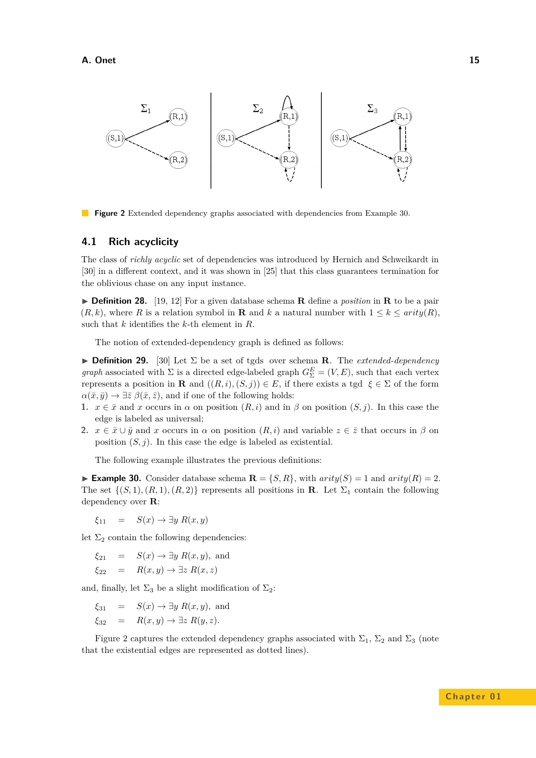Figure 2 Extended dependency graphs associated with dependencies from Example 30.

## 4.1 Rich acyclicity

The class of *richly acyclic* set of dependencies was introduced by Hernich and Schweikardt in [30] in a different context, and it was shown in [25] that this class guarantees termination for the oblivious chase on any input instance.

▶ **Definition 28.** [19, 12] For a given database schema $\mathbf{R}$ define a *position* in $\mathbf{R}$ to be a pair $(R, k)$, where $R$ is a relation symbol in $\mathbf{R}$ and $k$ a natural number with $1 \leq k \leq arity(R)$, such that $k$ identifies the $k$-th element in $R$.

The notion of extended-dependency graph is defined as follows:

▶ **Definition 29.** [30] Let $\Sigma$ be a set of tgds over schema $\mathbf{R}$. The *extended-dependency graph* associated with $\Sigma$ is a directed edge-labeled graph $G^E_\Sigma = (V, E)$, such that each vertex represents a position in $\mathbf{R}$ and $((R, i), (S, j)) \in E$, if there exists a tgd $\xi \in \Sigma$ of the form $\alpha(\bar{x}, \bar{y}) \to \exists \bar{z}\, \beta(\bar{x}, \bar{z})$, and if one of the following holds:

1. $x \in \bar{x}$ and $x$ occurs in $\alpha$ on position $(R, i)$ and in $\beta$ on position $(S, j)$. In this case the edge is labeled as universal;
2. $x \in \bar{x} \cup \bar{y}$ and $x$ occurs in $\alpha$ on position $(R, i)$ and variable $z \in \bar{z}$ that occurs in $\beta$ on position $(S, j)$. In this case the edge is labeled as existential.

The following example illustrates the previous definitions:

▶ **Example 30.** Consider database schema $\mathbf{R} = \{S, R\}$, with $arity(S) = 1$ and $arity(R) = 2$. The set $\{(S, 1), (R, 1), (R, 2)\}$ represents all positions in $\mathbf{R}$. Let $\Sigma_1$ contain the following dependency over $\mathbf{R}$:

$$\xi_{11} \quad = \quad S(x) \to \exists y\; R(x, y)$$

let $\Sigma_2$ contain the following dependencies:

$$\begin{aligned} \xi_{21} \quad &= \quad S(x) \to \exists y\; R(x, y), \text{ and} \\ \xi_{22} \quad &= \quad R(x, y) \to \exists z\; R(x, z) \end{aligned}$$

and, finally, let $\Sigma_3$ be a slight modification of $\Sigma_2$:

$$\begin{aligned} \xi_{31} \quad &= \quad S(x) \to \exists y\; R(x, y), \text{ and} \\ \xi_{32} \quad &= \quad R(x, y) \to \exists z\; R(y, z). \end{aligned}$$

Figure 2 captures the extended dependency graphs associated with $\Sigma_1$, $\Sigma_2$ and $\Sigma_3$ (note that the existential edges are represented as dotted lines).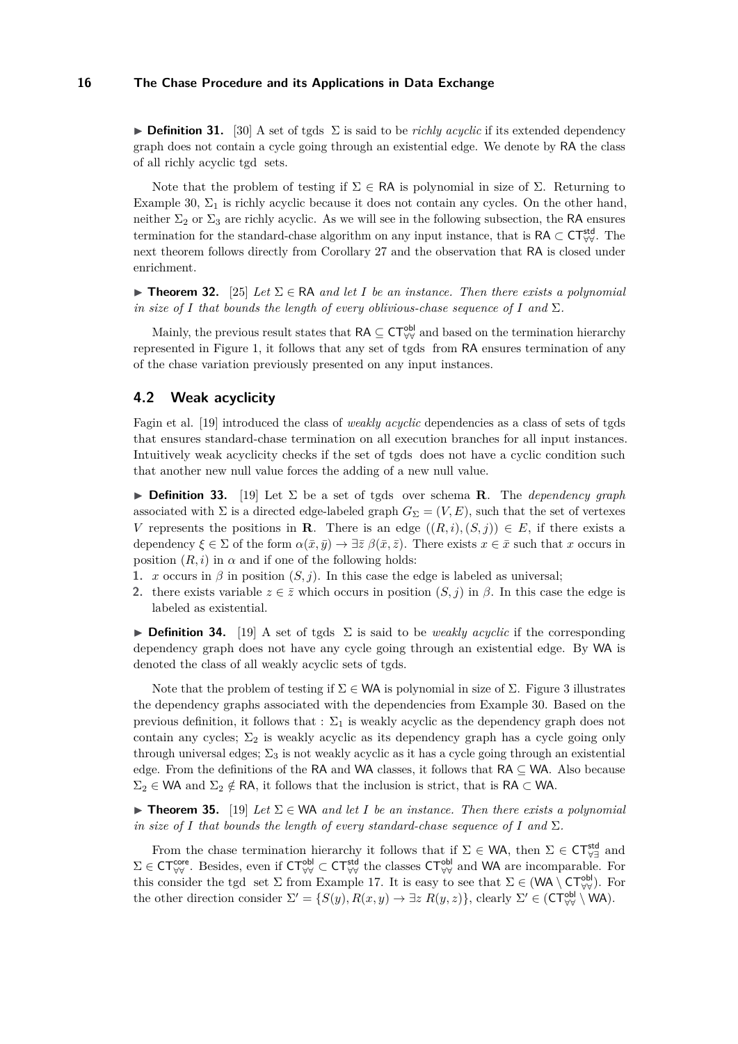▶ **Definition 31.** [30] A set of tgds $\Sigma$ is said to be *richly acyclic* if its extended dependency graph does not contain a cycle going through an existential edge. We denote by $\mathsf{RA}$ the class of all richly acyclic tgd sets.

Note that the problem of testing if $\Sigma \in \mathsf{RA}$ is polynomial in size of $\Sigma$. Returning to Example 30, $\Sigma_1$ is richly acyclic because it does not contain any cycles. On the other hand, neither $\Sigma_2$ or $\Sigma_3$ are richly acyclic. As we will see in the following subsection, the $\mathsf{RA}$ ensures termination for the standard-chase algorithm on any input instance, that is $\mathsf{RA} \subset \mathsf{CT}^{\mathsf{std}}_{\forall\forall}$. The next theorem follows directly from Corollary 27 and the observation that $\mathsf{RA}$ is closed under enrichment.

▶ **Theorem 32.** [25] *Let $\Sigma \in \mathsf{RA}$ and let $I$ be an instance. Then there exists a polynomial in size of $I$ that bounds the length of every oblivious-chase sequence of $I$ and $\Sigma$.*

Mainly, the previous result states that $\mathsf{RA} \subseteq \mathsf{CT}^{\mathsf{obl}}_{\forall\forall}$ and based on the termination hierarchy represented in Figure 1, it follows that any set of tgds from $\mathsf{RA}$ ensures termination of any of the chase variation previously presented on any input instances.

## 4.2 Weak acyclicity

Fagin et al. [19] introduced the class of *weakly acyclic* dependencies as a class of sets of tgds that ensures standard-chase termination on all execution branches for all input instances. Intuitively weak acyclicity checks if the set of tgds does not have a cyclic condition such that another new null value forces the adding of a new null value.

▶ **Definition 33.** [19] Let $\Sigma$ be a set of tgds over schema $\mathbf{R}$. The *dependency graph* associated with $\Sigma$ is a directed edge-labeled graph $G_\Sigma = (V, E)$, such that the set of vertexes $V$ represents the positions in $\mathbf{R}$. There is an edge $((R, i), (S, j)) \in E$, if there exists a dependency $\xi \in \Sigma$ of the form $\alpha(\bar{x}, \bar{y}) \to \exists \bar{z}\ \beta(\bar{x}, \bar{z})$. There exists $x \in \bar{x}$ such that $x$ occurs in position $(R, i)$ in $\alpha$ and if one of the following holds:

1. $x$ occurs in $\beta$ in position $(S, j)$. In this case the edge is labeled as universal;
2. there exists variable $z \in \bar{z}$ which occurs in position $(S, j)$ in $\beta$. In this case the edge is labeled as existential.

▶ **Definition 34.** [19] A set of tgds $\Sigma$ is said to be *weakly acyclic* if the corresponding dependency graph does not have any cycle going through an existential edge. By $\mathsf{WA}$ is denoted the class of all weakly acyclic sets of tgds.

Note that the problem of testing if $\Sigma \in \mathsf{WA}$ is polynomial in size of $\Sigma$. Figure 3 illustrates the dependency graphs associated with the dependencies from Example 30. Based on the previous definition, it follows that : $\Sigma_1$ is weakly acyclic as the dependency graph does not contain any cycles; $\Sigma_2$ is weakly acyclic as its dependency graph has a cycle going only through universal edges; $\Sigma_3$ is not weakly acyclic as it has a cycle going through an existential edge. From the definitions of the $\mathsf{RA}$ and $\mathsf{WA}$ classes, it follows that $\mathsf{RA} \subseteq \mathsf{WA}$. Also because $\Sigma_2 \in \mathsf{WA}$ and $\Sigma_2 \notin \mathsf{RA}$, it follows that the inclusion is strict, that is $\mathsf{RA} \subset \mathsf{WA}$.

▶ **Theorem 35.** [19] *Let $\Sigma \in \mathsf{WA}$ and let $I$ be an instance. Then there exists a polynomial in size of $I$ that bounds the length of every standard-chase sequence of $I$ and $\Sigma$.*

From the chase termination hierarchy it follows that if $\Sigma \in \mathsf{WA}$, then $\Sigma \in \mathsf{CT}^{\mathsf{std}}_{\forall\exists}$ and $\Sigma \in \mathsf{CT}^{\mathsf{core}}_{\forall\forall}$. Besides, even if $\mathsf{CT}^{\mathsf{obl}}_{\forall\forall} \subset \mathsf{CT}^{\mathsf{std}}_{\forall\forall}$ the classes $\mathsf{CT}^{\mathsf{obl}}_{\forall\forall}$ and $\mathsf{WA}$ are incomparable. For this consider the tgd set $\Sigma$ from Example 17. It is easy to see that $\Sigma \in (\mathsf{WA} \setminus \mathsf{CT}^{\mathsf{obl}}_{\forall\forall})$. For the other direction consider $\Sigma' = \{S(y), R(x, y) \to \exists z\ R(y, z)\}$, clearly $\Sigma' \in (\mathsf{CT}^{\mathsf{obl}}_{\forall\forall} \setminus \mathsf{WA})$.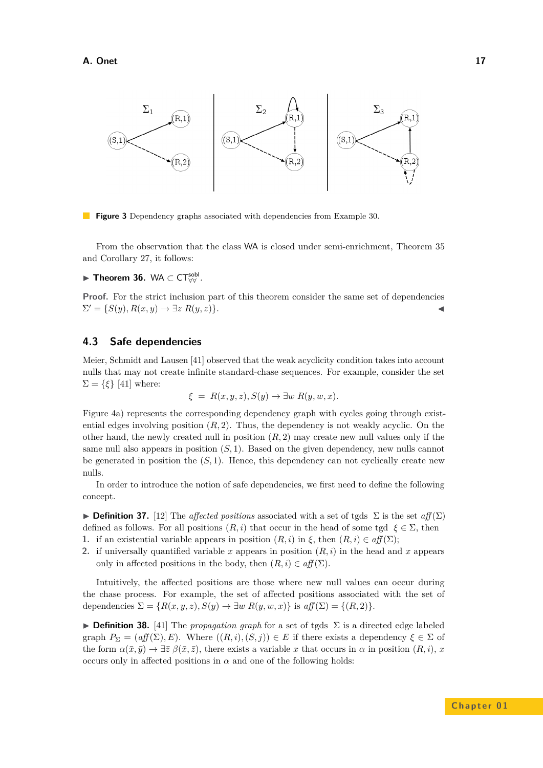**Figure 3** Dependency graphs associated with dependencies from Example 30.

From the observation that the class WA is closed under semi-enrichment, Theorem 35 and Corollary 27, it follows:

▶ **Theorem 36.** $\mathsf{WA} \subset \mathsf{CT}^{\mathsf{sobl}}_{\forall\forall}$.

**Proof.** For the strict inclusion part of this theorem consider the same set of dependencies $\Sigma' = \{S(y), R(x,y) \rightarrow \exists z\ R(y,z)\}$. ◀

## 4.3 Safe dependencies

Meier, Schmidt and Lausen [41] observed that the weak acyclicity condition takes into account nulls that may not create infinite standard-chase sequences. For example, consider the set $\Sigma = \{\xi\}$ [41] where:

$$\xi \;=\; R(x,y,z), S(y) \rightarrow \exists w\ R(y,w,x).$$

Figure 4a) represents the corresponding dependency graph with cycles going through existential edges involving position $(R,2)$. Thus, the dependency is not weakly acyclic. On the other hand, the newly created null in position $(R,2)$ may create new null values only if the same null also appears in position $(S,1)$. Based on the given dependency, new nulls cannot be generated in position the $(S,1)$. Hence, this dependency can not cyclically create new nulls.

In order to introduce the notion of safe dependencies, we first need to define the following concept.

▶ **Definition 37.** [12] The *affected positions* associated with a set of tgds $\Sigma$ is the set $\mathit{aff}(\Sigma)$ defined as follows. For all positions $(R,i)$ that occur in the head of some tgd $\xi \in \Sigma$, then

1. if an existential variable appears in position $(R,i)$ in $\xi$, then $(R,i) \in \mathit{aff}(\Sigma)$;
2. if universally quantified variable $x$ appears in position $(R,i)$ in the head and $x$ appears only in affected positions in the body, then $(R,i) \in \mathit{aff}(\Sigma)$.

Intuitively, the affected positions are those where new null values can occur during the chase process. For example, the set of affected positions associated with the set of dependencies $\Sigma = \{R(x,y,z), S(y) \rightarrow \exists w\ R(y,w,x)\}$ is $\mathit{aff}(\Sigma) = \{(R,2)\}$.

▶ **Definition 38.** [41] The *propagation graph* for a set of tgds $\Sigma$ is a directed edge labeled graph $P_\Sigma = (\mathit{aff}(\Sigma), E)$. Where $((R,i),(S,j)) \in E$ if there exists a dependency $\xi \in \Sigma$ of the form $\alpha(\bar{x},\bar{y}) \rightarrow \exists \bar{z}\ \beta(\bar{x},\bar{z})$, there exists a variable $x$ that occurs in $\alpha$ in position $(R,i)$, $x$ occurs only in affected positions in $\alpha$ and one of the following holds: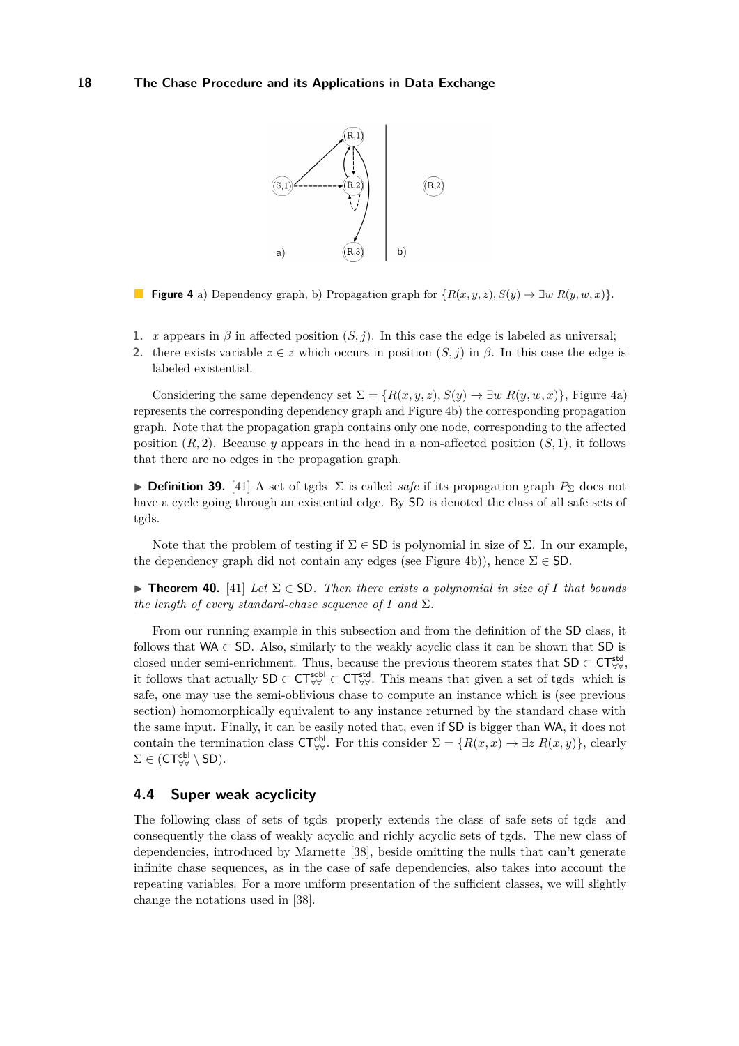**Figure 4** a) Dependency graph, b) Propagation graph for $\{R(x, y, z), S(y) \to \exists w\ R(y, w, x)\}$.

1. $x$ appears in $\beta$ in affected position $(S, j)$. In this case the edge is labeled as universal;
2. there exists variable $z \in \bar{z}$ which occurs in position $(S, j)$ in $\beta$. In this case the edge is labeled existential.

Considering the same dependency set $\Sigma = \{R(x, y, z), S(y) \to \exists w\ R(y, w, x)\}$, Figure 4a) represents the corresponding dependency graph and Figure 4b) the corresponding propagation graph. Note that the propagation graph contains only one node, corresponding to the affected position $(R, 2)$. Because $y$ appears in the head in a non-affected position $(S, 1)$, it follows that there are no edges in the propagation graph.

▶ **Definition 39.** [41] A set of tgds $\Sigma$ is called *safe* if its propagation graph $P_\Sigma$ does not have a cycle going through an existential edge. By SD is denoted the class of all safe sets of tgds.

Note that the problem of testing if $\Sigma \in \mathsf{SD}$ is polynomial in size of $\Sigma$. In our example, the dependency graph did not contain any edges (see Figure 4b)), hence $\Sigma \in \mathsf{SD}$.

▶ **Theorem 40.** [41] *Let $\Sigma \in \mathsf{SD}$. Then there exists a polynomial in size of $I$ that bounds the length of every standard-chase sequence of $I$ and $\Sigma$.*

From our running example in this subsection and from the definition of the SD class, it follows that $\mathsf{WA} \subset \mathsf{SD}$. Also, similarly to the weakly acyclic class it can be shown that SD is closed under semi-enrichment. Thus, because the previous theorem states that $\mathsf{SD} \subset \mathsf{CT}^{\mathsf{std}}_{\forall\forall}$, it follows that actually $\mathsf{SD} \subset \mathsf{CT}^{\mathsf{sobl}}_{\forall\forall} \subset \mathsf{CT}^{\mathsf{std}}_{\forall\forall}$. This means that given a set of tgds which is safe, one may use the semi-oblivious chase to compute an instance which is (see previous section) homomorphically equivalent to any instance returned by the standard chase with the same input. Finally, it can be easily noted that, even if SD is bigger than WA, it does not contain the termination class $\mathsf{CT}^{\mathsf{obl}}_{\forall\forall}$. For this consider $\Sigma = \{R(x, x) \to \exists z\ R(x, y)\}$, clearly $\Sigma \in (\mathsf{CT}^{\mathsf{obl}}_{\forall\forall} \setminus \mathsf{SD})$.

## 4.4 Super weak acyclicity

The following class of sets of tgds properly extends the class of safe sets of tgds and consequently the class of weakly acyclic and richly acyclic sets of tgds. The new class of dependencies, introduced by Marnette [38], beside omitting the nulls that can't generate infinite chase sequences, as in the case of safe dependencies, also takes into account the repeating variables. For a more uniform presentation of the sufficient classes, we will slightly change the notations used in [38].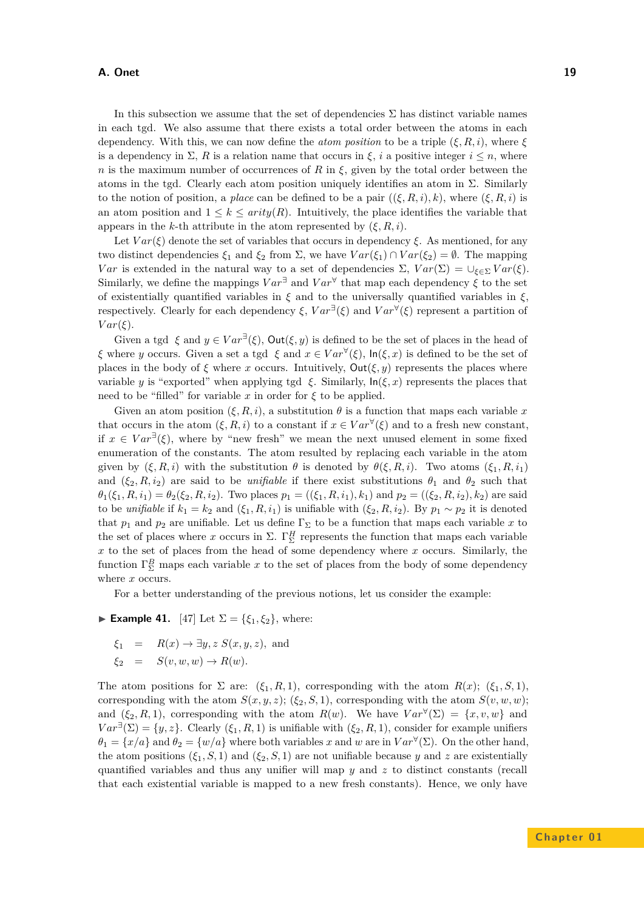In this subsection we assume that the set of dependencies $\Sigma$ has distinct variable names in each tgd. We also assume that there exists a total order between the atoms in each dependency. With this, we can now define the *atom position* to be a triple $(\xi, R, i)$, where $\xi$ is a dependency in $\Sigma$, $R$ is a relation name that occurs in $\xi$, $i$ a positive integer $i \leq n$, where $n$ is the maximum number of occurrences of $R$ in $\xi$, given by the total order between the atoms in the tgd. Clearly each atom position uniquely identifies an atom in $\Sigma$. Similarly to the notion of position, a *place* can be defined to be a pair $((\xi, R, i), k)$, where $(\xi, R, i)$ is an atom position and $1 \leq k \leq arity(R)$. Intuitively, the place identifies the variable that appears in the $k$-th attribute in the atom represented by $(\xi, R, i)$.

Let $Var(\xi)$ denote the set of variables that occurs in dependency $\xi$. As mentioned, for any two distinct dependencies $\xi_1$ and $\xi_2$ from $\Sigma$, we have $Var(\xi_1) \cap Var(\xi_2) = \emptyset$. The mapping $Var$ is extended in the natural way to a set of dependencies $\Sigma$, $Var(\Sigma) = \cup_{\xi \in \Sigma} Var(\xi)$. Similarly, we define the mappings $Var^{\exists}$ and $Var^{\forall}$ that map each dependency $\xi$ to the set of existentially quantified variables in $\xi$ and to the universally quantified variables in $\xi$, respectively. Clearly for each dependency $\xi$, $Var^{\exists}(\xi)$ and $Var^{\forall}(\xi)$ represent a partition of $Var(\xi)$.

Given a tgd $\xi$ and $y \in Var^{\exists}(\xi)$, $\mathsf{Out}(\xi, y)$ is defined to be the set of places in the head of $\xi$ where $y$ occurs. Given a set a tgd $\xi$ and $x \in Var^{\forall}(\xi)$, $\mathsf{In}(\xi, x)$ is defined to be the set of places in the body of $\xi$ where $x$ occurs. Intuitively, $\mathsf{Out}(\xi, y)$ represents the places where variable $y$ is "exported" when applying tgd $\xi$. Similarly, $\mathsf{In}(\xi, x)$ represents the places that need to be "filled" for variable $x$ in order for $\xi$ to be applied.

Given an atom position $(\xi, R, i)$, a substitution $\theta$ is a function that maps each variable $x$ that occurs in the atom $(\xi, R, i)$ to a constant if $x \in Var^{\forall}(\xi)$ and to a fresh new constant, if $x \in Var^{\exists}(\xi)$, where by "new fresh" we mean the next unused element in some fixed enumeration of the constants. The atom resulted by replacing each variable in the atom given by $(\xi, R, i)$ with the substitution $\theta$ is denoted by $\theta(\xi, R, i)$. Two atoms $(\xi_1, R, i_1)$ and $(\xi_2, R, i_2)$ are said to be *unifiable* if there exist substitutions $\theta_1$ and $\theta_2$ such that $\theta_1(\xi_1, R, i_1) = \theta_2(\xi_2, R, i_2)$. Two places $p_1 = ((\xi_1, R, i_1), k_1)$ and $p_2 = ((\xi_2, R, i_2), k_2)$ are said to be *unifiable* if $k_1 = k_2$ and $(\xi_1, R, i_1)$ is unifiable with $(\xi_2, R, i_2)$. By $p_1 \sim p_2$ it is denoted that $p_1$ and $p_2$ are unifiable. Let us define $\Gamma_\Sigma$ to be a function that maps each variable $x$ to the set of places where $x$ occurs in $\Sigma$. $\Gamma_\Sigma^H$ represents the function that maps each variable $x$ to the set of places from the head of some dependency where $x$ occurs. Similarly, the function $\Gamma_\Sigma^B$ maps each variable $x$ to the set of places from the body of some dependency where $x$ occurs.

For a better understanding of the previous notions, let us consider the example:

▶ **Example 41.** [47] Let $\Sigma = \{\xi_1, \xi_2\}$, where:

$$\xi_1 = R(x) \to \exists y, z\; S(x, y, z), \text{ and}$$
$$\xi_2 = S(v, w, w) \to R(w).$$

The atom positions for $\Sigma$ are: $(\xi_1, R, 1)$, corresponding with the atom $R(x)$; $(\xi_1, S, 1)$, corresponding with the atom $S(x, y, z)$; $(\xi_2, S, 1)$, corresponding with the atom $S(v, w, w)$; and $(\xi_2, R, 1)$, corresponding with the atom $R(w)$. We have $Var^{\forall}(\Sigma) = \{x, v, w\}$ and $Var^{\exists}(\Sigma) = \{y, z\}$. Clearly $(\xi_1, R, 1)$ is unifiable with $(\xi_2, R, 1)$, consider for example unifiers $\theta_1 = \{x/a\}$ and $\theta_2 = \{w/a\}$ where both variables $x$ and $w$ are in $Var^{\forall}(\Sigma)$. On the other hand, the atom positions $(\xi_1, S, 1)$ and $(\xi_2, S, 1)$ are not unifiable because $y$ and $z$ are existentially quantified variables and thus any unifier will map $y$ and $z$ to distinct constants (recall that each existential variable is mapped to a new fresh constants). Hence, we only have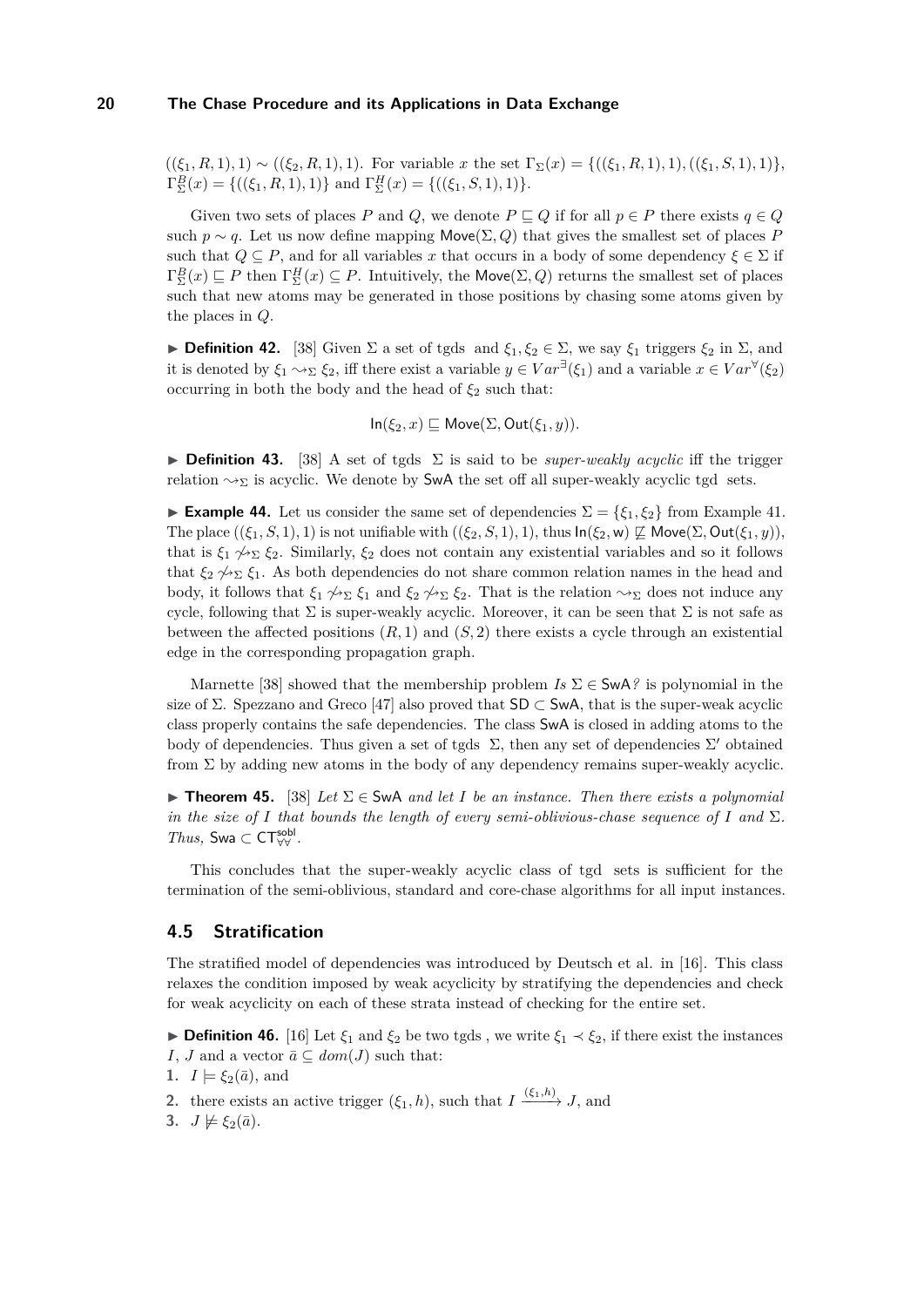$((\xi_1, R, 1), 1) \sim ((\xi_2, R, 1), 1)$. For variable $x$ the set $\Gamma_\Sigma(x) = \{((\xi_1, R, 1), 1), ((\xi_1, S, 1), 1)\}$, $\Gamma^B_\Sigma(x) = \{((\xi_1, R, 1), 1)\}$ and $\Gamma^H_\Sigma(x) = \{((\xi_1, S, 1), 1)\}$.

Given two sets of places $P$ and $Q$, we denote $P \sqsubseteq Q$ if for all $p \in P$ there exists $q \in Q$ such $p \sim q$. Let us now define mapping $\mathsf{Move}(\Sigma, Q)$ that gives the smallest set of places $P$ such that $Q \subseteq P$, and for all variables $x$ that occurs in a body of some dependency $\xi \in \Sigma$ if $\Gamma^B_\Sigma(x) \sqsubseteq P$ then $\Gamma^H_\Sigma(x) \subseteq P$. Intuitively, the $\mathsf{Move}(\Sigma, Q)$ returns the smallest set of places such that new atoms may be generated in those positions by chasing some atoms given by the places in $Q$.

► **Definition 42.** [38] Given $\Sigma$ a set of tgds and $\xi_1, \xi_2 \in \Sigma$, we say $\xi_1$ triggers $\xi_2$ in $\Sigma$, and it is denoted by $\xi_1 \rightsquigarrow_\Sigma \xi_2$, iff there exist a variable $y \in Var^\exists(\xi_1)$ and a variable $x \in Var^\forall(\xi_2)$ occurring in both the body and the head of $\xi_2$ such that:

$$\mathsf{In}(\xi_2, x) \sqsubseteq \mathsf{Move}(\Sigma, \mathsf{Out}(\xi_1, y)).$$

► **Definition 43.** [38] A set of tgds $\Sigma$ is said to be *super-weakly acyclic* iff the trigger relation $\rightsquigarrow_\Sigma$ is acyclic. We denote by $\mathsf{SwA}$ the set off all super-weakly acyclic tgd sets.

► **Example 44.** Let us consider the same set of dependencies $\Sigma = \{\xi_1, \xi_2\}$ from Example 41. The place $((\xi_1, S, 1), 1)$ is not unifiable with $((\xi_2, S, 1), 1)$, thus $\mathsf{In}(\xi_2, \mathsf{w}) \not\sqsubseteq \mathsf{Move}(\Sigma, \mathsf{Out}(\xi_1, y))$, that is $\xi_1 \not\rightsquigarrow_\Sigma \xi_2$. Similarly, $\xi_2$ does not contain any existential variables and so it follows that $\xi_2 \not\rightsquigarrow_\Sigma \xi_1$. As both dependencies do not share common relation names in the head and body, it follows that $\xi_1 \not\rightsquigarrow_\Sigma \xi_1$ and $\xi_2 \not\rightsquigarrow_\Sigma \xi_2$. That is the relation $\rightsquigarrow_\Sigma$ does not induce any cycle, following that $\Sigma$ is super-weakly acyclic. Moreover, it can be seen that $\Sigma$ is not safe as between the affected positions $(R, 1)$ and $(S, 2)$ there exists a cycle through an existential edge in the corresponding propagation graph.

Marnette [38] showed that the membership problem *Is* $\Sigma \in \mathsf{SwA}$*?* is polynomial in the size of $\Sigma$. Spezzano and Greco [47] also proved that $\mathsf{SD} \subset \mathsf{SwA}$, that is the super-weak acyclic class properly contains the safe dependencies. The class $\mathsf{SwA}$ is closed in adding atoms to the body of dependencies. Thus given a set of tgds $\Sigma$, then any set of dependencies $\Sigma'$ obtained from $\Sigma$ by adding new atoms in the body of any dependency remains super-weakly acyclic.

► **Theorem 45.** [38] *Let $\Sigma \in \mathsf{SwA}$ and let $I$ be an instance. Then there exists a polynomial in the size of $I$ that bounds the length of every semi-oblivious-chase sequence of $I$ and $\Sigma$. Thus,* $\mathsf{Swa} \subset \mathsf{CT}^{\mathsf{sobl}}_{\forall\forall}$.

This concludes that the super-weakly acyclic class of tgd sets is sufficient for the termination of the semi-oblivious, standard and core-chase algorithms for all input instances.

## 4.5 Stratification

The stratified model of dependencies was introduced by Deutsch et al. in [16]. This class relaxes the condition imposed by weak acyclicity by stratifying the dependencies and check for weak acyclicity on each of these strata instead of checking for the entire set.

► **Definition 46.** [16] Let $\xi_1$ and $\xi_2$ be two tgds , we write $\xi_1 \prec \xi_2$, if there exist the instances $I$, $J$ and a vector $\bar{a} \subseteq dom(J)$ such that:

1. $I \models \xi_2(\bar{a})$, and
2. there exists an active trigger $(\xi_1, h)$, such that $I \xrightarrow{(\xi_1, h)} J$, and
3. $J \not\models \xi_2(\bar{a})$.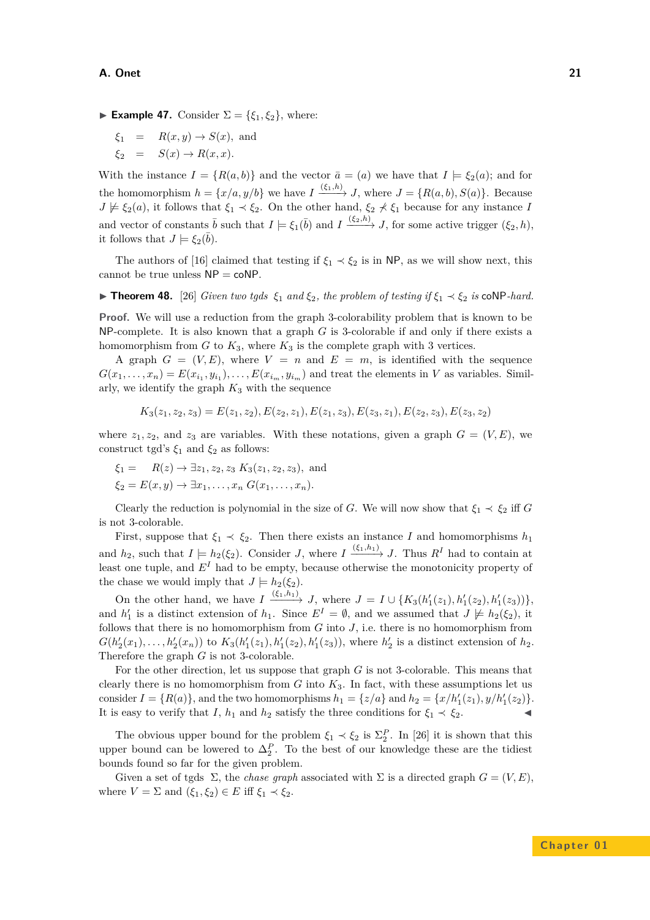▶ **Example 47.** Consider $\Sigma = \{\xi_1, \xi_2\}$, where:

$$\xi_1 \quad = \quad R(x, y) \to S(x), \text{ and}$$
$$\xi_2 \quad = \quad S(x) \to R(x, x).$$

With the instance $I = \{R(a, b)\}$ and the vector $\bar{a} = (a)$ we have that $I \models \xi_2(a)$; and for the homomorphism $h = \{x/a, y/b\}$ we have $I \xrightarrow{(\xi_1,h)} J$, where $J = \{R(a, b), S(a)\}$. Because $J \not\models \xi_2(a)$, it follows that $\xi_1 \prec \xi_2$. On the other hand, $\xi_2 \not\prec \xi_1$ because for any instance $I$ and vector of constants $\bar{b}$ such that $I \models \xi_1(\bar{b})$ and $I \xrightarrow{(\xi_2,h)} J$, for some active trigger $(\xi_2, h)$, it follows that $J \models \xi_2(\bar{b})$.

The authors of [16] claimed that testing if $\xi_1 \prec \xi_2$ is in NP, as we will show next, this cannot be true unless NP = coNP.

▶ **Theorem 48.** [26] *Given two tgds $\xi_1$ and $\xi_2$, the problem of testing if $\xi_1 \prec \xi_2$ is* coNP*-hard.*

**Proof.** We will use a reduction from the graph 3-colorability problem that is known to be NP-complete. It is also known that a graph $G$ is 3-colorable if and only if there exists a homomorphism from $G$ to $K_3$, where $K_3$ is the complete graph with 3 vertices.

A graph $G = (V, E)$, where $V = n$ and $E = m$, is identified with the sequence $G(x_1, \ldots, x_n) = E(x_{i_1}, y_{i_1}), \ldots, E(x_{i_m}, y_{i_m})$ and treat the elements in $V$ as variables. Similarly, we identify the graph $K_3$ with the sequence

$$K_3(z_1, z_2, z_3) = E(z_1, z_2), E(z_2, z_1), E(z_1, z_3), E(z_3, z_1), E(z_2, z_3), E(z_3, z_2)$$

where $z_1$, $z_2$, and $z_3$ are variables. With these notations, given a graph $G = (V, E)$, we construct tgd's $\xi_1$ and $\xi_2$ as follows:

$$\xi_1 = \quad R(z) \to \exists z_1, z_2, z_3 \; K_3(z_1, z_2, z_3), \text{ and}$$
$$\xi_2 = E(x, y) \to \exists x_1, \ldots, x_n \; G(x_1, \ldots, x_n).$$

Clearly the reduction is polynomial in the size of $G$. We will now show that $\xi_1 \prec \xi_2$ iff $G$ is not 3-colorable.

First, suppose that $\xi_1 \prec \xi_2$. Then there exists an instance $I$ and homomorphisms $h_1$ and $h_2$, such that $I \models h_2(\xi_2)$. Consider $J$, where $I \xrightarrow{(\xi_1,h_1)} J$. Thus $R^I$ had to contain at least one tuple, and $E^I$ had to be empty, because otherwise the monotonicity property of the chase we would imply that $J \models h_2(\xi_2)$.

On the other hand, we have $I \xrightarrow{(\xi_1,h_1)} J$, where $J = I \cup \{K_3(h_1'(z_1), h_1'(z_2), h_1'(z_3))\}$, and $h_1'$ is a distinct extension of $h_1$. Since $E^I = \emptyset$, and we assumed that $J \not\models h_2(\xi_2)$, it follows that there is no homomorphism from $G$ into $J$, i.e. there is no homomorphism from $G(h_2'(x_1), \ldots, h_2'(x_n))$ to $K_3(h_1'(z_1), h_1'(z_2), h_1'(z_3))$, where $h_2'$ is a distinct extension of $h_2$. Therefore the graph $G$ is not 3-colorable.

For the other direction, let us suppose that graph $G$ is not 3-colorable. This means that clearly there is no homomorphism from $G$ into $K_3$. In fact, with these assumptions let us consider $I = \{R(a)\}$, and the two homomorphisms $h_1 = \{z/a\}$ and $h_2 = \{x/h_1'(z_1), y/h_1'(z_2)\}$. It is easy to verify that $I$, $h_1$ and $h_2$ satisfy the three conditions for $\xi_1 \prec \xi_2$. ◀

The obvious upper bound for the problem $\xi_1 \prec \xi_2$ is $\Sigma_2^P$. In [26] it is shown that this upper bound can be lowered to $\Delta_2^P$. To the best of our knowledge these are the tidiest bounds found so far for the given problem.

Given a set of tgds $\Sigma$, the *chase graph* associated with $\Sigma$ is a directed graph $G = (V, E)$, where $V = \Sigma$ and $(\xi_1, \xi_2) \in E$ iff $\xi_1 \prec \xi_2$.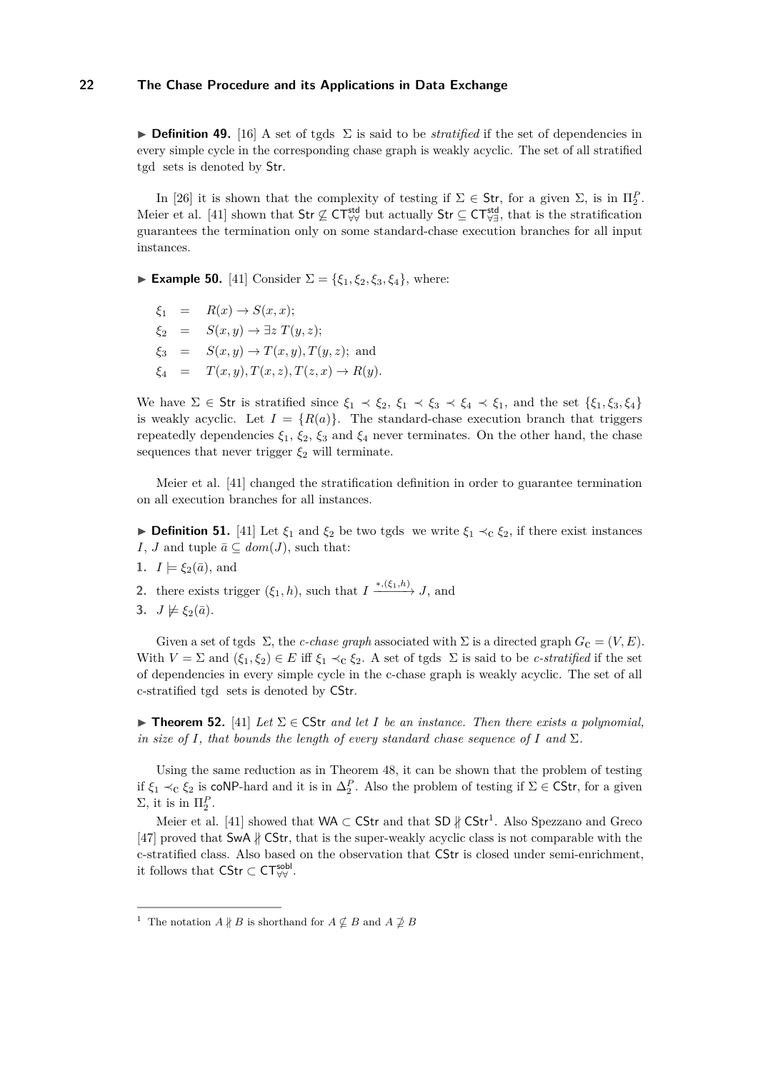▶ **Definition 49.** [16] A set of tgds $\Sigma$ is said to be *stratified* if the set of dependencies in every simple cycle in the corresponding chase graph is weakly acyclic. The set of all stratified tgd sets is denoted by $\mathsf{Str}$.

In [26] it is shown that the complexity of testing if $\Sigma \in \mathsf{Str}$, for a given $\Sigma$, is in $\Pi_2^P$. Meier et al. [41] shown that $\mathsf{Str} \not\subseteq \mathsf{CT}^{\mathsf{std}}_{\forall\forall}$ but actually $\mathsf{Str} \subseteq \mathsf{CT}^{\mathsf{std}}_{\forall\exists}$, that is the stratification guarantees the termination only on some standard-chase execution branches for all input instances.

▶ **Example 50.** [41] Consider $\Sigma = \{\xi_1, \xi_2, \xi_3, \xi_4\}$, where:

$$
\begin{aligned}
\xi_1 &= R(x) \rightarrow S(x, x); \\
\xi_2 &= S(x, y) \rightarrow \exists z\, T(y, z); \\
\xi_3 &= S(x, y) \rightarrow T(x, y), T(y, z); \text{ and} \\
\xi_4 &= T(x, y), T(x, z), T(z, x) \rightarrow R(y).
\end{aligned}
$$

We have $\Sigma \in \mathsf{Str}$ is stratified since $\xi_1 \prec \xi_2$, $\xi_1 \prec \xi_3 \prec \xi_4 \prec \xi_1$, and the set $\{\xi_1, \xi_3, \xi_4\}$ is weakly acyclic. Let $I = \{R(a)\}$. The standard-chase execution branch that triggers repeatedly dependencies $\xi_1$, $\xi_2$, $\xi_3$ and $\xi_4$ never terminates. On the other hand, the chase sequences that never trigger $\xi_2$ will terminate.

Meier et al. [41] changed the stratification definition in order to guarantee termination on all execution branches for all instances.

▶ **Definition 51.** [41] Let $\xi_1$ and $\xi_2$ be two tgds we write $\xi_1 \prec_{\mathrm{c}} \xi_2$, if there exist instances $I$, $J$ and tuple $\bar{a} \subseteq dom(J)$, such that:

1. $I \models \xi_2(\bar{a})$, and
2. there exists trigger $(\xi_1, h)$, such that $I \xrightarrow{*,(\xi_1,h)} J$, and
3. $J \not\models \xi_2(\bar{a})$.

Given a set of tgds $\Sigma$, the *c-chase graph* associated with $\Sigma$ is a directed graph $G_{\mathrm{C}} = (V, E)$. With $V = \Sigma$ and $(\xi_1, \xi_2) \in E$ iff $\xi_1 \prec_{\mathrm{c}} \xi_2$. A set of tgds $\Sigma$ is said to be *c-stratified* if the set of dependencies in every simple cycle in the c-chase graph is weakly acyclic. The set of all c-stratified tgd sets is denoted by $\mathsf{CStr}$.

▶ **Theorem 52.** [41] *Let $\Sigma \in \mathsf{CStr}$ and let $I$ be an instance. Then there exists a polynomial, in size of $I$, that bounds the length of every standard chase sequence of $I$ and $\Sigma$.*

Using the same reduction as in Theorem 48, it can be shown that the problem of testing if $\xi_1 \prec_{\mathrm{c}} \xi_2$ is coNP-hard and it is in $\Delta_2^P$. Also the problem of testing if $\Sigma \in \mathsf{CStr}$, for a given $\Sigma$, it is in $\Pi_2^P$.

Meier et al. [41] showed that $\mathsf{WA} \subset \mathsf{CStr}$ and that $\mathsf{SD} \not\parallel \mathsf{CStr}$[1]. Also Spezzano and Greco [47] proved that $\mathsf{SwA} \not\parallel \mathsf{CStr}$, that is the super-weakly acyclic class is not comparable with the c-stratified class. Also based on the observation that $\mathsf{CStr}$ is closed under semi-enrichment, it follows that $\mathsf{CStr} \subset \mathsf{CT}^{\mathsf{sobl}}_{\forall\forall}$.

---

[1] The notation $A \not\parallel B$ is shorthand for $A \not\subseteq B$ and $A \not\supseteq B$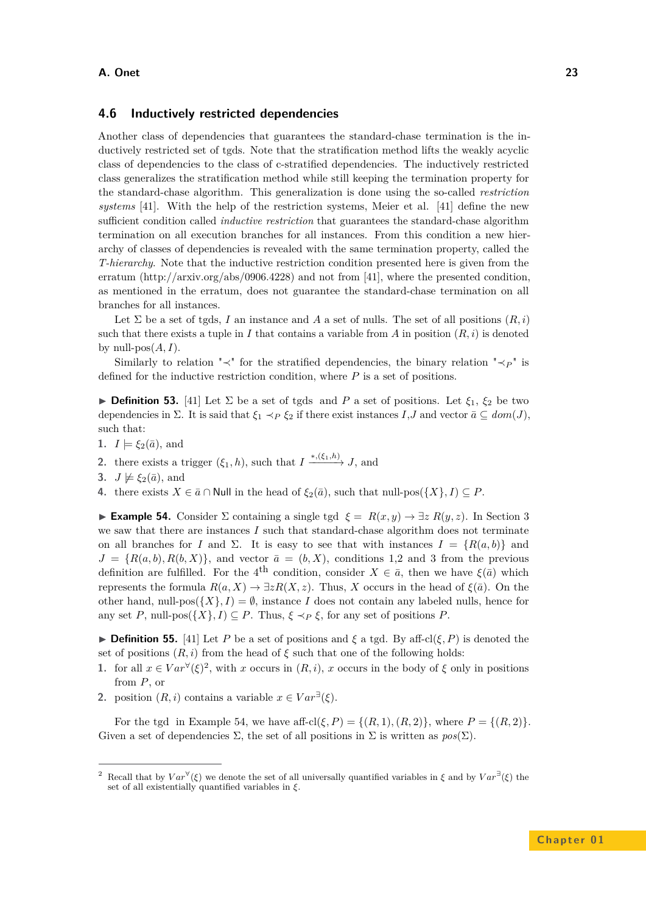## 4.6 Inductively restricted dependencies

Another class of dependencies that guarantees the standard-chase termination is the inductively restricted set of tgds. Note that the stratification method lifts the weakly acyclic class of dependencies to the class of c-stratified dependencies. The inductively restricted class generalizes the stratification method while still keeping the termination property for the standard-chase algorithm. This generalization is done using the so-called *restriction systems* [41]. With the help of the restriction systems, Meier et al. [41] define the new sufficient condition called *inductive restriction* that guarantees the standard-chase algorithm termination on all execution branches for all instances. From this condition a new hierarchy of classes of dependencies is revealed with the same termination property, called the *T-hierarchy*. Note that the inductive restriction condition presented here is given from the erratum (http://arxiv.org/abs/0906.4228) and not from [41], where the presented condition, as mentioned in the erratum, does not guarantee the standard-chase termination on all branches for all instances.

Let $\Sigma$ be a set of tgds, $I$ an instance and $A$ a set of nulls. The set of all positions $(R, i)$ such that there exists a tuple in $I$ that contains a variable from $A$ in position $(R, i)$ is denoted by null-pos$(A, I)$.

Similarly to relation "$\prec$" for the stratified dependencies, the binary relation "$\prec_P$" is defined for the inductive restriction condition, where $P$ is a set of positions.

▶ **Definition 53.** [41] Let $\Sigma$ be a set of tgds and $P$ a set of positions. Let $\xi_1$, $\xi_2$ be two dependencies in $\Sigma$. It is said that $\xi_1 \prec_P \xi_2$ if there exist instances $I$,$J$ and vector $\bar{a} \subseteq dom(J)$, such that:

1. $I \models \xi_2(\bar{a})$, and
2. there exists a trigger $(\xi_1, h)$, such that $I \xrightarrow{*,(\xi_1,h)} J$, and
3. $J \not\models \xi_2(\bar{a})$, and
4. there exists $X \in \bar{a} \cap \mathsf{Null}$ in the head of $\xi_2(\bar{a})$, such that null-pos$(\{X\}, I) \subseteq P$.

▶ **Example 54.** Consider $\Sigma$ containing a single tgd $\xi = R(x, y) \to \exists z\ R(y, z)$. In Section 3 we saw that there are instances $I$ such that standard-chase algorithm does not terminate on all branches for $I$ and $\Sigma$. It is easy to see that with instances $I = \{R(a, b)\}$ and $J = \{R(a, b), R(b, X)\}$, and vector $\bar{a} = (b, X)$, conditions 1,2 and 3 from the previous definition are fulfilled. For the $4^{\text{th}}$ condition, consider $X \in \bar{a}$, then we have $\xi(\bar{a})$ which represents the formula $R(a, X) \to \exists z R(X, z)$. Thus, $X$ occurs in the head of $\xi(\bar{a})$. On the other hand, null-pos$(\{X\}, I) = \emptyset$, instance $I$ does not contain any labeled nulls, hence for any set $P$, null-pos$(\{X\}, I) \subseteq P$. Thus, $\xi \prec_P \xi$, for any set of positions $P$.

▶ **Definition 55.** [41] Let $P$ be a set of positions and $\xi$ a tgd. By aff-cl$(\xi, P)$ is denoted the set of positions $(R, i)$ from the head of $\xi$ such that one of the following holds:

1. for all $x \in Var^{\forall}(\xi)$[2], with $x$ occurs in $(R, i)$, $x$ occurs in the body of $\xi$ only in positions from $P$, or
2. position $(R, i)$ contains a variable $x \in Var^{\exists}(\xi)$.

For the tgd in Example 54, we have aff-cl$(\xi, P) = \{(R, 1), (R, 2)\}$, where $P = \{(R, 2)\}$. Given a set of dependencies $\Sigma$, the set of all positions in $\Sigma$ is written as $pos(\Sigma)$.

---

[2] Recall that by $Var^{\forall}(\xi)$ we denote the set of all universally quantified variables in $\xi$ and by $Var^{\exists}(\xi)$ the set of all existentially quantified variables in $\xi$.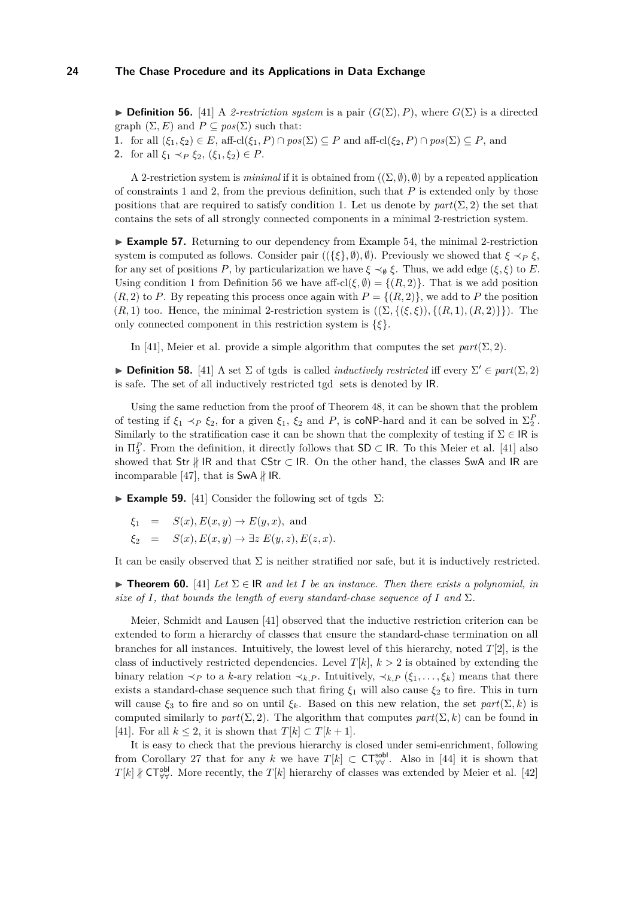▶ **Definition 56.** [41] A *2-restriction system* is a pair $(G(\Sigma), P)$, where $G(\Sigma)$ is a directed graph $(\Sigma, E)$ and $P \subseteq pos(\Sigma)$ such that:

1. for all $(\xi_1, \xi_2) \in E$, aff-cl$(\xi_1, P) \cap pos(\Sigma) \subseteq P$ and aff-cl$(\xi_2, P) \cap pos(\Sigma) \subseteq P$, and
2. for all $\xi_1 \prec_P \xi_2$, $(\xi_1, \xi_2) \in P$.

A 2-restriction system is *minimal* if it is obtained from $((\Sigma, \emptyset), \emptyset)$ by a repeated application of constraints 1 and 2, from the previous definition, such that $P$ is extended only by those positions that are required to satisfy condition 1. Let us denote by $part(\Sigma, 2)$ the set that contains the sets of all strongly connected components in a minimal 2-restriction system.

▶ **Example 57.** Returning to our dependency from Example 54, the minimal 2-restriction system is computed as follows. Consider pair $((\{\xi\}, \emptyset), \emptyset)$. Previously we showed that $\xi \prec_P \xi$, for any set of positions $P$, by particularization we have $\xi \prec_\emptyset \xi$. Thus, we add edge $(\xi, \xi)$ to $E$. Using condition 1 from Definition 56 we have aff-cl$(\xi, \emptyset) = \{(R, 2)\}$. That is we add position $(R, 2)$ to $P$. By repeating this process once again with $P = \{(R, 2)\}$, we add to $P$ the position $(R, 1)$ too. Hence, the minimal 2-restriction system is $((\Sigma, \{(\xi, \xi)), \{(R, 1), (R, 2)\}\})$. The only connected component in this restriction system is $\{\xi\}$.

In [41], Meier et al. provide a simple algorithm that computes the set $part(\Sigma, 2)$.

▶ **Definition 58.** [41] A set $\Sigma$ of tgds is called *inductively restricted* iff every $\Sigma' \in part(\Sigma, 2)$ is safe. The set of all inductively restricted tgd sets is denoted by IR.

Using the same reduction from the proof of Theorem 48, it can be shown that the problem of testing if $\xi_1 \prec_P \xi_2$, for a given $\xi_1$, $\xi_2$ and $P$, is coNP-hard and it can be solved in $\Sigma_2^P$. Similarly to the stratification case it can be shown that the complexity of testing if $\Sigma \in$ IR is in $\Pi_3^P$. From the definition, it directly follows that SD $\subset$ IR. To this Meier et al. [41] also showed that Str $\nparallel$ IR and that CStr $\subset$ IR. On the other hand, the classes SwA and IR are incomparable [47], that is SwA $\nparallel$ IR.

▶ **Example 59.** [41] Consider the following set of tgds $\Sigma$:

$$\xi_1 \;=\; S(x), E(x, y) \to E(y, x), \text{ and}$$
$$\xi_2 \;=\; S(x), E(x, y) \to \exists z\; E(y, z), E(z, x).$$

It can be easily observed that $\Sigma$ is neither stratified nor safe, but it is inductively restricted.

▶ **Theorem 60.** [41] *Let $\Sigma \in$ IR and let $I$ be an instance. Then there exists a polynomial, in size of $I$, that bounds the length of every standard-chase sequence of $I$ and $\Sigma$.*

Meier, Schmidt and Lausen [41] observed that the inductive restriction criterion can be extended to form a hierarchy of classes that ensure the standard-chase termination on all branches for all instances. Intuitively, the lowest level of this hierarchy, noted $T[2]$, is the class of inductively restricted dependencies. Level $T[k]$, $k > 2$ is obtained by extending the binary relation $\prec_P$ to a $k$-ary relation $\prec_{k,P}$. Intuitively, $\prec_{k,P}(\xi_1, \ldots, \xi_k)$ means that there exists a standard-chase sequence such that firing $\xi_1$ will also cause $\xi_2$ to fire. This in turn will cause $\xi_3$ to fire and so on until $\xi_k$. Based on this new relation, the set $part(\Sigma, k)$ is computed similarly to $part(\Sigma, 2)$. The algorithm that computes $part(\Sigma, k)$ can be found in [41]. For all $k \leq 2$, it is shown that $T[k] \subset T[k+1]$.

It is easy to check that the previous hierarchy is closed under semi-enrichment, following from Corollary 27 that for any $k$ we have $T[k] \subset \mathsf{CT}^{\mathsf{sobl}}_{\forall\forall}$. Also in [44] it is shown that $T[k] \nparallel \mathsf{CT}^{\mathsf{obl}}_{\forall\forall}$. More recently, the $T[k]$ hierarchy of classes was extended by Meier et al. [42]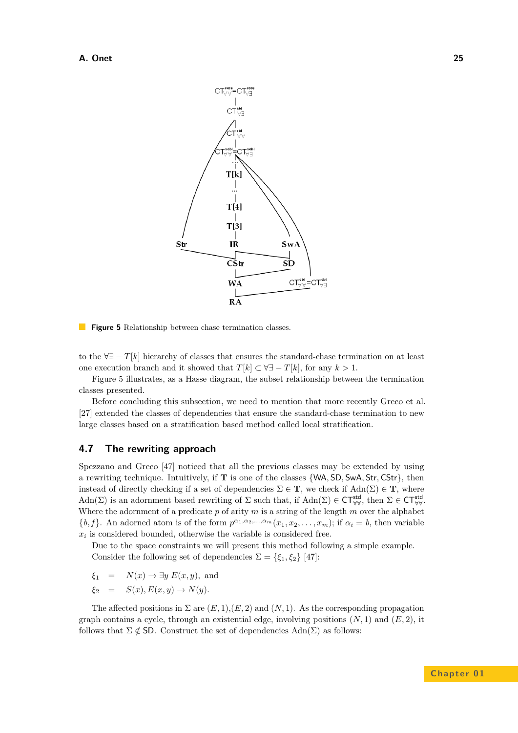**Figure 5** Relationship between chase termination classes.

to the $\forall\exists - T[k]$ hierarchy of classes that ensures the standard-chase termination on at least one execution branch and it showed that $T[k] \subset \forall\exists - T[k]$, for any $k > 1$.

Figure 5 illustrates, as a Hasse diagram, the subset relationship between the termination classes presented.

Before concluding this subsection, we need to mention that more recently Greco et al. [27] extended the classes of dependencies that ensure the standard-chase termination to new large classes based on a stratification based method called local stratification.

## 4.7 The rewriting approach

Spezzano and Greco [47] noticed that all the previous classes may be extended by using a rewriting technique. Intuitively, if $\mathbf{T}$ is one of the classes $\{\mathsf{WA}, \mathsf{SD}, \mathsf{SwA}, \mathsf{Str}, \mathsf{CStr}\}$, then instead of directly checking if a set of dependencies $\Sigma \in \mathbf{T}$, we check if $\mathrm{Adn}(\Sigma) \in \mathbf{T}$, where $\mathrm{Adn}(\Sigma)$ is an adornment based rewriting of $\Sigma$ such that, if $\mathrm{Adn}(\Sigma) \in \mathsf{CT}^{\mathsf{std}}_{\forall\forall}$, then $\Sigma \in \mathsf{CT}^{\mathsf{std}}_{\forall\forall}$. Where the adornment of a predicate $p$ of arity $m$ is a string of the length $m$ over the alphabet $\{b, f\}$. An adorned atom is of the form $p^{\alpha_1,\alpha_2,\ldots,\alpha_m}(x_1, x_2, \ldots, x_m)$; if $\alpha_i = b$, then variable $x_i$ is considered bounded, otherwise the variable is considered free.

Due to the space constraints we will present this method following a simple example. Consider the following set of dependencies $\Sigma = \{\xi_1, \xi_2\}$ [47]:

$$\begin{aligned}
\xi_1 &= N(x) \rightarrow \exists y\ E(x, y), \text{ and} \\
\xi_2 &= S(x), E(x, y) \rightarrow N(y).
\end{aligned}$$

The affected positions in $\Sigma$ are $(E, 1)$,$(E, 2)$ and $(N, 1)$. As the corresponding propagation graph contains a cycle, through an existential edge, involving positions $(N, 1)$ and $(E, 2)$, it follows that $\Sigma \notin \mathsf{SD}$. Construct the set of dependencies $\mathrm{Adn}(\Sigma)$ as follows: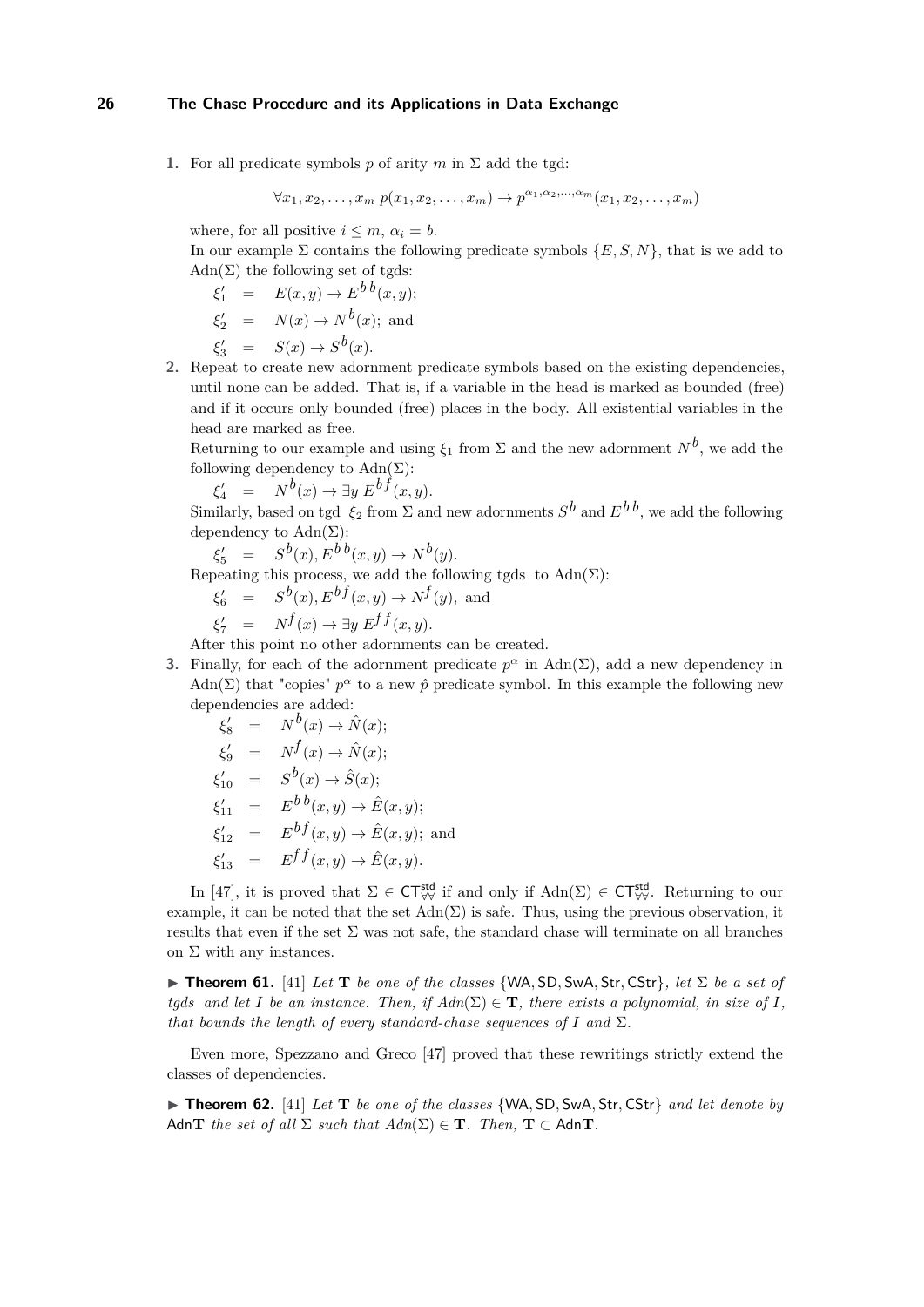1. For all predicate symbols $p$ of arity $m$ in $\Sigma$ add the tgd:

   $$\forall x_1, x_2, \ldots, x_m \; p(x_1, x_2, \ldots, x_m) \rightarrow p^{\alpha_1, \alpha_2, \ldots, \alpha_m}(x_1, x_2, \ldots, x_m)$$

   where, for all positive $i \leq m$, $\alpha_i = b$.
   
   In our example $\Sigma$ contains the following predicate symbols $\{E, S, N\}$, that is we add to $\text{Adn}(\Sigma)$ the following set of tgds:

   $\xi'_1 \;=\; E(x, y) \rightarrow E^{b\,b}(x, y);$

   $\xi'_2 \;=\; N(x) \rightarrow N^{b}(x);$ and

   $\xi'_3 \;=\; S(x) \rightarrow S^{b}(x).$

2. Repeat to create new adornment predicate symbols based on the existing dependencies, until none can be added. That is, if a variable in the head is marked as bounded (free) and if it occurs only bounded (free) places in the body. All existential variables in the head are marked as free.
   
   Returning to our example and using $\xi_1$ from $\Sigma$ and the new adornment $N^b$, we add the following dependency to $\text{Adn}(\Sigma)$:

   $\xi'_4 \;=\; N^{b}(x) \rightarrow \exists y \; E^{b\,f}(x, y).$

   Similarly, based on tgd $\xi_2$ from $\Sigma$ and new adornments $S^b$ and $E^{b\,b}$, we add the following dependency to $\text{Adn}(\Sigma)$:

   $\xi'_5 \;=\; S^{b}(x), E^{b\,b}(x, y) \rightarrow N^{b}(y).$

   Repeating this process, we add the following tgds to $\text{Adn}(\Sigma)$:

   $\xi'_6 \;=\; S^{b}(x), E^{b\,f}(x, y) \rightarrow N^{f}(y),$ and

   $\xi'_7 \;=\; N^{f}(x) \rightarrow \exists y \; E^{f\,f}(x, y).$

   After this point no other adornments can be created.

3. Finally, for each of the adornment predicate $p^\alpha$ in $\text{Adn}(\Sigma)$, add a new dependency in $\text{Adn}(\Sigma)$ that "copies" $p^\alpha$ to a new $\hat{p}$ predicate symbol. In this example the following new dependencies are added:

   $\xi'_8 \;=\; N^{b}(x) \rightarrow \hat{N}(x);$

   $\xi'_9 \;=\; N^{f}(x) \rightarrow \hat{N}(x);$

   $\xi'_{10} \;=\; S^{b}(x) \rightarrow \hat{S}(x);$

   $\xi'_{11} \;=\; E^{b\,b}(x, y) \rightarrow \hat{E}(x, y);$

   $\xi'_{12} \;=\; E^{b\,f}(x, y) \rightarrow \hat{E}(x, y);$ and

   $\xi'_{13} \;=\; E^{f\,f}(x, y) \rightarrow \hat{E}(x, y).$

In [47], it is proved that $\Sigma \in \mathsf{CT}^{\mathsf{std}}_{\forall\forall}$ if and only if $\text{Adn}(\Sigma) \in \mathsf{CT}^{\mathsf{std}}_{\forall\forall}$. Returning to our example, it can be noted that the set $\text{Adn}(\Sigma)$ is safe. Thus, using the previous observation, it results that even if the set $\Sigma$ was not safe, the standard chase will terminate on all branches on $\Sigma$ with any instances.

▶ **Theorem 61.** [41] *Let $\mathbf{T}$ be one of the classes $\{\mathsf{WA}, \mathsf{SD}, \mathsf{SwA}, \mathsf{Str}, \mathsf{CStr}\}$, let $\Sigma$ be a set of tgds and let $I$ be an instance. Then, if $Adn(\Sigma) \in \mathbf{T}$, there exists a polynomial, in size of $I$, that bounds the length of every standard-chase sequences of $I$ and $\Sigma$.*

Even more, Spezzano and Greco [47] proved that these rewritings strictly extend the classes of dependencies.

▶ **Theorem 62.** [41] *Let $\mathbf{T}$ be one of the classes $\{\mathsf{WA}, \mathsf{SD}, \mathsf{SwA}, \mathsf{Str}, \mathsf{CStr}\}$ and let denote by $\mathsf{Adn}\mathbf{T}$ the set of all $\Sigma$ such that $Adn(\Sigma) \in \mathbf{T}$. Then, $\mathbf{T} \subset \mathsf{Adn}\mathbf{T}$.*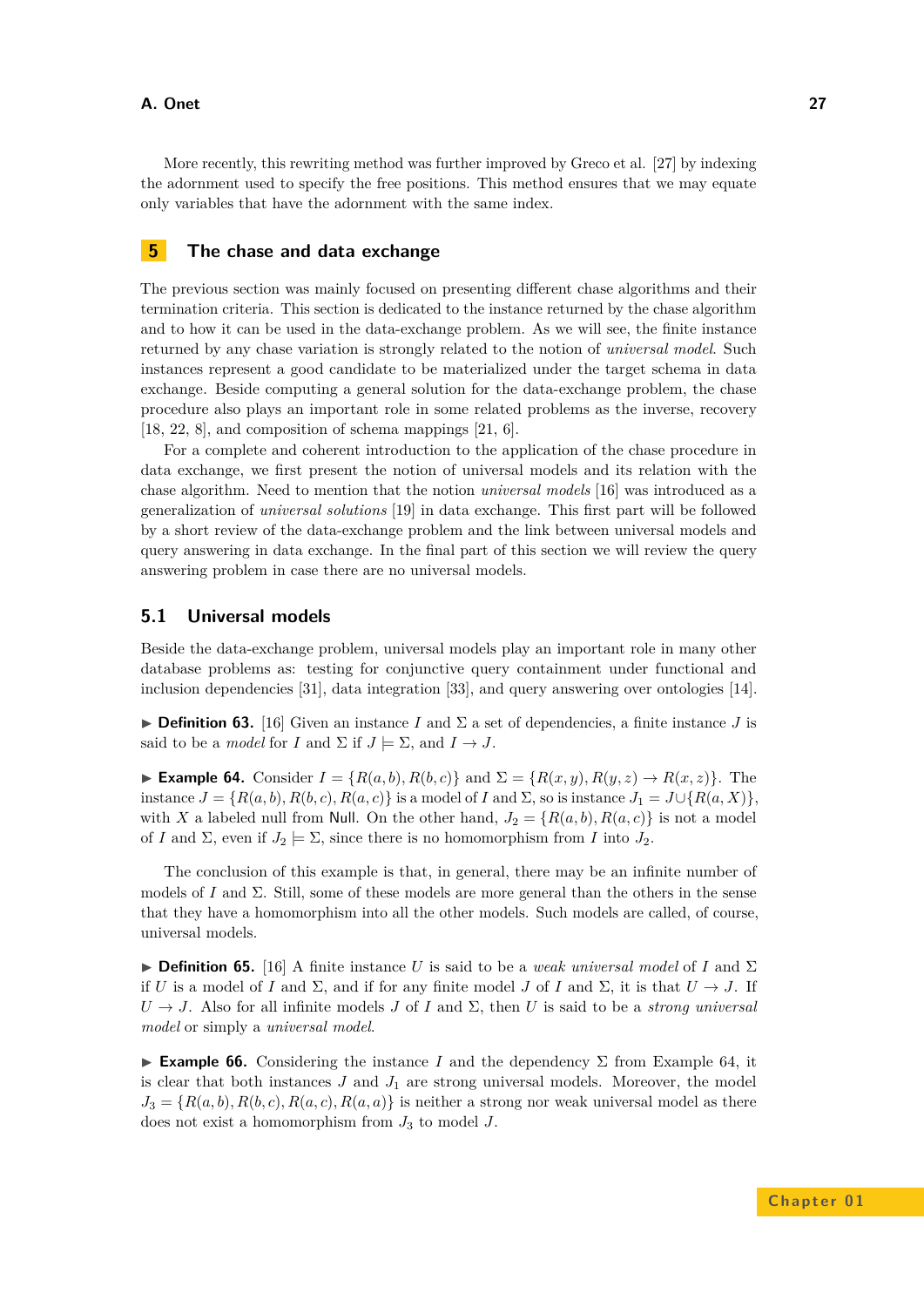More recently, this rewriting method was further improved by Greco et al. [27] by indexing the adornment used to specify the free positions. This method ensures that we may equate only variables that have the adornment with the same index.

## 5 The chase and data exchange

The previous section was mainly focused on presenting different chase algorithms and their termination criteria. This section is dedicated to the instance returned by the chase algorithm and to how it can be used in the data-exchange problem. As we will see, the finite instance returned by any chase variation is strongly related to the notion of *universal model*. Such instances represent a good candidate to be materialized under the target schema in data exchange. Beside computing a general solution for the data-exchange problem, the chase procedure also plays an important role in some related problems as the inverse, recovery [18, 22, 8], and composition of schema mappings [21, 6].

For a complete and coherent introduction to the application of the chase procedure in data exchange, we first present the notion of universal models and its relation with the chase algorithm. Need to mention that the notion *universal models* [16] was introduced as a generalization of *universal solutions* [19] in data exchange. This first part will be followed by a short review of the data-exchange problem and the link between universal models and query answering in data exchange. In the final part of this section we will review the query answering problem in case there are no universal models.

### 5.1 Universal models

Beside the data-exchange problem, universal models play an important role in many other database problems as: testing for conjunctive query containment under functional and inclusion dependencies [31], data integration [33], and query answering over ontologies [14].

▶ **Definition 63.** [16] Given an instance $I$ and $\Sigma$ a set of dependencies, a finite instance $J$ is said to be a *model* for $I$ and $\Sigma$ if $J \models \Sigma$, and $I \rightarrow J$.

▶ **Example 64.** Consider $I = \{R(a,b), R(b,c)\}$ and $\Sigma = \{R(x,y), R(y,z) \rightarrow R(x,z)\}$. The instance $J = \{R(a,b), R(b,c), R(a,c)\}$ is a model of $I$ and $\Sigma$, so is instance $J_1 = J \cup \{R(a,X)\}$, with $X$ a labeled null from $\mathsf{Null}$. On the other hand, $J_2 = \{R(a,b), R(a,c)\}$ is not a model of $I$ and $\Sigma$, even if $J_2 \models \Sigma$, since there is no homomorphism from $I$ into $J_2$.

The conclusion of this example is that, in general, there may be an infinite number of models of $I$ and $\Sigma$. Still, some of these models are more general than the others in the sense that they have a homomorphism into all the other models. Such models are called, of course, universal models.

▶ **Definition 65.** [16] A finite instance $U$ is said to be a *weak universal model* of $I$ and $\Sigma$ if $U$ is a model of $I$ and $\Sigma$, and if for any finite model $J$ of $I$ and $\Sigma$, it is that $U \rightarrow J$. If $U \rightarrow J$. Also for all infinite models $J$ of $I$ and $\Sigma$, then $U$ is said to be a *strong universal model* or simply a *universal model*.

▶ **Example 66.** Considering the instance $I$ and the dependency $\Sigma$ from Example 64, it is clear that both instances $J$ and $J_1$ are strong universal models. Moreover, the model $J_3 = \{R(a,b), R(b,c), R(a,c), R(a,a)\}$ is neither a strong nor weak universal model as there does not exist a homomorphism from $J_3$ to model $J$.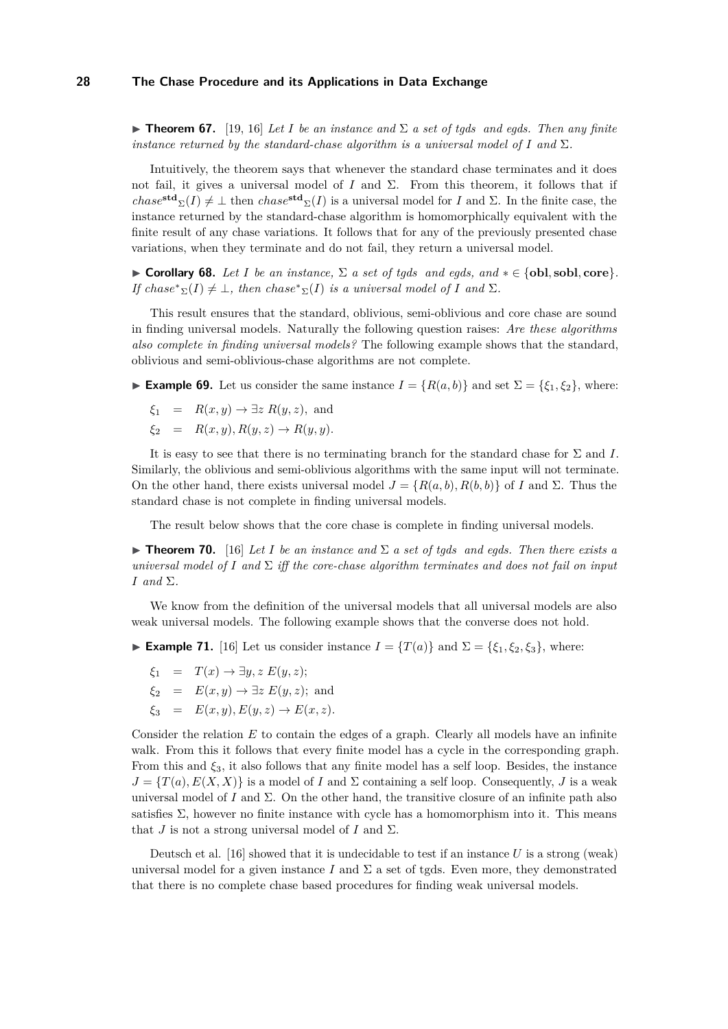▶ **Theorem 67.** [19, 16] *Let $I$ be an instance and $\Sigma$ a set of tgds and egds. Then any finite instance returned by the standard-chase algorithm is a universal model of $I$ and $\Sigma$.*

Intuitively, the theorem says that whenever the standard chase terminates and it does not fail, it gives a universal model of $I$ and $\Sigma$. From this theorem, it follows that if $chase^{\mathbf{std}}{}_{\Sigma}(I) \neq \bot$ then $chase^{\mathbf{std}}{}_{\Sigma}(I)$ is a universal model for $I$ and $\Sigma$. In the finite case, the instance returned by the standard-chase algorithm is homomorphically equivalent with the finite result of any chase variations. It follows that for any of the previously presented chase variations, when they terminate and do not fail, they return a universal model.

▶ **Corollary 68.** *Let $I$ be an instance, $\Sigma$ a set of tgds and egds, and $* \in \{\mathbf{obl}, \mathbf{sobl}, \mathbf{core}\}$. If $chase^{*}{}_{\Sigma}(I) \neq \bot$, then $chase^{*}{}_{\Sigma}(I)$ is a universal model of $I$ and $\Sigma$.*

This result ensures that the standard, oblivious, semi-oblivious and core chase are sound in finding universal models. Naturally the following question raises: *Are these algorithms also complete in finding universal models?* The following example shows that the standard, oblivious and semi-oblivious-chase algorithms are not complete.

▶ **Example 69.** Let us consider the same instance $I = \{R(a, b)\}$ and set $\Sigma = \{\xi_1, \xi_2\}$, where:

$$\xi_1 \;\; = \;\; R(x, y) \to \exists z \; R(y, z), \text{ and}$$
$$\xi_2 \;\; = \;\; R(x, y), R(y, z) \to R(y, y).$$

It is easy to see that there is no terminating branch for the standard chase for $\Sigma$ and $I$. Similarly, the oblivious and semi-oblivious algorithms with the same input will not terminate. On the other hand, there exists universal model $J = \{R(a, b), R(b, b)\}$ of $I$ and $\Sigma$. Thus the standard chase is not complete in finding universal models.

The result below shows that the core chase is complete in finding universal models.

▶ **Theorem 70.** [16] *Let $I$ be an instance and $\Sigma$ a set of tgds and egds. Then there exists a universal model of $I$ and $\Sigma$ iff the core-chase algorithm terminates and does not fail on input $I$ and $\Sigma$.*

We know from the definition of the universal models that all universal models are also weak universal models. The following example shows that the converse does not hold.

▶ **Example 71.** [16] Let us consider instance $I = \{T(a)\}$ and $\Sigma = \{\xi_1, \xi_2, \xi_3\}$, where:

$$\xi_1 \;\; = \;\; T(x) \to \exists y, z \; E(y, z);$$
$$\xi_2 \;\; = \;\; E(x, y) \to \exists z \; E(y, z); \text{ and}$$
$$\xi_3 \;\; = \;\; E(x, y), E(y, z) \to E(x, z).$$

Consider the relation $E$ to contain the edges of a graph. Clearly all models have an infinite walk. From this it follows that every finite model has a cycle in the corresponding graph. From this and $\xi_3$, it also follows that any finite model has a self loop. Besides, the instance $J = \{T(a), E(X, X)\}$ is a model of $I$ and $\Sigma$ containing a self loop. Consequently, $J$ is a weak universal model of $I$ and $\Sigma$. On the other hand, the transitive closure of an infinite path also satisfies $\Sigma$, however no finite instance with cycle has a homomorphism into it. This means that $J$ is not a strong universal model of $I$ and $\Sigma$.

Deutsch et al. [16] showed that it is undecidable to test if an instance $U$ is a strong (weak) universal model for a given instance $I$ and $\Sigma$ a set of tgds. Even more, they demonstrated that there is no complete chase based procedures for finding weak universal models.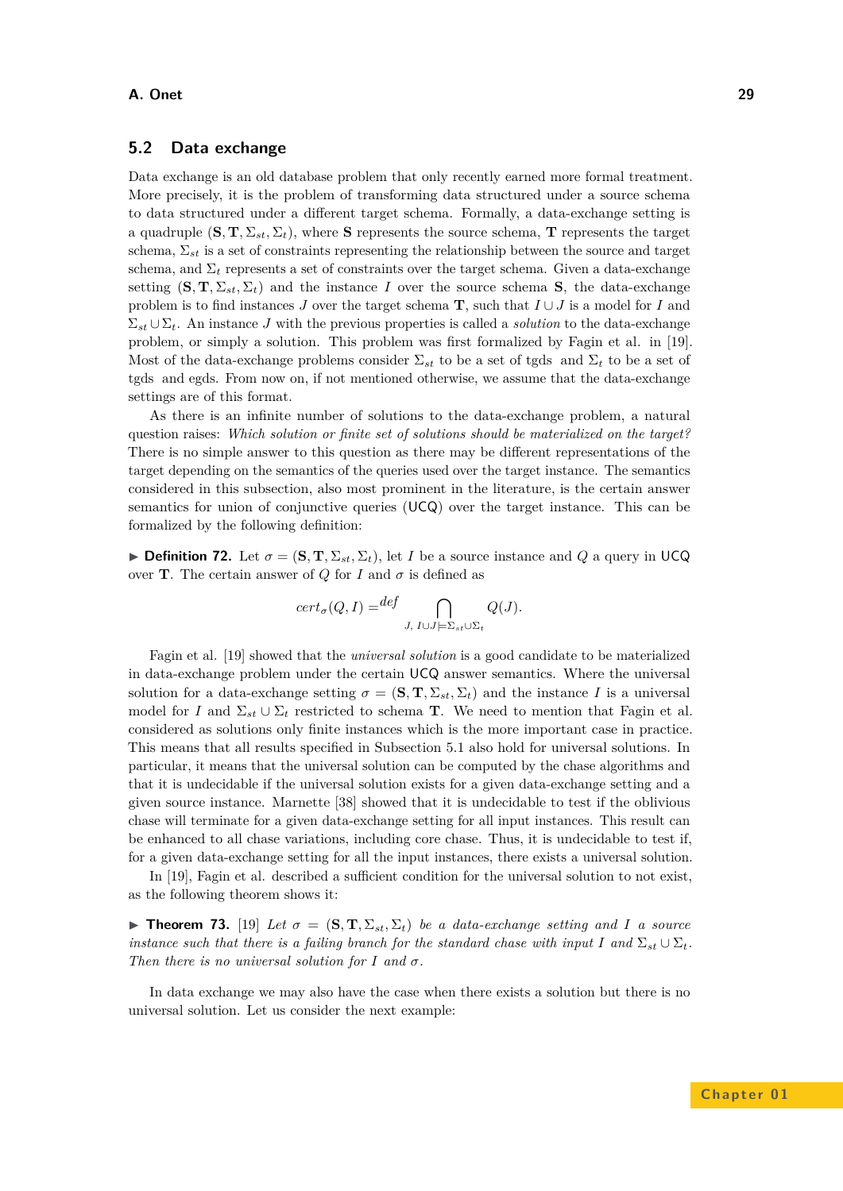## 5.2 Data exchange

Data exchange is an old database problem that only recently earned more formal treatment. More precisely, it is the problem of transforming data structured under a source schema to data structured under a different target schema. Formally, a data-exchange setting is a quadruple $(\mathbf{S}, \mathbf{T}, \Sigma_{st}, \Sigma_t)$, where $\mathbf{S}$ represents the source schema, $\mathbf{T}$ represents the target schema, $\Sigma_{st}$ is a set of constraints representing the relationship between the source and target schema, and $\Sigma_t$ represents a set of constraints over the target schema. Given a data-exchange setting $(\mathbf{S}, \mathbf{T}, \Sigma_{st}, \Sigma_t)$ and the instance $I$ over the source schema $\mathbf{S}$, the data-exchange problem is to find instances $J$ over the target schema $\mathbf{T}$, such that $I \cup J$ is a model for $I$ and $\Sigma_{st} \cup \Sigma_t$. An instance $J$ with the previous properties is called a *solution* to the data-exchange problem, or simply a solution. This problem was first formalized by Fagin et al. in [19]. Most of the data-exchange problems consider $\Sigma_{st}$ to be a set of tgds and $\Sigma_t$ to be a set of tgds and egds. From now on, if not mentioned otherwise, we assume that the data-exchange settings are of this format.

As there is an infinite number of solutions to the data-exchange problem, a natural question raises: *Which solution or finite set of solutions should be materialized on the target?* There is no simple answer to this question as there may be different representations of the target depending on the semantics of the queries used over the target instance. The semantics considered in this subsection, also most prominent in the literature, is the certain answer semantics for union of conjunctive queries (UCQ) over the target instance. This can be formalized by the following definition:

▶ **Definition 72.** Let $\sigma = (\mathbf{S}, \mathbf{T}, \Sigma_{st}, \Sigma_t)$, let $I$ be a source instance and $Q$ a query in UCQ over $\mathbf{T}$. The certain answer of $Q$ for $I$ and $\sigma$ is defined as

$$cert_\sigma(Q, I) =^{def} \bigcap_{J,\ I \cup J \models \Sigma_{st} \cup \Sigma_t} Q(J).$$

Fagin et al. [19] showed that the *universal solution* is a good candidate to be materialized in data-exchange problem under the certain UCQ answer semantics. Where the universal solution for a data-exchange setting $\sigma = (\mathbf{S}, \mathbf{T}, \Sigma_{st}, \Sigma_t)$ and the instance $I$ is a universal model for $I$ and $\Sigma_{st} \cup \Sigma_t$ restricted to schema $\mathbf{T}$. We need to mention that Fagin et al. considered as solutions only finite instances which is the more important case in practice. This means that all results specified in Subsection 5.1 also hold for universal solutions. In particular, it means that the universal solution can be computed by the chase algorithms and that it is undecidable if the universal solution exists for a given data-exchange setting and a given source instance. Marnette [38] showed that it is undecidable to test if the oblivious chase will terminate for a given data-exchange setting for all input instances. This result can be enhanced to all chase variations, including core chase. Thus, it is undecidable to test if, for a given data-exchange setting for all the input instances, there exists a universal solution.

In [19], Fagin et al. described a sufficient condition for the universal solution to not exist, as the following theorem shows it:

▶ **Theorem 73.** [19] *Let $\sigma = (\mathbf{S}, \mathbf{T}, \Sigma_{st}, \Sigma_t)$ be a data-exchange setting and $I$ a source instance such that there is a failing branch for the standard chase with input $I$ and $\Sigma_{st} \cup \Sigma_t$. Then there is no universal solution for $I$ and $\sigma$.*

In data exchange we may also have the case when there exists a solution but there is no universal solution. Let us consider the next example: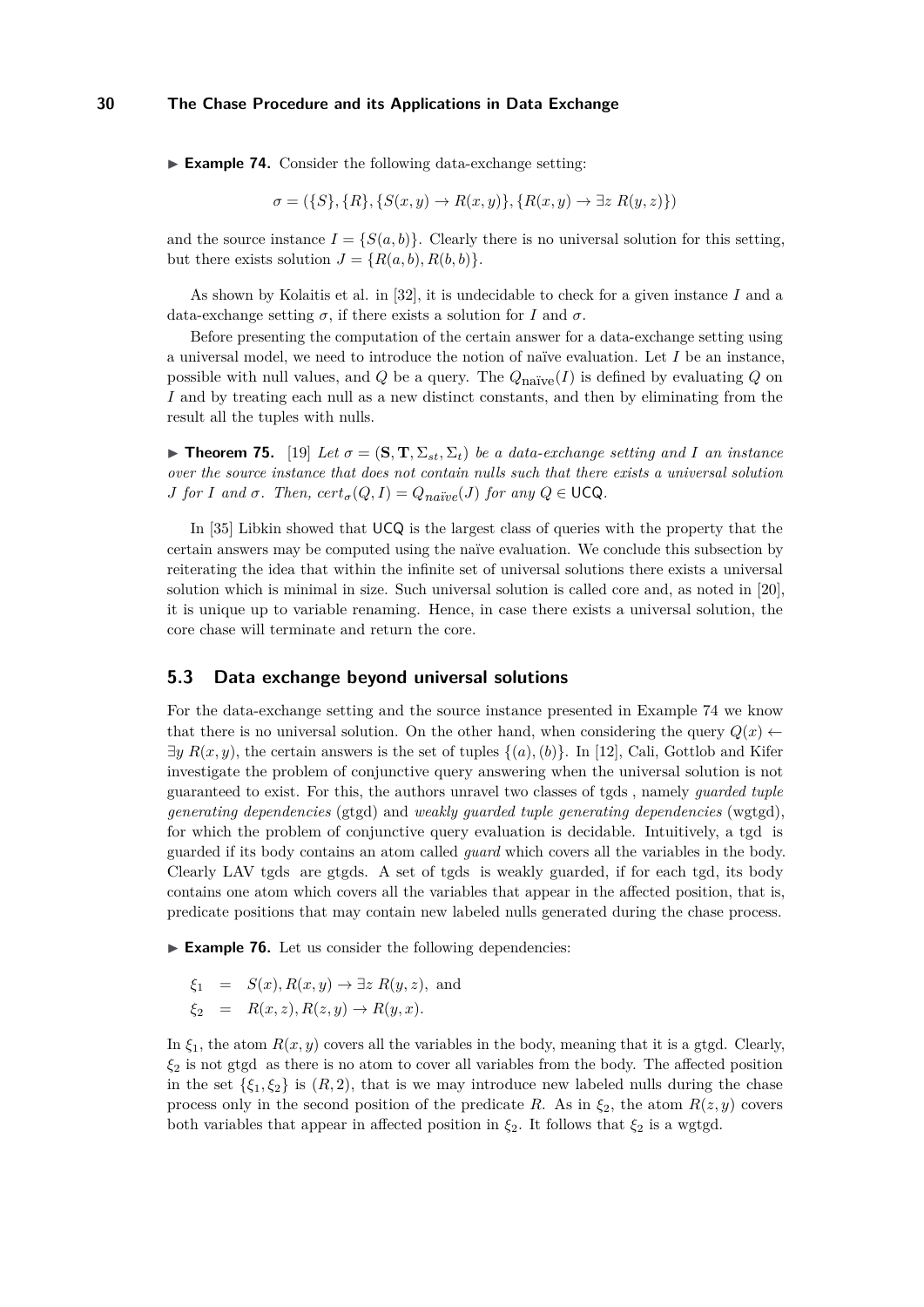▶ **Example 74.** Consider the following data-exchange setting:

$$\sigma = (\{S\}, \{R\}, \{S(x, y) \to R(x, y)\}, \{R(x, y) \to \exists z\ R(y, z)\})$$

and the source instance $I = \{S(a, b)\}$. Clearly there is no universal solution for this setting, but there exists solution $J = \{R(a, b), R(b, b)\}$.

As shown by Kolaitis et al. in [32], it is undecidable to check for a given instance $I$ and a data-exchange setting $\sigma$, if there exists a solution for $I$ and $\sigma$.

Before presenting the computation of the certain answer for a data-exchange setting using a universal model, we need to introduce the notion of naïve evaluation. Let $I$ be an instance, possible with null values, and $Q$ be a query. The $Q_{\text{naïve}}(I)$ is defined by evaluating $Q$ on $I$ and by treating each null as a new distinct constants, and then by eliminating from the result all the tuples with nulls.

▶ **Theorem 75.** [19] *Let $\sigma = (\mathbf{S}, \mathbf{T}, \Sigma_{st}, \Sigma_t)$ be a data-exchange setting and $I$ an instance over the source instance that does not contain nulls such that there exists a universal solution $J$ for $I$ and $\sigma$. Then, $cert_\sigma(Q, I) = Q_{naïve}(J)$ for any $Q \in \mathsf{UCQ}$.*

In [35] Libkin showed that UCQ is the largest class of queries with the property that the certain answers may be computed using the naïve evaluation. We conclude this subsection by reiterating the idea that within the infinite set of universal solutions there exists a universal solution which is minimal in size. Such universal solution is called core and, as noted in [20], it is unique up to variable renaming. Hence, in case there exists a universal solution, the core chase will terminate and return the core.

## 5.3 Data exchange beyond universal solutions

For the data-exchange setting and the source instance presented in Example 74 we know that there is no universal solution. On the other hand, when considering the query $Q(x) \leftarrow \exists y\ R(x, y)$, the certain answers is the set of tuples $\{(a), (b)\}$. In [12], Cali, Gottlob and Kifer investigate the problem of conjunctive query answering when the universal solution is not guaranteed to exist. For this, the authors unravel two classes of tgds , namely *guarded tuple generating dependencies* (gtgd) and *weakly guarded tuple generating dependencies* (wgtgd), for which the problem of conjunctive query evaluation is decidable. Intuitively, a tgd is guarded if its body contains an atom called *guard* which covers all the variables in the body. Clearly LAV tgds are gtgds. A set of tgds is weakly guarded, if for each tgd, its body contains one atom which covers all the variables that appear in the affected position, that is, predicate positions that may contain new labeled nulls generated during the chase process.

▶ **Example 76.** Let us consider the following dependencies:

$$\begin{aligned}
\xi_1 &= S(x), R(x, y) \to \exists z\ R(y, z), \text{ and} \\
\xi_2 &= R(x, z), R(z, y) \to R(y, x).
\end{aligned}$$

In $\xi_1$, the atom $R(x, y)$ covers all the variables in the body, meaning that it is a gtgd. Clearly, $\xi_2$ is not gtgd as there is no atom to cover all variables from the body. The affected position in the set $\{\xi_1, \xi_2\}$ is $(R, 2)$, that is we may introduce new labeled nulls during the chase process only in the second position of the predicate $R$. As in $\xi_2$, the atom $R(z, y)$ covers both variables that appear in affected position in $\xi_2$. It follows that $\xi_2$ is a wgtgd.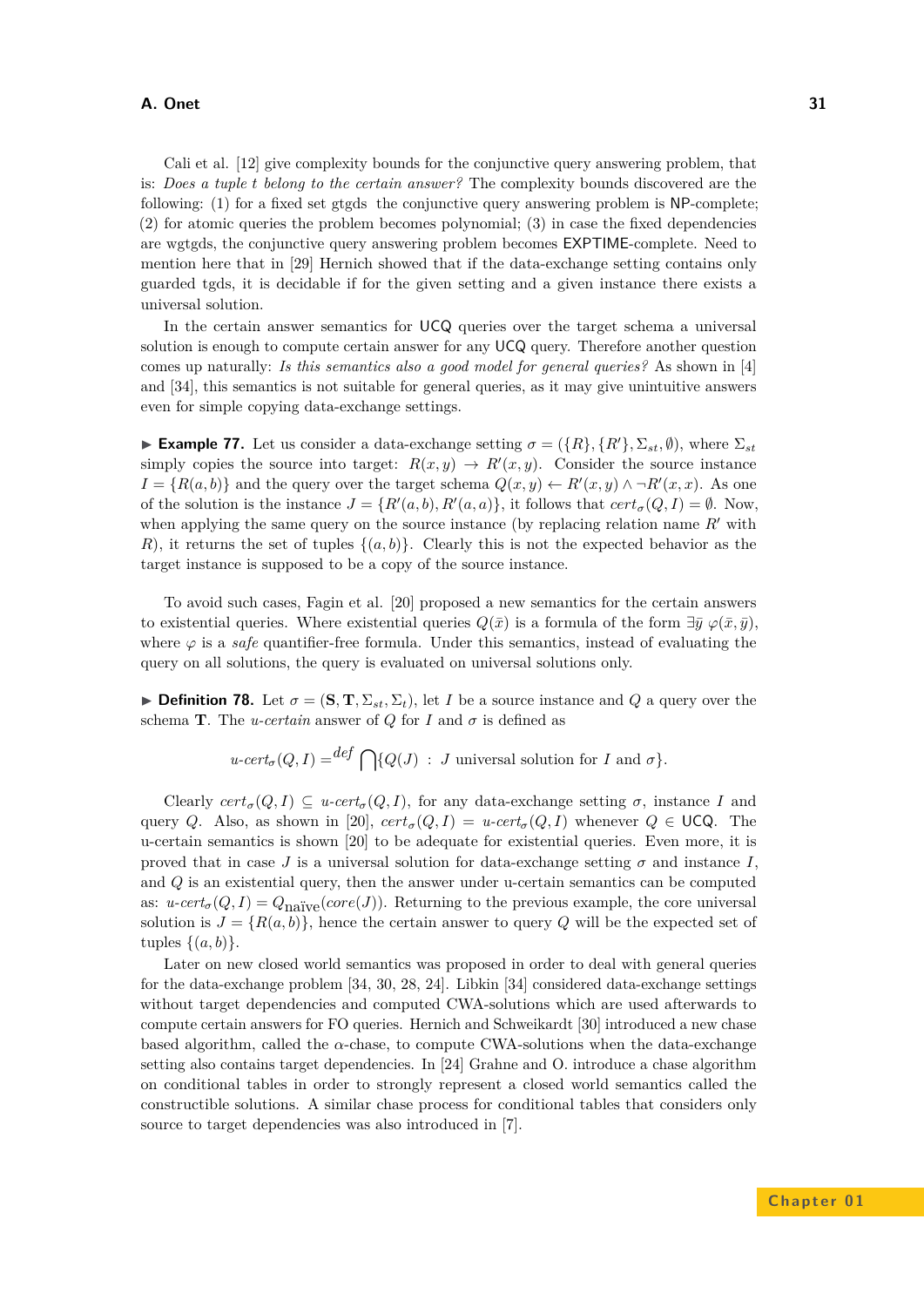Cali et al. [12] give complexity bounds for the conjunctive query answering problem, that is: *Does a tuple t belong to the certain answer?* The complexity bounds discovered are the following: (1) for a fixed set gtgds the conjunctive query answering problem is NP-complete; (2) for atomic queries the problem becomes polynomial; (3) in case the fixed dependencies are wgtgds, the conjunctive query answering problem becomes EXPTIME-complete. Need to mention here that in [29] Hernich showed that if the data-exchange setting contains only guarded tgds, it is decidable if for the given setting and a given instance there exists a universal solution.

In the certain answer semantics for UCQ queries over the target schema a universal solution is enough to compute certain answer for any UCQ query. Therefore another question comes up naturally: *Is this semantics also a good model for general queries?* As shown in [4] and [34], this semantics is not suitable for general queries, as it may give unintuitive answers even for simple copying data-exchange settings.

▶ **Example 77.** Let us consider a data-exchange setting $\sigma = (\{R\}, \{R'\}, \Sigma_{st}, \emptyset)$, where $\Sigma_{st}$ simply copies the source into target: $R(x, y) \to R'(x, y)$. Consider the source instance $I = \{R(a, b)\}$ and the query over the target schema $Q(x, y) \leftarrow R'(x, y) \wedge \neg R'(x, x)$. As one of the solution is the instance $J = \{R'(a, b), R'(a, a)\}$, it follows that $cert_\sigma(Q, I) = \emptyset$. Now, when applying the same query on the source instance (by replacing relation name $R'$ with $R$), it returns the set of tuples $\{(a, b)\}$. Clearly this is not the expected behavior as the target instance is supposed to be a copy of the source instance.

To avoid such cases, Fagin et al. [20] proposed a new semantics for the certain answers to existential queries. Where existential queries $Q(\bar{x})$ is a formula of the form $\exists \bar{y}\ \varphi(\bar{x}, \bar{y})$, where $\varphi$ is a *safe* quantifier-free formula. Under this semantics, instead of evaluating the query on all solutions, the query is evaluated on universal solutions only.

▶ **Definition 78.** Let $\sigma = (\mathbf{S}, \mathbf{T}, \Sigma_{st}, \Sigma_t)$, let $I$ be a source instance and $Q$ a query over the schema $\mathbf{T}$. The *u-certain* answer of $Q$ for $I$ and $\sigma$ is defined as

$$u\text{-}cert_\sigma(Q, I) =^{def} \bigcap \{Q(J) \ : \ J \text{ universal solution for } I \text{ and } \sigma\}.$$

Clearly $cert_\sigma(Q, I) \subseteq u\text{-}cert_\sigma(Q, I)$, for any data-exchange setting $\sigma$, instance $I$ and query $Q$. Also, as shown in [20], $cert_\sigma(Q, I) = u\text{-}cert_\sigma(Q, I)$ whenever $Q \in$ UCQ. The u-certain semantics is shown [20] to be adequate for existential queries. Even more, it is proved that in case $J$ is a universal solution for data-exchange setting $\sigma$ and instance $I$, and $Q$ is an existential query, then the answer under u-certain semantics can be computed as: $u\text{-}cert_\sigma(Q, I) = Q_{\text{naïve}}(core(J))$. Returning to the previous example, the core universal solution is $J = \{R(a, b)\}$, hence the certain answer to query $Q$ will be the expected set of tuples $\{(a, b)\}$.

Later on new closed world semantics was proposed in order to deal with general queries for the data-exchange problem [34, 30, 28, 24]. Libkin [34] considered data-exchange settings without target dependencies and computed CWA-solutions which are used afterwards to compute certain answers for FO queries. Hernich and Schweikardt [30] introduced a new chase based algorithm, called the $\alpha$-chase, to compute CWA-solutions when the data-exchange setting also contains target dependencies. In [24] Grahne and O. introduce a chase algorithm on conditional tables in order to strongly represent a closed world semantics called the constructible solutions. A similar chase process for conditional tables that considers only source to target dependencies was also introduced in [7].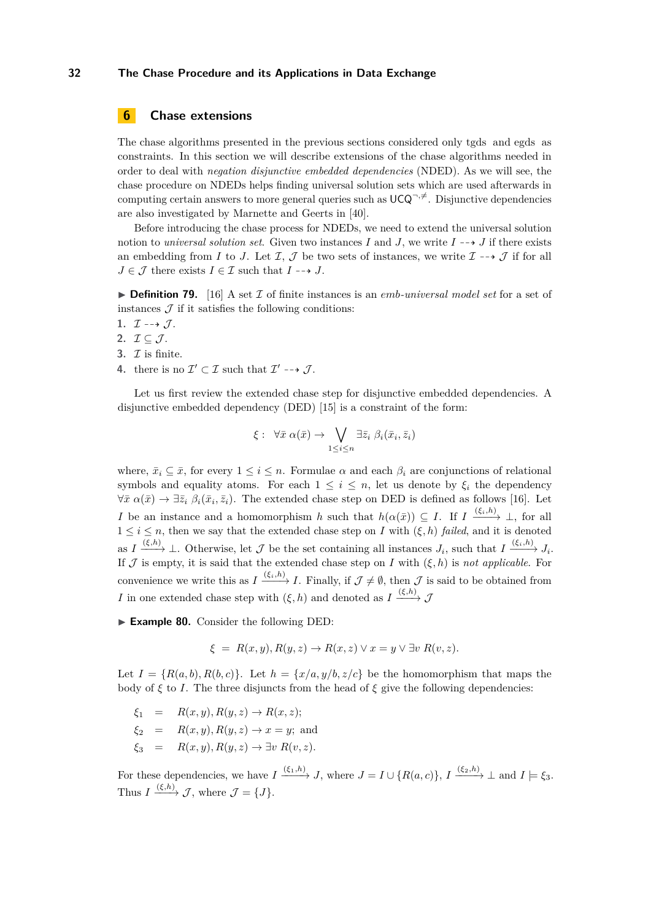## 6 Chase extensions

The chase algorithms presented in the previous sections considered only tgds and egds as constraints. In this section we will describe extensions of the chase algorithms needed in order to deal with *negation disjunctive embedded dependencies* (NDED). As we will see, the chase procedure on NDEDs helps finding universal solution sets which are used afterwards in computing certain answers to more general queries such as $\mathsf{UCQ}^{\neg,\neq}$. Disjunctive dependencies are also investigated by Marnette and Geerts in [40].

Before introducing the chase process for NDEDs, we need to extend the universal solution notion to *universal solution set*. Given two instances $I$ and $J$, we write $I \dashrightarrow J$ if there exists an embedding from $I$ to $J$. Let $\mathcal{I}$, $\mathcal{J}$ be two sets of instances, we write $\mathcal{I} \dashrightarrow \mathcal{J}$ if for all $J \in \mathcal{J}$ there exists $I \in \mathcal{I}$ such that $I \dashrightarrow J$.

▶ **Definition 79.** [16] A set $\mathcal{I}$ of finite instances is an *emb-universal model set* for a set of instances $\mathcal{J}$ if it satisfies the following conditions:

1. $\mathcal{I} \dashrightarrow \mathcal{J}$.
2. $\mathcal{I} \subseteq \mathcal{J}$.
3. $\mathcal{I}$ is finite.
4. there is no $\mathcal{I}' \subset \mathcal{I}$ such that $\mathcal{I}' \dashrightarrow \mathcal{J}$.

Let us first review the extended chase step for disjunctive embedded dependencies. A disjunctive embedded dependency (DED) [15] is a constraint of the form:

$$\xi : \ \forall \bar{x}\ \alpha(\bar{x}) \rightarrow \bigvee_{1 \leq i \leq n} \exists \bar{z}_i\ \beta_i(\bar{x}_i, \bar{z}_i)$$

where, $\bar{x}_i \subseteq \bar{x}$, for every $1 \leq i \leq n$. Formulae $\alpha$ and each $\beta_i$ are conjunctions of relational symbols and equality atoms. For each $1 \leq i \leq n$, let us denote by $\xi_i$ the dependency $\forall \bar{x}\ \alpha(\bar{x}) \rightarrow \exists \bar{z}_i\ \beta_i(\bar{x}_i, \bar{z}_i)$. The extended chase step on DED is defined as follows [16]. Let $I$ be an instance and a homomorphism $h$ such that $h(\alpha(\bar{x})) \subseteq I$. If $I \xrightarrow{(\xi_i, h)} \bot$, for all $1 \leq i \leq n$, then we say that the extended chase step on $I$ with $(\xi, h)$ *failed*, and it is denoted as $I \xrightarrow{(\xi,h)} \bot$. Otherwise, let $\mathcal{J}$ be the set containing all instances $J_i$, such that $I \xrightarrow{(\xi_i,h)} J_i$. If $\mathcal{J}$ is empty, it is said that the extended chase step on $I$ with $(\xi, h)$ is *not applicable*. For convenience we write this as $I \xrightarrow{(\xi_i,h)} I$. Finally, if $\mathcal{J} \neq \emptyset$, then $\mathcal{J}$ is said to be obtained from $I$ in one extended chase step with $(\xi, h)$ and denoted as $I \xrightarrow{(\xi,h)} \mathcal{J}$

▶ **Example 80.** Consider the following DED:

$$\xi \ = \ R(x, y), R(y, z) \rightarrow R(x, z) \vee x = y \vee \exists v\ R(v, z).$$

Let $I = \{R(a, b), R(b, c)\}$. Let $h = \{x/a, y/b, z/c\}$ be the homomorphism that maps the body of $\xi$ to $I$. The three disjuncts from the head of $\xi$ give the following dependencies:

$$\begin{aligned}
\xi_1 \quad &= \quad R(x, y), R(y, z) \rightarrow R(x, z); \\
\xi_2 \quad &= \quad R(x, y), R(y, z) \rightarrow x = y; \text{ and} \\
\xi_3 \quad &= \quad R(x, y), R(y, z) \rightarrow \exists v\ R(v, z).
\end{aligned}$$

For these dependencies, we have $I \xrightarrow{(\xi_1,h)} J$, where $J = I \cup \{R(a, c)\}$, $I \xrightarrow{(\xi_2,h)} \bot$ and $I \models \xi_3$. Thus $I \xrightarrow{(\xi,h)} \mathcal{J}$, where $\mathcal{J} = \{J\}$.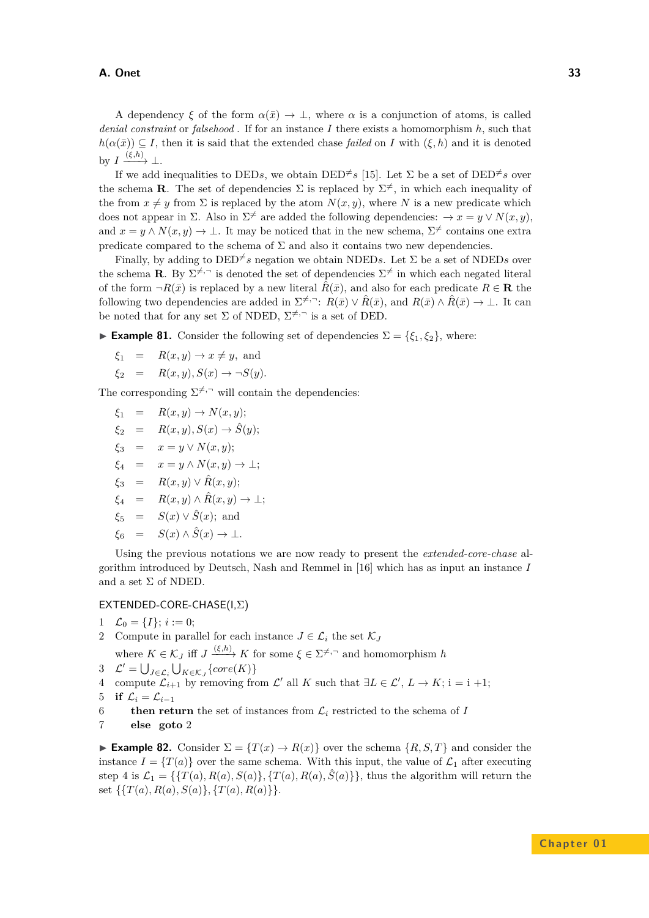A dependency $\xi$ of the form $\alpha(\bar{x}) \rightarrow \bot$, where $\alpha$ is a conjunction of atoms, is called *denial constraint* or *falsehood* . If for an instance $I$ there exists a homomorphism $h$, such that $h(\alpha(\bar{x})) \subseteq I$, then it is said that the extended chase *failed* on $I$ with $(\xi, h)$ and it is denoted by $I \xrightarrow{(\xi,h)} \bot$.

If we add inequalities to DEDs, we obtain DED$^{\neq}$s [15]. Let $\Sigma$ be a set of DED$^{\neq}$s over the schema $\mathbf{R}$. The set of dependencies $\Sigma$ is replaced by $\Sigma^{\neq}$, in which each inequality of the from $x \neq y$ from $\Sigma$ is replaced by the atom $N(x, y)$, where $N$ is a new predicate which does not appear in $\Sigma$. Also in $\Sigma^{\neq}$ are added the following dependencies: $\rightarrow x = y \vee N(x, y)$, and $x = y \wedge N(x, y) \rightarrow \bot$. It may be noticed that in the new schema, $\Sigma^{\neq}$ contains one extra predicate compared to the schema of $\Sigma$ and also it contains two new dependencies.

Finally, by adding to DED$^{\neq}$s negation we obtain NDEDs. Let $\Sigma$ be a set of NDEDs over the schema $\mathbf{R}$. By $\Sigma^{\neq,\neg}$ is denoted the set of dependencies $\Sigma^{\neq}$ in which each negated literal of the form $\neg R(\bar{x})$ is replaced by a new literal $\hat{R}(\bar{x})$, and also for each predicate $R \in \mathbf{R}$ the following two dependencies are added in $\Sigma^{\neq,\neg}$: $R(\bar{x}) \vee \hat{R}(\bar{x})$, and $R(\bar{x}) \wedge \hat{R}(\bar{x}) \rightarrow \bot$. It can be noted that for any set $\Sigma$ of NDED, $\Sigma^{\neq,\neg}$ is a set of DED.

▶ **Example 81.** Consider the following set of dependencies $\Sigma = \{\xi_1, \xi_2\}$, where:

$$\begin{aligned}
\xi_1 &= R(x, y) \rightarrow x \neq y, \text{ and} \\
\xi_2 &= R(x, y), S(x) \rightarrow \neg S(y).
\end{aligned}$$

The corresponding $\Sigma^{\neq,\neg}$ will contain the dependencies:

$$\begin{aligned}
\xi_1 &= R(x, y) \rightarrow N(x, y); \\
\xi_2 &= R(x, y), S(x) \rightarrow \hat{S}(y); \\
\xi_3 &= x = y \vee N(x, y); \\
\xi_4 &= x = y \wedge N(x, y) \rightarrow \bot; \\
\xi_3 &= R(x, y) \vee \hat{R}(x, y); \\
\xi_4 &= R(x, y) \wedge \hat{R}(x, y) \rightarrow \bot; \\
\xi_5 &= S(x) \vee \hat{S}(x); \text{ and} \\
\xi_6 &= S(x) \wedge \hat{S}(x) \rightarrow \bot.
\end{aligned}$$

Using the previous notations we are now ready to present the *extended-core-chase* algorithm introduced by Deutsch, Nash and Remmel in [16] which has as input an instance $I$ and a set $\Sigma$ of NDED.

EXTENDED-CORE-CHASE(I,$\Sigma$)

1. $\mathcal{L}_0 = \{I\}$; $i := 0$;
2. Compute in parallel for each instance $J \in \mathcal{L}_i$ the set $\mathcal{K}_J$ where $K \in \mathcal{K}_J$ iff $J \xrightarrow{(\xi,h)} K$ for some $\xi \in \Sigma^{\neq,\neg}$ and homomorphism $h$
3. $\mathcal{L}' = \bigcup_{J \in \mathcal{L}_i} \bigcup_{K \in \mathcal{K}_J} \{core(K)\}$
4. compute $\mathcal{L}_{i+1}$ by removing from $\mathcal{L}'$ all $K$ such that $\exists L \in \mathcal{L}'$, $L \rightarrow K$; i = i +1;
5. **if** $\mathcal{L}_i = \mathcal{L}_{i-1}$
6. **then return** the set of instances from $\mathcal{L}_i$ restricted to the schema of $I$
7. **else goto** 2

▶ **Example 82.** Consider $\Sigma = \{T(x) \rightarrow R(x)\}$ over the schema $\{R, S, T\}$ and consider the instance $I = \{T(a)\}$ over the same schema. With this input, the value of $\mathcal{L}_1$ after executing step 4 is $\mathcal{L}_1 = \{\{T(a), R(a), S(a)\}, \{T(a), R(a), \hat{S}(a)\}\}$, thus the algorithm will return the set $\{\{T(a), R(a), S(a)\}, \{T(a), R(a)\}\}$.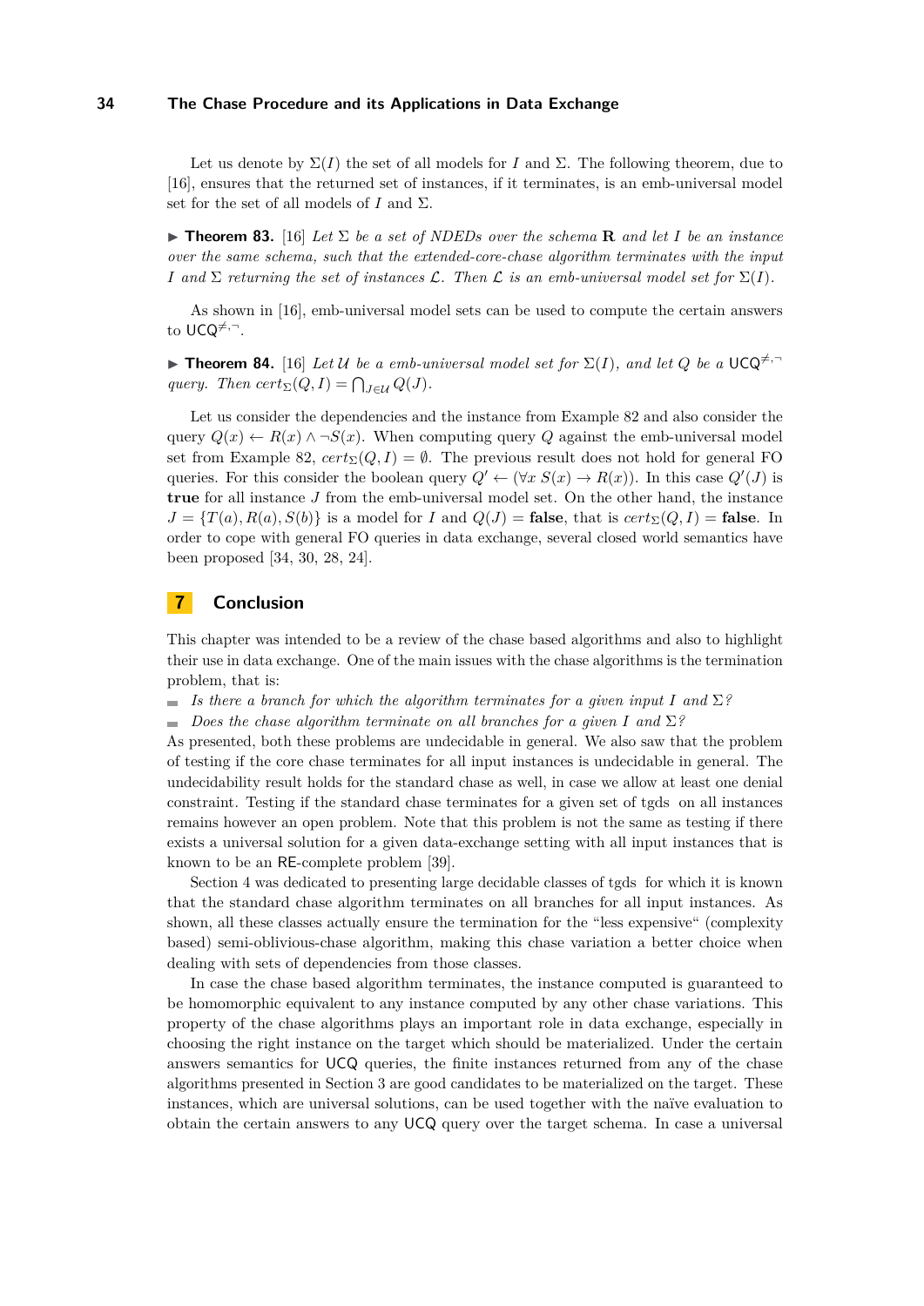Let us denote by $\Sigma(I)$ the set of all models for $I$ and $\Sigma$. The following theorem, due to [16], ensures that the returned set of instances, if it terminates, is an emb-universal model set for the set of all models of $I$ and $\Sigma$.

▶ **Theorem 83.** [16] *Let $\Sigma$ be a set of NDEDs over the schema $\mathbf{R}$ and let $I$ be an instance over the same schema, such that the extended-core-chase algorithm terminates with the input $I$ and $\Sigma$ returning the set of instances $\mathcal{L}$. Then $\mathcal{L}$ is an emb-universal model set for $\Sigma(I)$.*

As shown in [16], emb-universal model sets can be used to compute the certain answers to $\mathsf{UCQ}^{\neq,\neg}$.

▶ **Theorem 84.** [16] *Let $\mathcal{U}$ be a emb-universal model set for $\Sigma(I)$, and let $Q$ be a $\mathsf{UCQ}^{\neq,\neg}$ query. Then $cert_\Sigma(Q, I) = \bigcap_{J\in\mathcal{U}} Q(J)$.*

Let us consider the dependencies and the instance from Example 82 and also consider the query $Q(x) \leftarrow R(x) \wedge \neg S(x)$. When computing query $Q$ against the emb-universal model set from Example 82, $cert_\Sigma(Q, I) = \emptyset$. The previous result does not hold for general FO queries. For this consider the boolean query $Q' \leftarrow (\forall x\; S(x) \rightarrow R(x))$. In this case $Q'(J)$ is **true** for all instance $J$ from the emb-universal model set. On the other hand, the instance $J = \{T(a), R(a), S(b)\}$ is a model for $I$ and $Q(J) =$ **false**, that is $cert_\Sigma(Q, I) =$ **false**. In order to cope with general FO queries in data exchange, several closed world semantics have been proposed [34, 30, 28, 24].

## 7 Conclusion

This chapter was intended to be a review of the chase based algorithms and also to highlight their use in data exchange. One of the main issues with the chase algorithms is the termination problem, that is:

- *Is there a branch for which the algorithm terminates for a given input $I$ and $\Sigma$?*
- *Does the chase algorithm terminate on all branches for a given $I$ and $\Sigma$?*

As presented, both these problems are undecidable in general. We also saw that the problem of testing if the core chase terminates for all input instances is undecidable in general. The undecidability result holds for the standard chase as well, in case we allow at least one denial constraint. Testing if the standard chase terminates for a given set of tgds on all instances remains however an open problem. Note that this problem is not the same as testing if there exists a universal solution for a given data-exchange setting with all input instances that is known to be an RE-complete problem [39].

Section 4 was dedicated to presenting large decidable classes of tgds for which it is known that the standard chase algorithm terminates on all branches for all input instances. As shown, all these classes actually ensure the termination for the "less expensive" (complexity based) semi-oblivious-chase algorithm, making this chase variation a better choice when dealing with sets of dependencies from those classes.

In case the chase based algorithm terminates, the instance computed is guaranteed to be homomorphic equivalent to any instance computed by any other chase variations. This property of the chase algorithms plays an important role in data exchange, especially in choosing the right instance on the target which should be materialized. Under the certain answers semantics for UCQ queries, the finite instances returned from any of the chase algorithms presented in Section 3 are good candidates to be materialized on the target. These instances, which are universal solutions, can be used together with the naïve evaluation to obtain the certain answers to any UCQ query over the target schema. In case a universal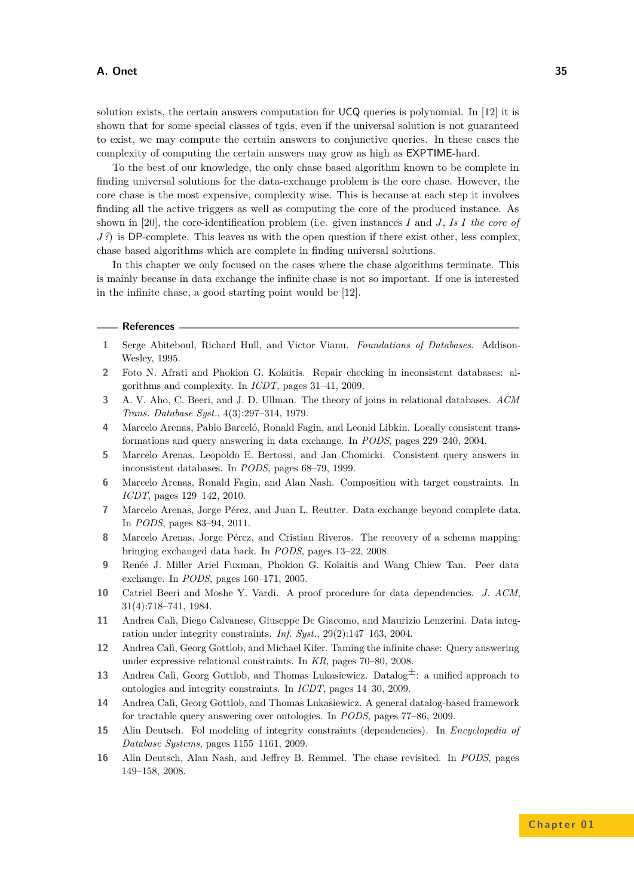solution exists, the certain answers computation for UCQ queries is polynomial. In [12] it is shown that for some special classes of tgds, even if the universal solution is not guaranteed to exist, we may compute the certain answers to conjunctive queries. In these cases the complexity of computing the certain answers may grow as high as EXPTIME-hard.

To the best of our knowledge, the only chase based algorithm known to be complete in finding universal solutions for the data-exchange problem is the core chase. However, the core chase is the most expensive, complexity wise. This is because at each step it involves finding all the active triggers as well as computing the core of the produced instance. As shown in [20], the core-identification problem (i.e. given instances $I$ and $J$, *Is $I$ the core of $J$?*) is DP-complete. This leaves us with the open question if there exist other, less complex, chase based algorithms which are complete in finding universal solutions.

In this chapter we only focused on the cases where the chase algorithms terminate. This is mainly because in data exchange the infinite chase is not so important. If one is interested in the infinite chase, a good starting point would be [12].

## References

1. Serge Abiteboul, Richard Hull, and Victor Vianu. *Foundations of Databases*. Addison-Wesley, 1995.
2. Foto N. Afrati and Phokion G. Kolaitis. Repair checking in inconsistent databases: algorithms and complexity. In *ICDT*, pages 31–41, 2009.
3. A. V. Aho, C. Beeri, and J. D. Ullman. The theory of joins in relational databases. *ACM Trans. Database Syst.*, 4(3):297–314, 1979.
4. Marcelo Arenas, Pablo Barceló, Ronald Fagin, and Leonid Libkin. Locally consistent transformations and query answering in data exchange. In *PODS*, pages 229–240, 2004.
5. Marcelo Arenas, Leopoldo E. Bertossi, and Jan Chomicki. Consistent query answers in inconsistent databases. In *PODS*, pages 68–79, 1999.
6. Marcelo Arenas, Ronald Fagin, and Alan Nash. Composition with target constraints. In *ICDT*, pages 129–142, 2010.
7. Marcelo Arenas, Jorge Pérez, and Juan L. Reutter. Data exchange beyond complete data. In *PODS*, pages 83–94, 2011.
8. Marcelo Arenas, Jorge Pérez, and Cristian Riveros. The recovery of a schema mapping: bringing exchanged data back. In *PODS*, pages 13–22, 2008.
9. Renée J. Miller Ariel Fuxman, Phokion G. Kolaitis and Wang Chiew Tan. Peer data exchange. In *PODS*, pages 160–171, 2005.
10. Catriel Beeri and Moshe Y. Vardi. A proof procedure for data dependencies. *J. ACM*, 31(4):718–741, 1984.
11. Andrea Calì, Diego Calvanese, Giuseppe De Giacomo, and Maurizio Lenzerini. Data integration under integrity constraints. *Inf. Syst.*, 29(2):147–163, 2004.
12. Andrea Calì, Georg Gottlob, and Michael Kifer. Taming the infinite chase: Query answering under expressive relational constraints. In *KR*, pages 70–80, 2008.
13. Andrea Calì, Georg Gottlob, and Thomas Lukasiewicz. Datalog$^{\pm}$: a unified approach to ontologies and integrity constraints. In *ICDT*, pages 14–30, 2009.
14. Andrea Calì, Georg Gottlob, and Thomas Lukasiewicz. A general datalog-based framework for tractable query answering over ontologies. In *PODS*, pages 77–86, 2009.
15. Alin Deutsch. Fol modeling of integrity constraints (dependencies). In *Encyclopedia of Database Systems*, pages 1155–1161, 2009.
16. Alin Deutsch, Alan Nash, and Jeffrey B. Remmel. The chase revisited. In *PODS*, pages 149–158, 2008.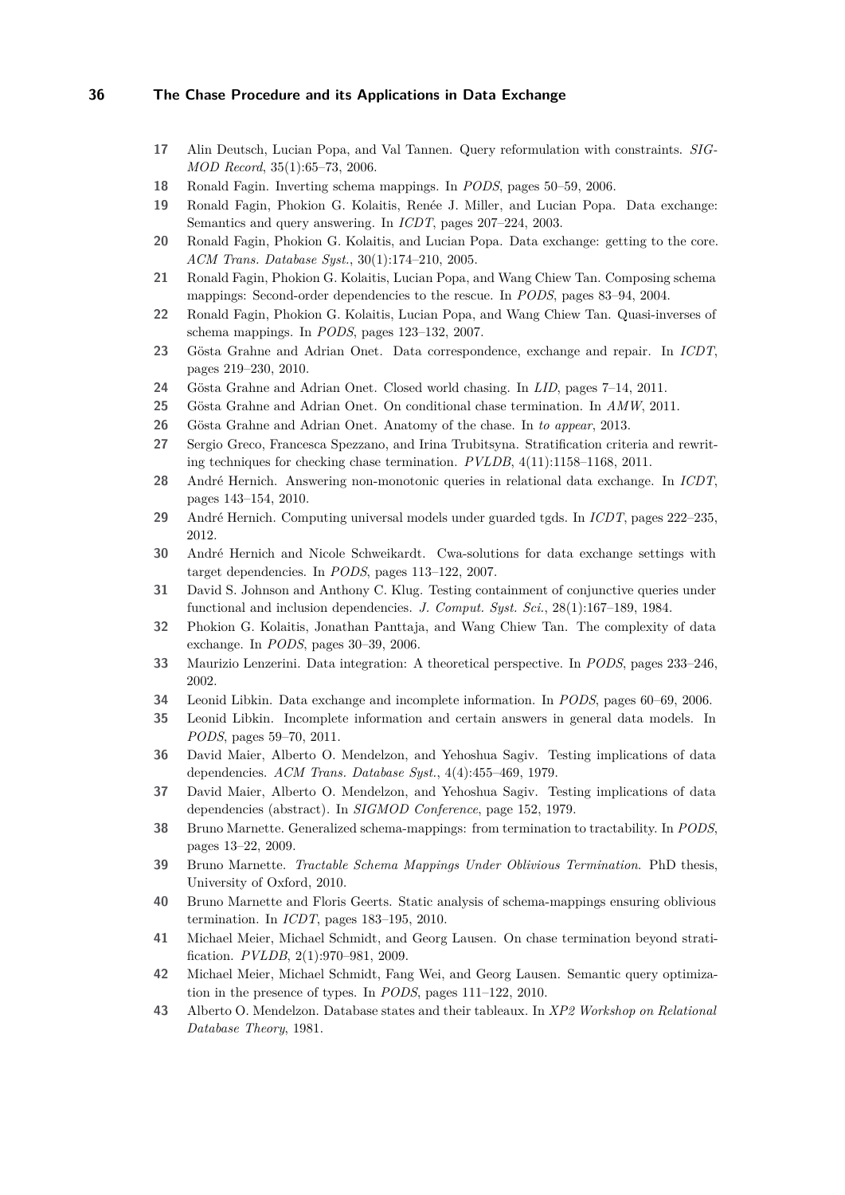17 Alin Deutsch, Lucian Popa, and Val Tannen. Query reformulation with constraints. *SIGMOD Record*, 35(1):65–73, 2006.

18 Ronald Fagin. Inverting schema mappings. In *PODS*, pages 50–59, 2006.

19 Ronald Fagin, Phokion G. Kolaitis, Renée J. Miller, and Lucian Popa. Data exchange: Semantics and query answering. In *ICDT*, pages 207–224, 2003.

20 Ronald Fagin, Phokion G. Kolaitis, and Lucian Popa. Data exchange: getting to the core. *ACM Trans. Database Syst.*, 30(1):174–210, 2005.

21 Ronald Fagin, Phokion G. Kolaitis, Lucian Popa, and Wang Chiew Tan. Composing schema mappings: Second-order dependencies to the rescue. In *PODS*, pages 83–94, 2004.

22 Ronald Fagin, Phokion G. Kolaitis, Lucian Popa, and Wang Chiew Tan. Quasi-inverses of schema mappings. In *PODS*, pages 123–132, 2007.

23 Gösta Grahne and Adrian Onet. Data correspondence, exchange and repair. In *ICDT*, pages 219–230, 2010.

24 Gösta Grahne and Adrian Onet. Closed world chasing. In *LID*, pages 7–14, 2011.

25 Gösta Grahne and Adrian Onet. On conditional chase termination. In *AMW*, 2011.

26 Gösta Grahne and Adrian Onet. Anatomy of the chase. In *to appear*, 2013.

27 Sergio Greco, Francesca Spezzano, and Irina Trubitsyna. Stratification criteria and rewriting techniques for checking chase termination. *PVLDB*, 4(11):1158–1168, 2011.

28 André Hernich. Answering non-monotonic queries in relational data exchange. In *ICDT*, pages 143–154, 2010.

29 André Hernich. Computing universal models under guarded tgds. In *ICDT*, pages 222–235, 2012.

30 André Hernich and Nicole Schweikardt. Cwa-solutions for data exchange settings with target dependencies. In *PODS*, pages 113–122, 2007.

31 David S. Johnson and Anthony C. Klug. Testing containment of conjunctive queries under functional and inclusion dependencies. *J. Comput. Syst. Sci.*, 28(1):167–189, 1984.

32 Phokion G. Kolaitis, Jonathan Panttaja, and Wang Chiew Tan. The complexity of data exchange. In *PODS*, pages 30–39, 2006.

33 Maurizio Lenzerini. Data integration: A theoretical perspective. In *PODS*, pages 233–246, 2002.

34 Leonid Libkin. Data exchange and incomplete information. In *PODS*, pages 60–69, 2006.

35 Leonid Libkin. Incomplete information and certain answers in general data models. In *PODS*, pages 59–70, 2011.

36 David Maier, Alberto O. Mendelzon, and Yehoshua Sagiv. Testing implications of data dependencies. *ACM Trans. Database Syst.*, 4(4):455–469, 1979.

37 David Maier, Alberto O. Mendelzon, and Yehoshua Sagiv. Testing implications of data dependencies (abstract). In *SIGMOD Conference*, page 152, 1979.

38 Bruno Marnette. Generalized schema-mappings: from termination to tractability. In *PODS*, pages 13–22, 2009.

39 Bruno Marnette. *Tractable Schema Mappings Under Oblivious Termination*. PhD thesis, University of Oxford, 2010.

40 Bruno Marnette and Floris Geerts. Static analysis of schema-mappings ensuring oblivious termination. In *ICDT*, pages 183–195, 2010.

41 Michael Meier, Michael Schmidt, and Georg Lausen. On chase termination beyond stratification. *PVLDB*, 2(1):970–981, 2009.

42 Michael Meier, Michael Schmidt, Fang Wei, and Georg Lausen. Semantic query optimization in the presence of types. In *PODS*, pages 111–122, 2010.

43 Alberto O. Mendelzon. Database states and their tableaux. In *XP2 Workshop on Relational Database Theory*, 1981.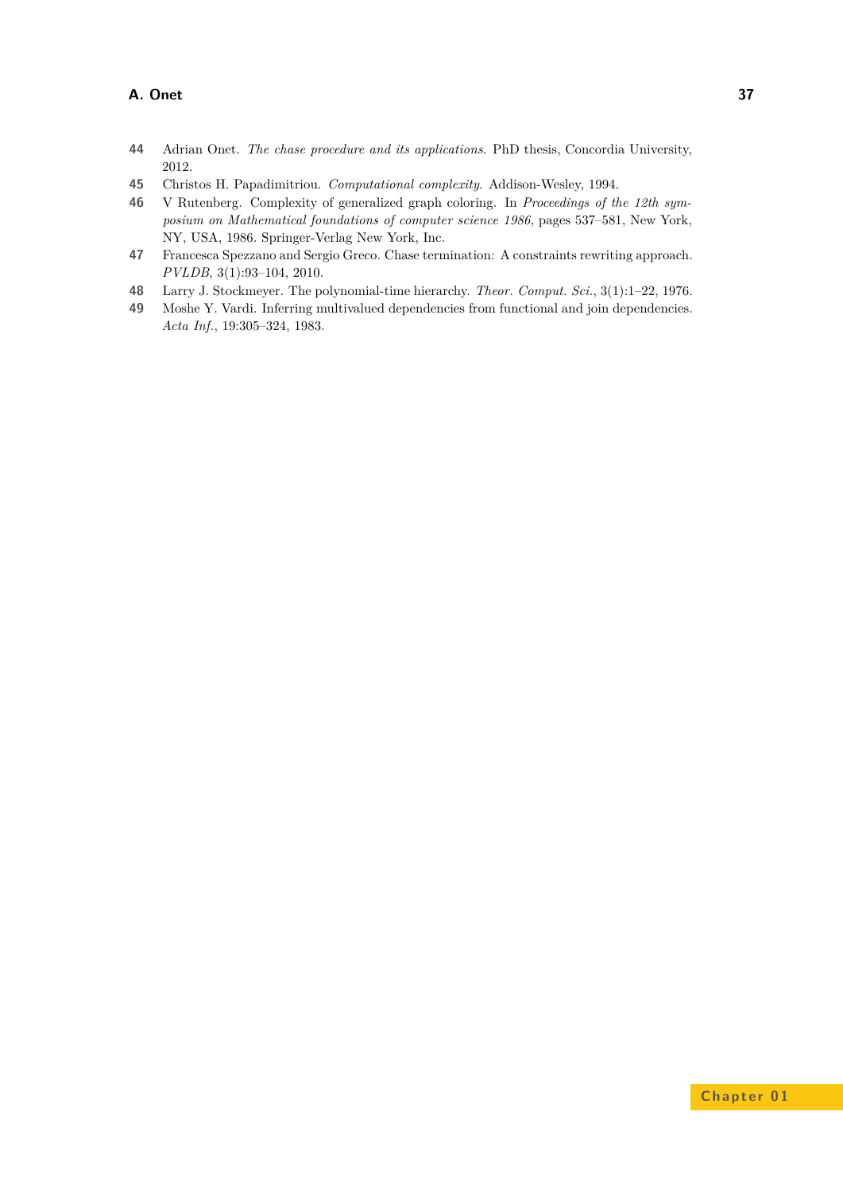44 Adrian Onet. *The chase procedure and its applications*. PhD thesis, Concordia University, 2012.

45 Christos H. Papadimitriou. *Computational complexity*. Addison-Wesley, 1994.

46 V Rutenberg. Complexity of generalized graph coloring. In *Proceedings of the 12th symposium on Mathematical foundations of computer science 1986*, pages 537–581, New York, NY, USA, 1986. Springer-Verlag New York, Inc.

47 Francesca Spezzano and Sergio Greco. Chase termination: A constraints rewriting approach. *PVLDB*, 3(1):93–104, 2010.

48 Larry J. Stockmeyer. The polynomial-time hierarchy. *Theor. Comput. Sci.*, 3(1):1–22, 1976.

49 Moshe Y. Vardi. Inferring multivalued dependencies from functional and join dependencies. *Acta Inf.*, 19:305–324, 1983.